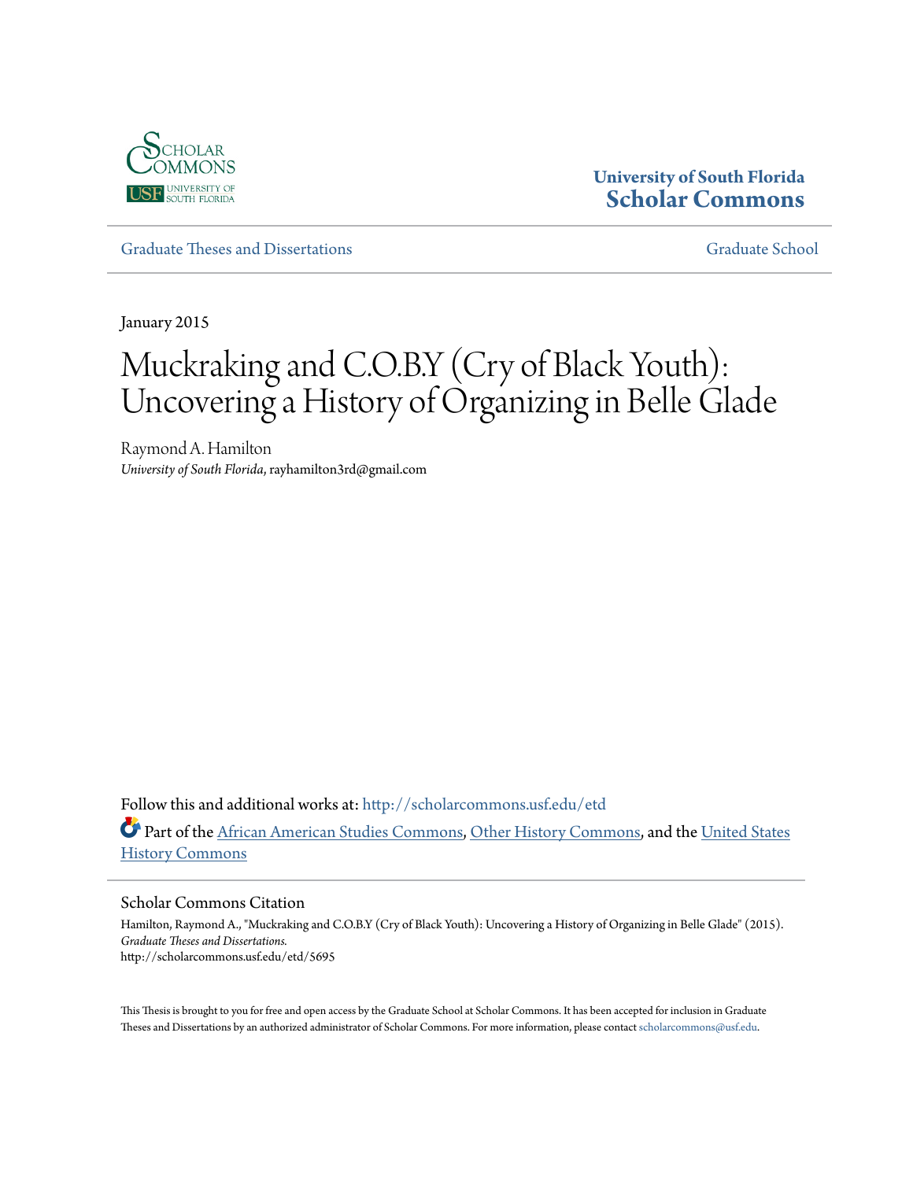University of South Florida
**Scholar Commons**

Graduate Theses and Dissertations | Graduate School

January 2015

# Muckraking and C.O.B.Y (Cry of Black Youth): Uncovering a History of Organizing in Belle Glade

Raymond A. Hamilton
*University of South Florida*, rayhamilton3rd@gmail.com

Follow this and additional works at: http://scholarcommons.usf.edu/etd

Part of the African American Studies Commons, Other History Commons, and the United States History Commons

## Scholar Commons Citation

Hamilton, Raymond A., "Muckraking and C.O.B.Y (Cry of Black Youth): Uncovering a History of Organizing in Belle Glade" (2015). *Graduate Theses and Dissertations.*
http://scholarcommons.usf.edu/etd/5695

This Thesis is brought to you for free and open access by the Graduate School at Scholar Commons. It has been accepted for inclusion in Graduate Theses and Dissertations by an authorized administrator of Scholar Commons. For more information, please contact scholarcommons@usf.edu.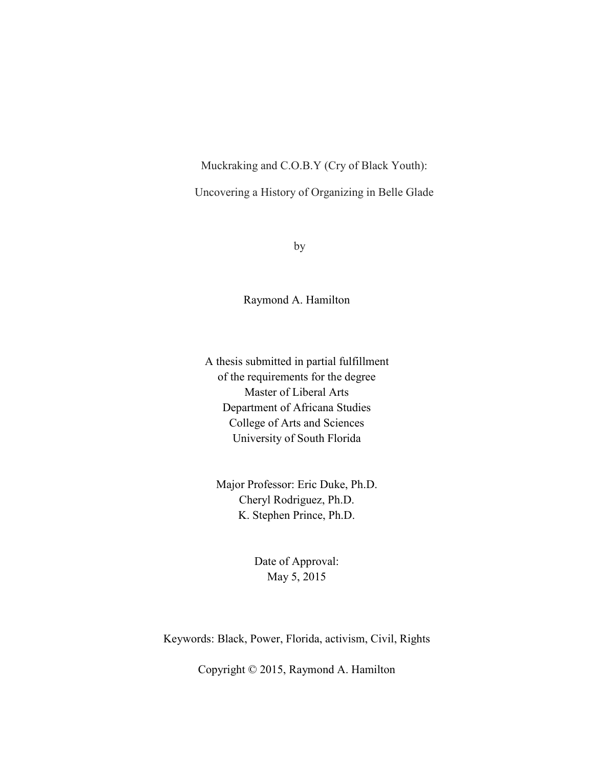# Muckraking and C.O.B.Y (Cry of Black Youth):

## Uncovering a History of Organizing in Belle Glade

by

Raymond A. Hamilton

A thesis submitted in partial fulfillment
of the requirements for the degree
Master of Liberal Arts
Department of Africana Studies
College of Arts and Sciences
University of South Florida

Major Professor: Eric Duke, Ph.D.
Cheryl Rodriguez, Ph.D.
K. Stephen Prince, Ph.D.

Date of Approval:
May 5, 2015

Keywords: Black, Power, Florida, activism, Civil, Rights

Copyright © 2015, Raymond A. Hamilton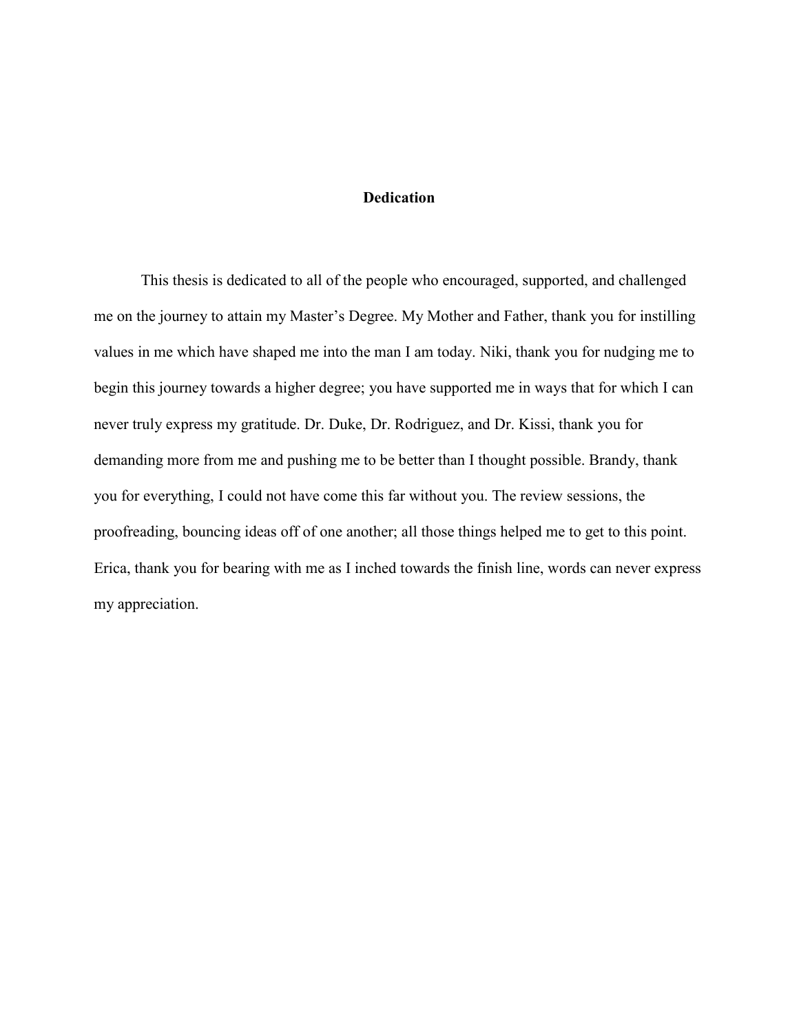# Dedication

This thesis is dedicated to all of the people who encouraged, supported, and challenged me on the journey to attain my Master's Degree. My Mother and Father, thank you for instilling values in me which have shaped me into the man I am today. Niki, thank you for nudging me to begin this journey towards a higher degree; you have supported me in ways that for which I can never truly express my gratitude. Dr. Duke, Dr. Rodriguez, and Dr. Kissi, thank you for demanding more from me and pushing me to be better than I thought possible. Brandy, thank you for everything, I could not have come this far without you. The review sessions, the proofreading, bouncing ideas off of one another; all those things helped me to get to this point. Erica, thank you for bearing with me as I inched towards the finish line, words can never express my appreciation.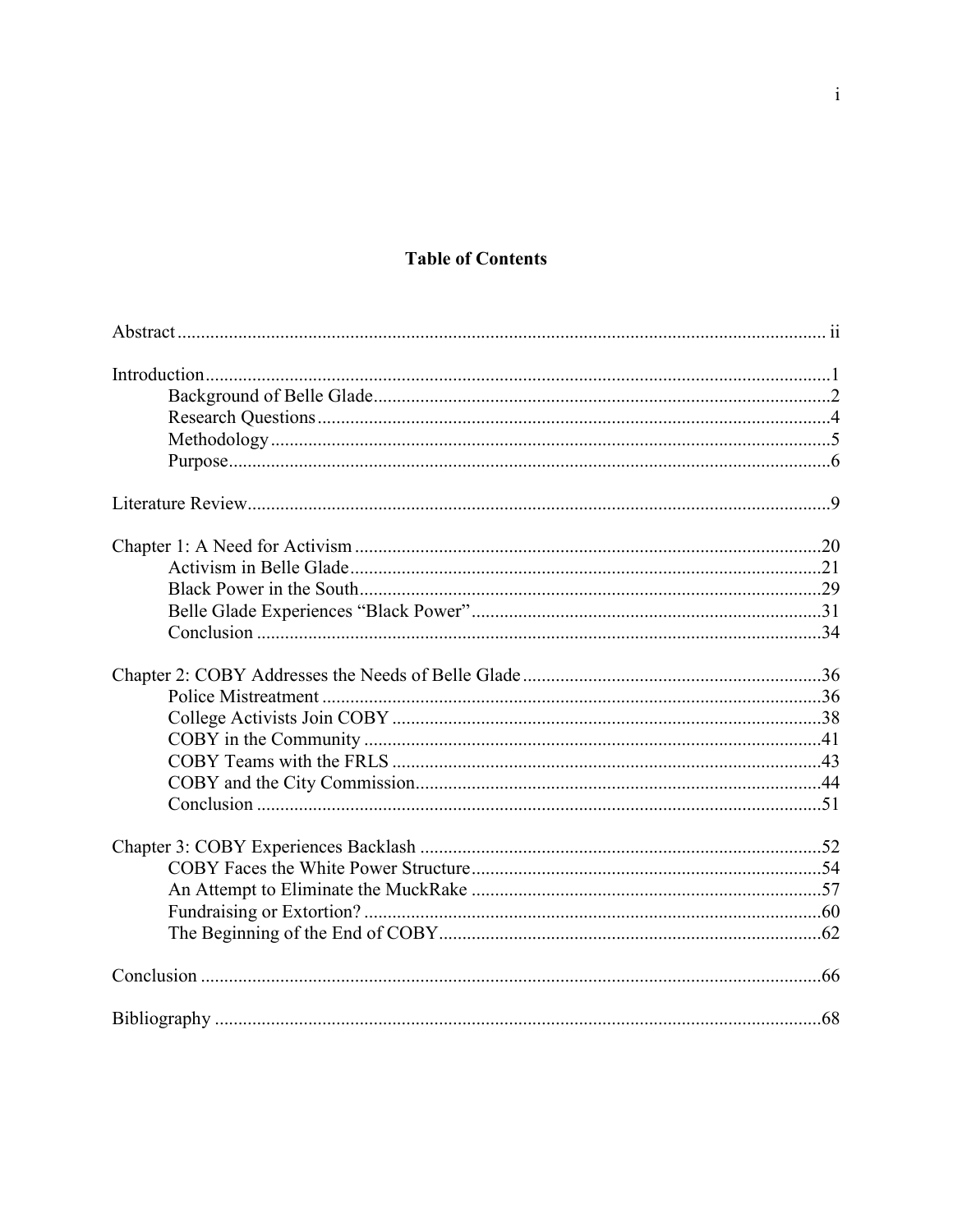# Table of Contents

Abstract ........................................................................................................................ ii

Introduction ....................................................................................................................1
- Background of Belle Glade ................................................................................2
- Research Questions ............................................................................................4
- Methodology ......................................................................................................5
- Purpose ...............................................................................................................6

Literature Review ...........................................................................................................9

Chapter 1: A Need for Activism ..................................................................................20
- Activism in Belle Glade ...................................................................................21
- Black Power in the South .................................................................................29
- Belle Glade Experiences "Black Power" ..........................................................31
- Conclusion .......................................................................................................34

Chapter 2: COBY Addresses the Needs of Belle Glade ...............................................36
- Police Mistreatment ..........................................................................................36
- College Activists Join COBY ...........................................................................38
- COBY in the Community .................................................................................41
- COBY Teams with the FRLS ...........................................................................43
- COBY and the City Commission ......................................................................44
- Conclusion .......................................................................................................51

Chapter 3: COBY Experiences Backlash .....................................................................52
- COBY Faces the White Power Structure ..........................................................54
- An Attempt to Eliminate the MuckRake ..........................................................57
- Fundraising or Extortion? .................................................................................60
- The Beginning of the End of COBY .................................................................62

Conclusion ...................................................................................................................66

Bibliography .................................................................................................................68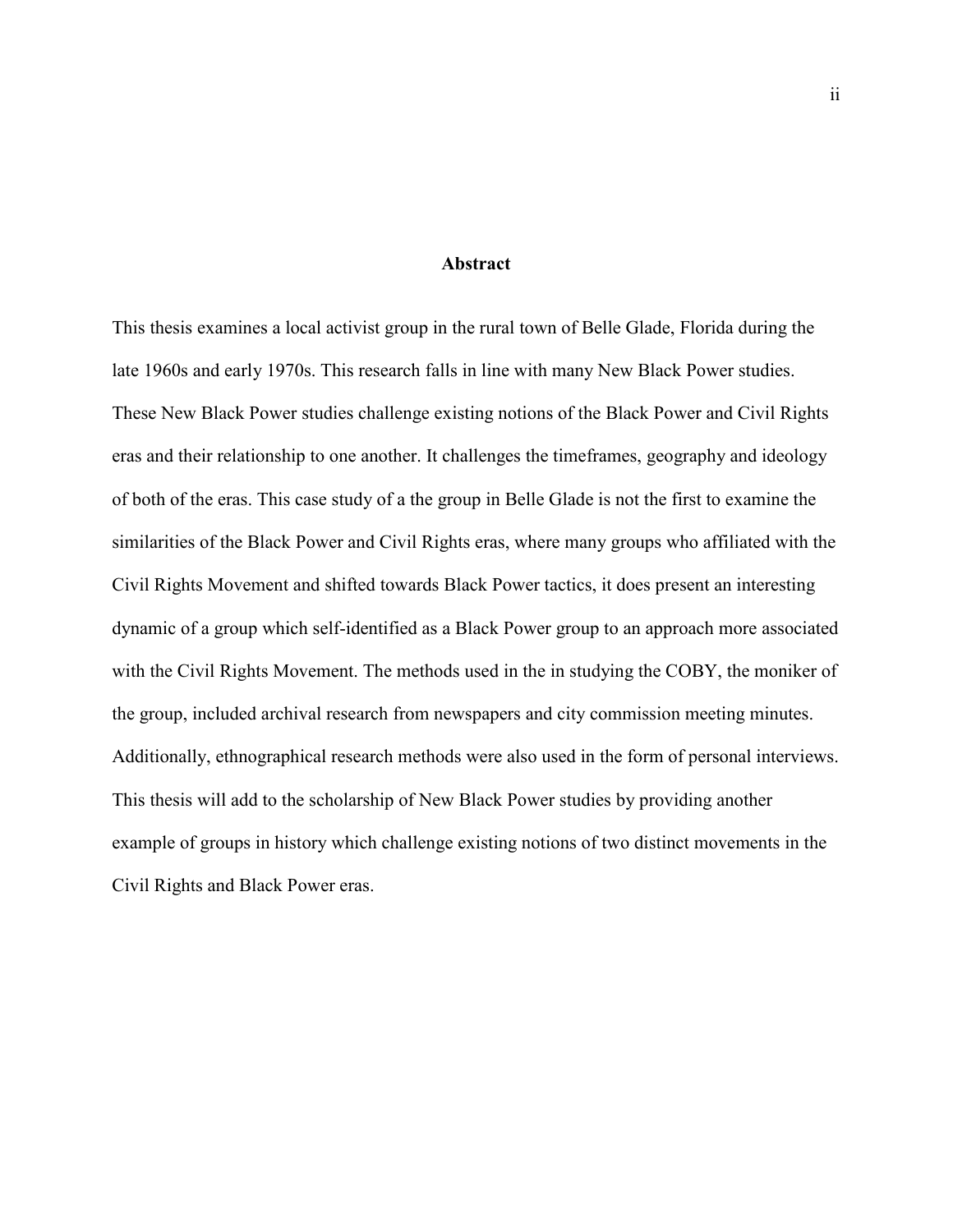## Abstract

This thesis examines a local activist group in the rural town of Belle Glade, Florida during the late 1960s and early 1970s. This research falls in line with many New Black Power studies. These New Black Power studies challenge existing notions of the Black Power and Civil Rights eras and their relationship to one another. It challenges the timeframes, geography and ideology of both of the eras. This case study of a the group in Belle Glade is not the first to examine the similarities of the Black Power and Civil Rights eras, where many groups who affiliated with the Civil Rights Movement and shifted towards Black Power tactics, it does present an interesting dynamic of a group which self-identified as a Black Power group to an approach more associated with the Civil Rights Movement. The methods used in the in studying the COBY, the moniker of the group, included archival research from newspapers and city commission meeting minutes. Additionally, ethnographical research methods were also used in the form of personal interviews. This thesis will add to the scholarship of New Black Power studies by providing another example of groups in history which challenge existing notions of two distinct movements in the Civil Rights and Black Power eras.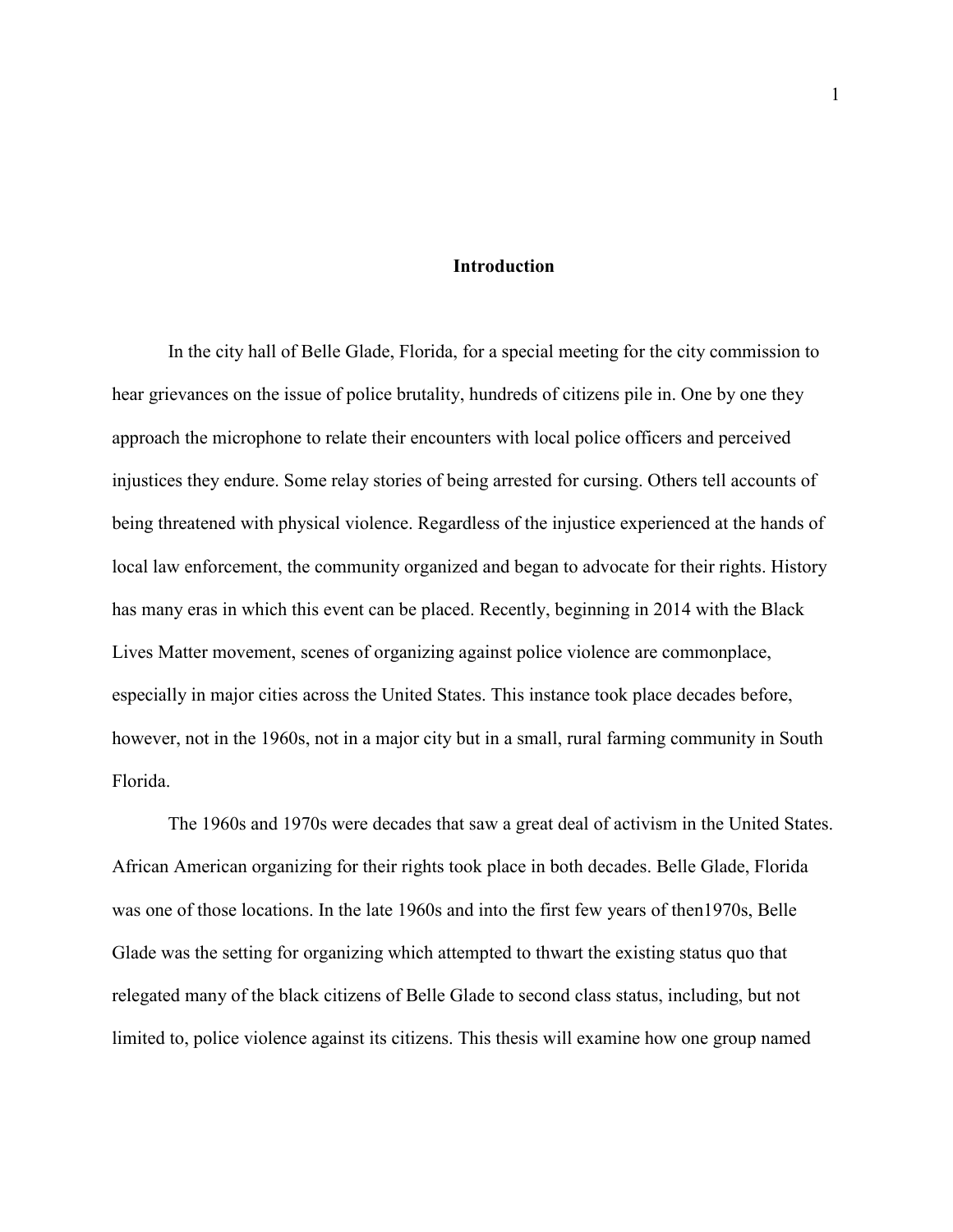# Introduction

In the city hall of Belle Glade, Florida, for a special meeting for the city commission to hear grievances on the issue of police brutality, hundreds of citizens pile in. One by one they approach the microphone to relate their encounters with local police officers and perceived injustices they endure. Some relay stories of being arrested for cursing. Others tell accounts of being threatened with physical violence. Regardless of the injustice experienced at the hands of local law enforcement, the community organized and began to advocate for their rights. History has many eras in which this event can be placed. Recently, beginning in 2014 with the Black Lives Matter movement, scenes of organizing against police violence are commonplace, especially in major cities across the United States. This instance took place decades before, however, not in the 1960s, not in a major city but in a small, rural farming community in South Florida.

The 1960s and 1970s were decades that saw a great deal of activism in the United States. African American organizing for their rights took place in both decades. Belle Glade, Florida was one of those locations. In the late 1960s and into the first few years of then1970s, Belle Glade was the setting for organizing which attempted to thwart the existing status quo that relegated many of the black citizens of Belle Glade to second class status, including, but not limited to, police violence against its citizens. This thesis will examine how one group named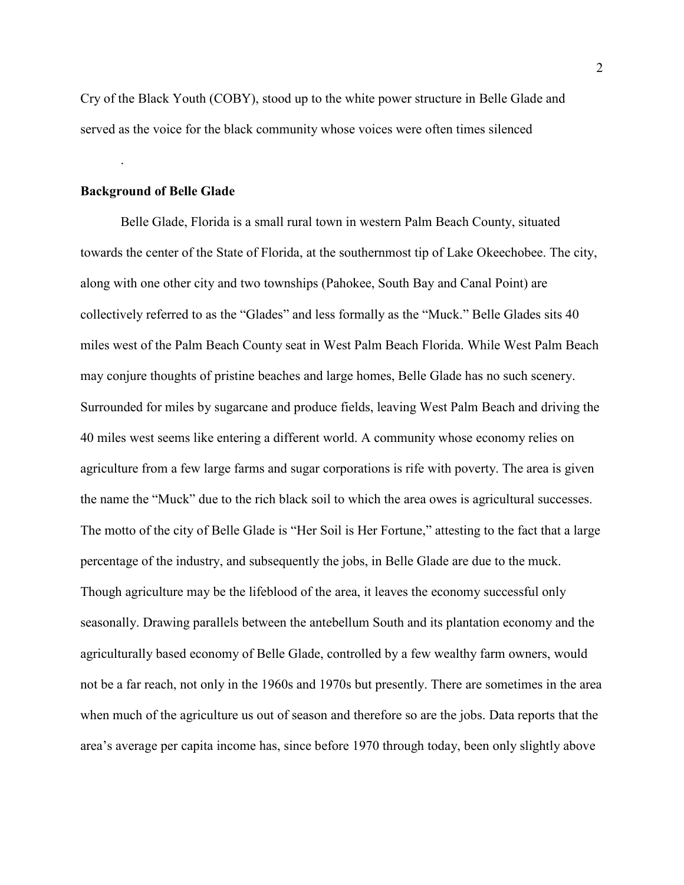Cry of the Black Youth (COBY), stood up to the white power structure in Belle Glade and served as the voice for the black community whose voices were often times silenced

.

**Background of Belle Glade**

Belle Glade, Florida is a small rural town in western Palm Beach County, situated towards the center of the State of Florida, at the southernmost tip of Lake Okeechobee. The city, along with one other city and two townships (Pahokee, South Bay and Canal Point) are collectively referred to as the "Glades" and less formally as the "Muck." Belle Glades sits 40 miles west of the Palm Beach County seat in West Palm Beach Florida. While West Palm Beach may conjure thoughts of pristine beaches and large homes, Belle Glade has no such scenery. Surrounded for miles by sugarcane and produce fields, leaving West Palm Beach and driving the 40 miles west seems like entering a different world. A community whose economy relies on agriculture from a few large farms and sugar corporations is rife with poverty. The area is given the name the "Muck" due to the rich black soil to which the area owes is agricultural successes. The motto of the city of Belle Glade is "Her Soil is Her Fortune," attesting to the fact that a large percentage of the industry, and subsequently the jobs, in Belle Glade are due to the muck. Though agriculture may be the lifeblood of the area, it leaves the economy successful only seasonally. Drawing parallels between the antebellum South and its plantation economy and the agriculturally based economy of Belle Glade, controlled by a few wealthy farm owners, would not be a far reach, not only in the 1960s and 1970s but presently. There are sometimes in the area when much of the agriculture us out of season and therefore so are the jobs. Data reports that the area's average per capita income has, since before 1970 through today, been only slightly above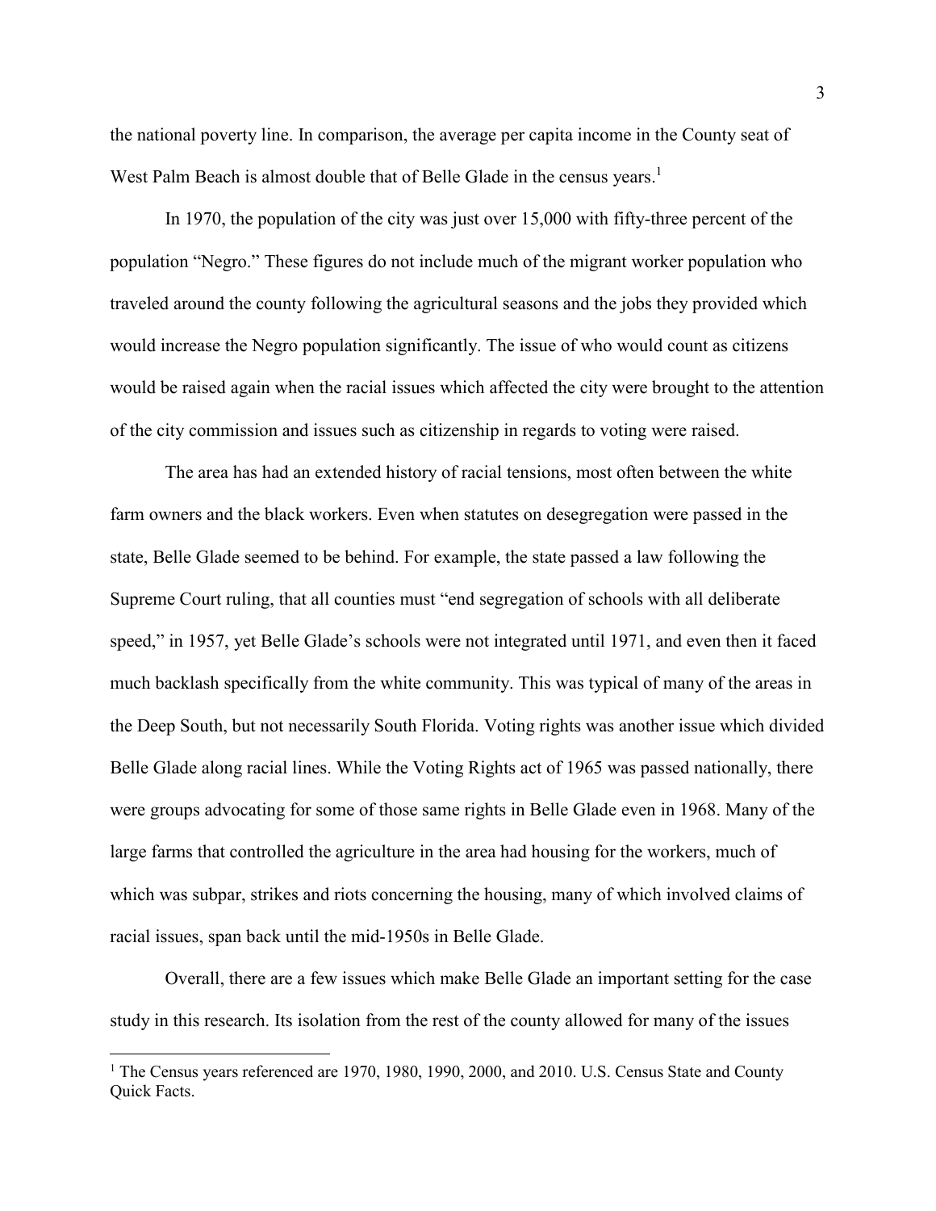the national poverty line. In comparison, the average per capita income in the County seat of West Palm Beach is almost double that of Belle Glade in the census years.[1]

In 1970, the population of the city was just over 15,000 with fifty-three percent of the population "Negro." These figures do not include much of the migrant worker population who traveled around the county following the agricultural seasons and the jobs they provided which would increase the Negro population significantly. The issue of who would count as citizens would be raised again when the racial issues which affected the city were brought to the attention of the city commission and issues such as citizenship in regards to voting were raised.

The area has had an extended history of racial tensions, most often between the white farm owners and the black workers. Even when statutes on desegregation were passed in the state, Belle Glade seemed to be behind. For example, the state passed a law following the Supreme Court ruling, that all counties must "end segregation of schools with all deliberate speed," in 1957, yet Belle Glade's schools were not integrated until 1971, and even then it faced much backlash specifically from the white community. This was typical of many of the areas in the Deep South, but not necessarily South Florida. Voting rights was another issue which divided Belle Glade along racial lines. While the Voting Rights act of 1965 was passed nationally, there were groups advocating for some of those same rights in Belle Glade even in 1968. Many of the large farms that controlled the agriculture in the area had housing for the workers, much of which was subpar, strikes and riots concerning the housing, many of which involved claims of racial issues, span back until the mid-1950s in Belle Glade.

Overall, there are a few issues which make Belle Glade an important setting for the case study in this research. Its isolation from the rest of the county allowed for many of the issues

---

[1] The Census years referenced are 1970, 1980, 1990, 2000, and 2010. U.S. Census State and County Quick Facts.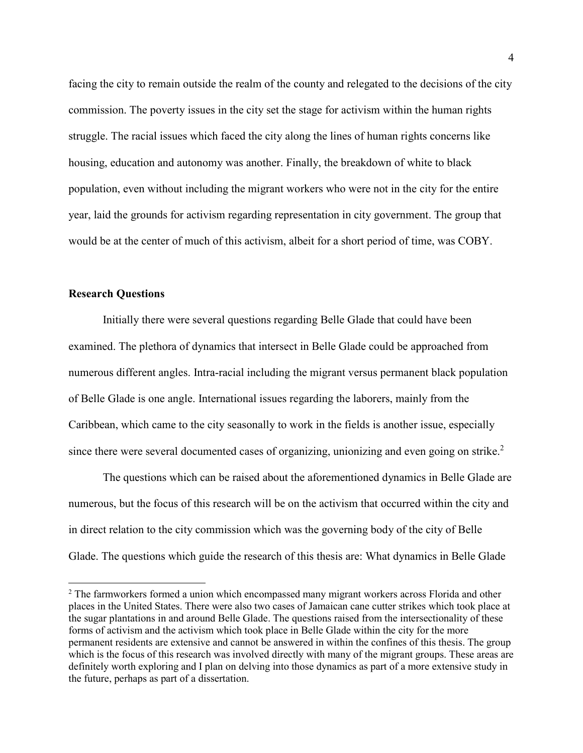facing the city to remain outside the realm of the county and relegated to the decisions of the city commission. The poverty issues in the city set the stage for activism within the human rights struggle. The racial issues which faced the city along the lines of human rights concerns like housing, education and autonomy was another. Finally, the breakdown of white to black population, even without including the migrant workers who were not in the city for the entire year, laid the grounds for activism regarding representation in city government. The group that would be at the center of much of this activism, albeit for a short period of time, was COBY.

### Research Questions

Initially there were several questions regarding Belle Glade that could have been examined. The plethora of dynamics that intersect in Belle Glade could be approached from numerous different angles. Intra-racial including the migrant versus permanent black population of Belle Glade is one angle. International issues regarding the laborers, mainly from the Caribbean, which came to the city seasonally to work in the fields is another issue, especially since there were several documented cases of organizing, unionizing and even going on strike.[2]

The questions which can be raised about the aforementioned dynamics in Belle Glade are numerous, but the focus of this research will be on the activism that occurred within the city and in direct relation to the city commission which was the governing body of the city of Belle Glade. The questions which guide the research of this thesis are: What dynamics in Belle Glade

---

[2] The farmworkers formed a union which encompassed many migrant workers across Florida and other places in the United States. There were also two cases of Jamaican cane cutter strikes which took place at the sugar plantations in and around Belle Glade. The questions raised from the intersectionality of these forms of activism and the activism which took place in Belle Glade within the city for the more permanent residents are extensive and cannot be answered in within the confines of this thesis. The group which is the focus of this research was involved directly with many of the migrant groups. These areas are definitely worth exploring and I plan on delving into those dynamics as part of a more extensive study in the future, perhaps as part of a dissertation.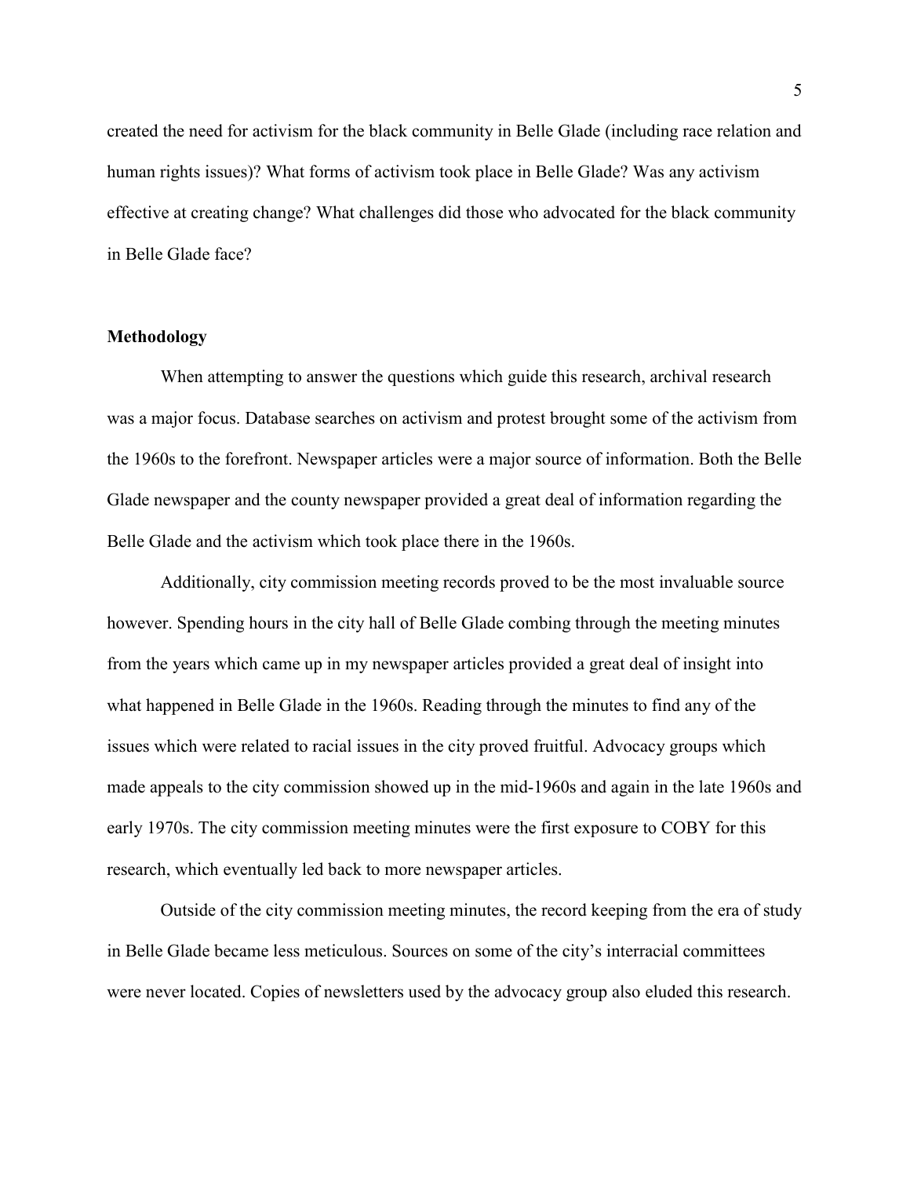created the need for activism for the black community in Belle Glade (including race relation and human rights issues)? What forms of activism took place in Belle Glade? Was any activism effective at creating change? What challenges did those who advocated for the black community in Belle Glade face?

**Methodology**

When attempting to answer the questions which guide this research, archival research was a major focus. Database searches on activism and protest brought some of the activism from the 1960s to the forefront. Newspaper articles were a major source of information. Both the Belle Glade newspaper and the county newspaper provided a great deal of information regarding the Belle Glade and the activism which took place there in the 1960s.

Additionally, city commission meeting records proved to be the most invaluable source however. Spending hours in the city hall of Belle Glade combing through the meeting minutes from the years which came up in my newspaper articles provided a great deal of insight into what happened in Belle Glade in the 1960s. Reading through the minutes to find any of the issues which were related to racial issues in the city proved fruitful. Advocacy groups which made appeals to the city commission showed up in the mid-1960s and again in the late 1960s and early 1970s. The city commission meeting minutes were the first exposure to COBY for this research, which eventually led back to more newspaper articles.

Outside of the city commission meeting minutes, the record keeping from the era of study in Belle Glade became less meticulous. Sources on some of the city's interracial committees were never located. Copies of newsletters used by the advocacy group also eluded this research.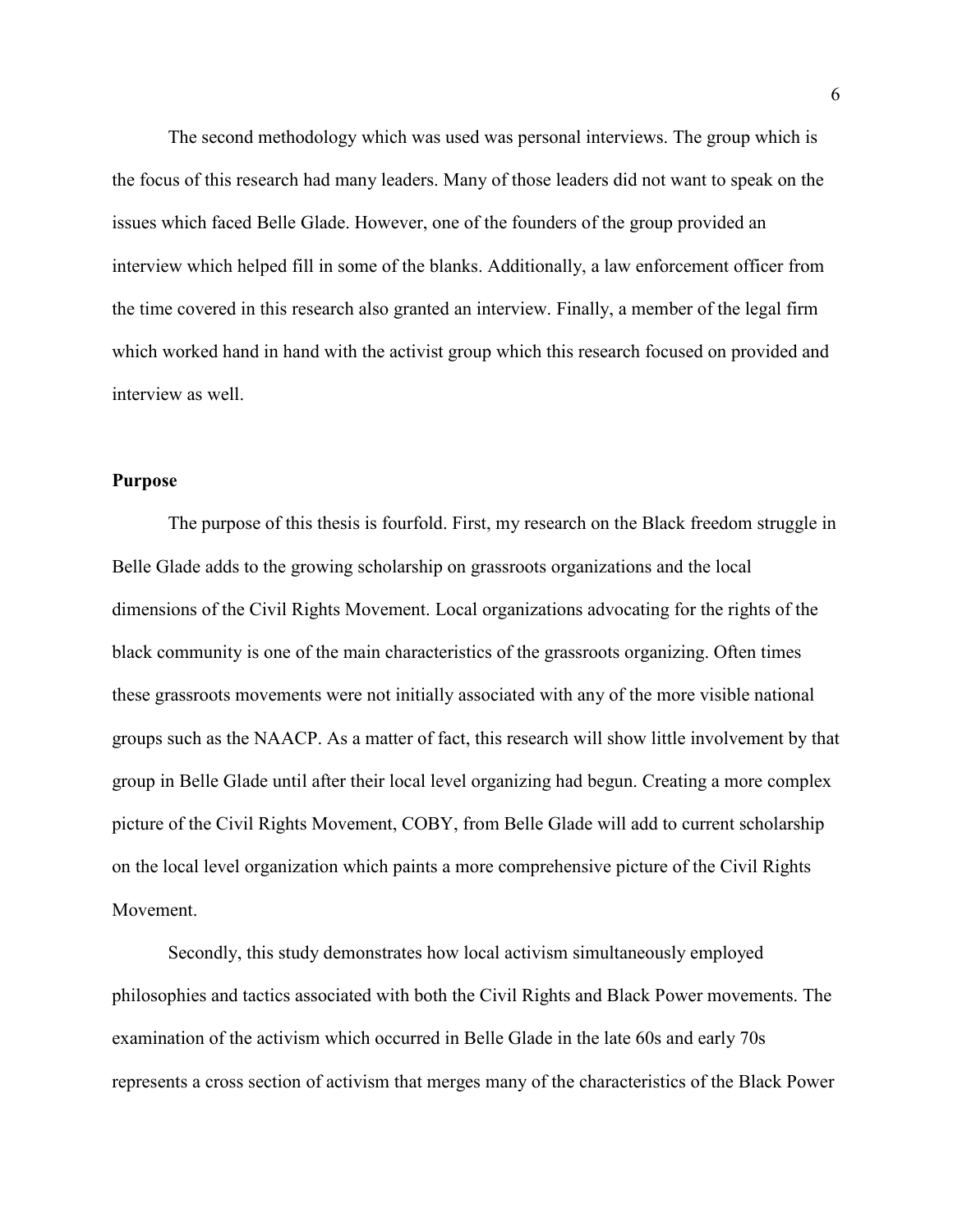The second methodology which was used was personal interviews. The group which is the focus of this research had many leaders. Many of those leaders did not want to speak on the issues which faced Belle Glade. However, one of the founders of the group provided an interview which helped fill in some of the blanks. Additionally, a law enforcement officer from the time covered in this research also granted an interview. Finally, a member of the legal firm which worked hand in hand with the activist group which this research focused on provided and interview as well.

### Purpose

The purpose of this thesis is fourfold. First, my research on the Black freedom struggle in Belle Glade adds to the growing scholarship on grassroots organizations and the local dimensions of the Civil Rights Movement. Local organizations advocating for the rights of the black community is one of the main characteristics of the grassroots organizing. Often times these grassroots movements were not initially associated with any of the more visible national groups such as the NAACP. As a matter of fact, this research will show little involvement by that group in Belle Glade until after their local level organizing had begun. Creating a more complex picture of the Civil Rights Movement, COBY, from Belle Glade will add to current scholarship on the local level organization which paints a more comprehensive picture of the Civil Rights Movement.

Secondly, this study demonstrates how local activism simultaneously employed philosophies and tactics associated with both the Civil Rights and Black Power movements. The examination of the activism which occurred in Belle Glade in the late 60s and early 70s represents a cross section of activism that merges many of the characteristics of the Black Power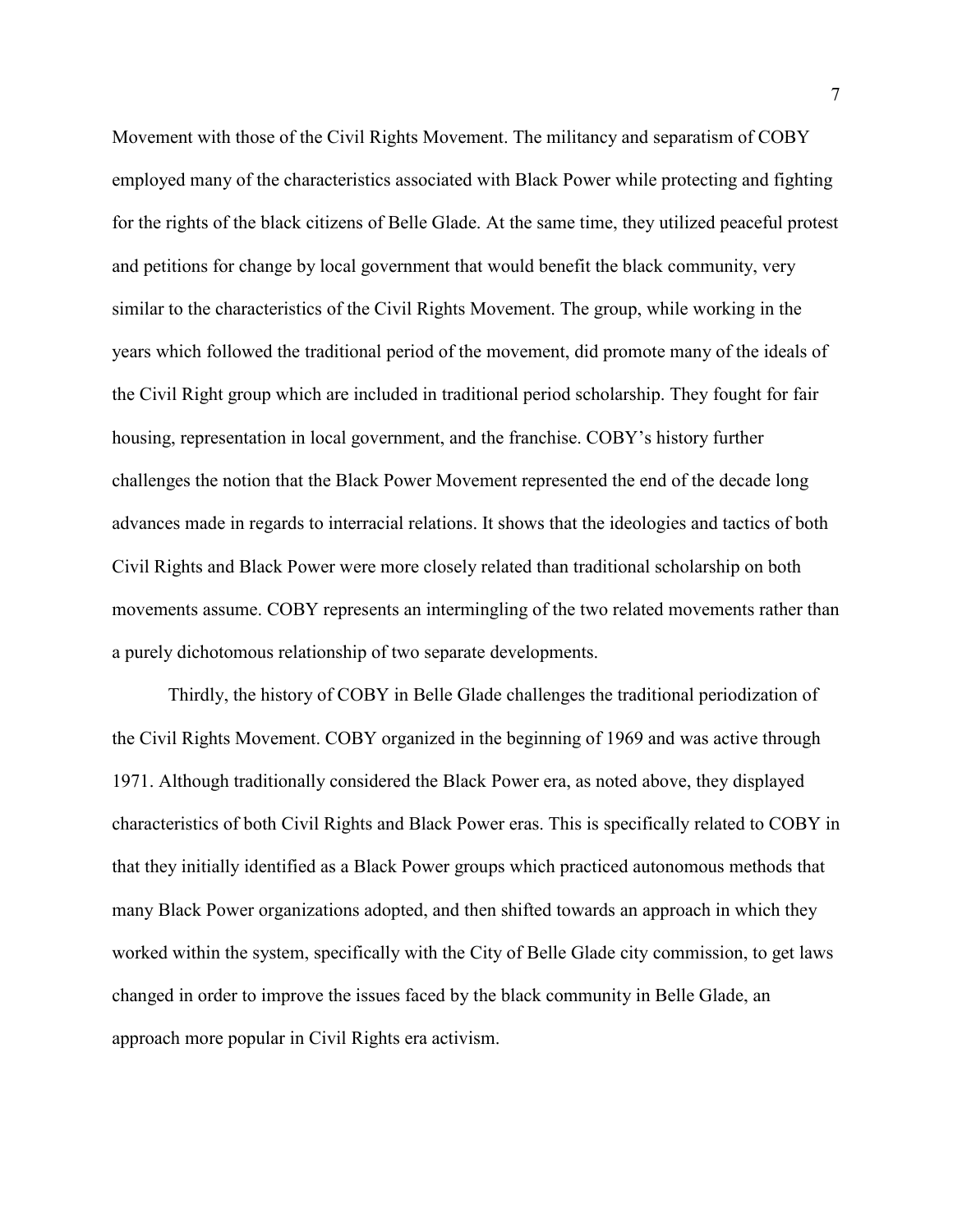Movement with those of the Civil Rights Movement. The militancy and separatism of COBY employed many of the characteristics associated with Black Power while protecting and fighting for the rights of the black citizens of Belle Glade. At the same time, they utilized peaceful protest and petitions for change by local government that would benefit the black community, very similar to the characteristics of the Civil Rights Movement. The group, while working in the years which followed the traditional period of the movement, did promote many of the ideals of the Civil Right group which are included in traditional period scholarship. They fought for fair housing, representation in local government, and the franchise. COBY's history further challenges the notion that the Black Power Movement represented the end of the decade long advances made in regards to interracial relations. It shows that the ideologies and tactics of both Civil Rights and Black Power were more closely related than traditional scholarship on both movements assume. COBY represents an intermingling of the two related movements rather than a purely dichotomous relationship of two separate developments.

Thirdly, the history of COBY in Belle Glade challenges the traditional periodization of the Civil Rights Movement. COBY organized in the beginning of 1969 and was active through 1971. Although traditionally considered the Black Power era, as noted above, they displayed characteristics of both Civil Rights and Black Power eras. This is specifically related to COBY in that they initially identified as a Black Power groups which practiced autonomous methods that many Black Power organizations adopted, and then shifted towards an approach in which they worked within the system, specifically with the City of Belle Glade city commission, to get laws changed in order to improve the issues faced by the black community in Belle Glade, an approach more popular in Civil Rights era activism.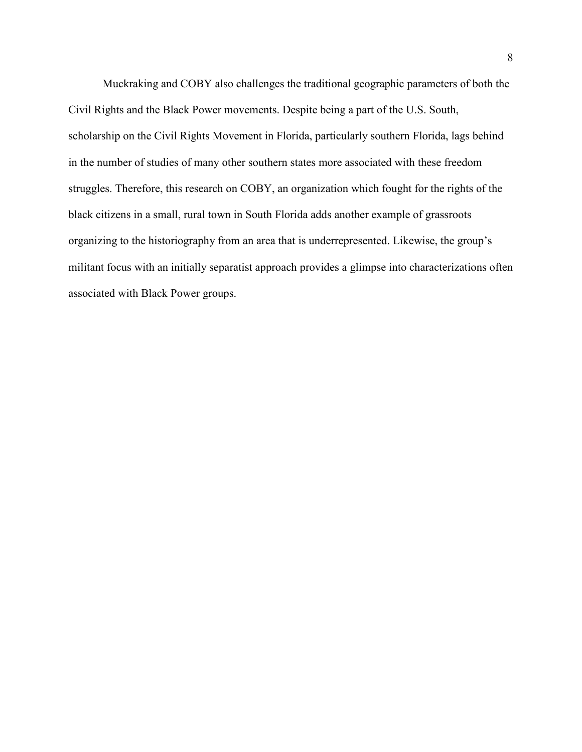Muckraking and COBY also challenges the traditional geographic parameters of both the Civil Rights and the Black Power movements. Despite being a part of the U.S. South, scholarship on the Civil Rights Movement in Florida, particularly southern Florida, lags behind in the number of studies of many other southern states more associated with these freedom struggles. Therefore, this research on COBY, an organization which fought for the rights of the black citizens in a small, rural town in South Florida adds another example of grassroots organizing to the historiography from an area that is underrepresented. Likewise, the group's militant focus with an initially separatist approach provides a glimpse into characterizations often associated with Black Power groups.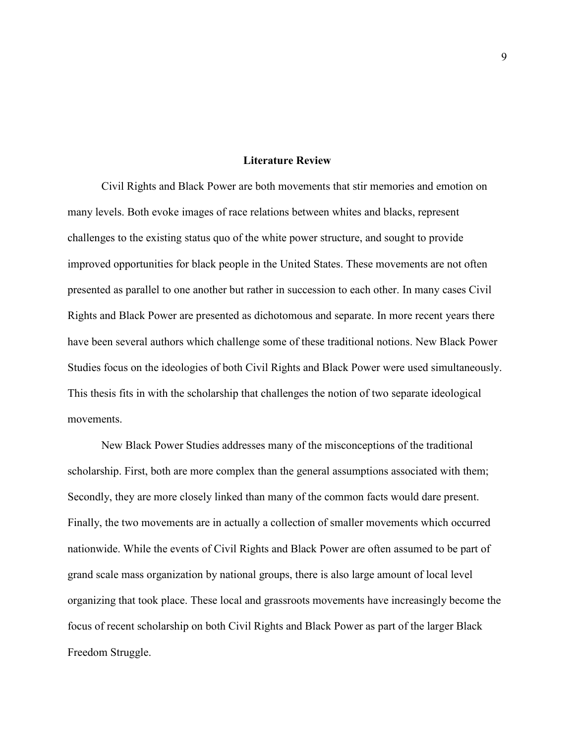## Literature Review

Civil Rights and Black Power are both movements that stir memories and emotion on many levels. Both evoke images of race relations between whites and blacks, represent challenges to the existing status quo of the white power structure, and sought to provide improved opportunities for black people in the United States. These movements are not often presented as parallel to one another but rather in succession to each other. In many cases Civil Rights and Black Power are presented as dichotomous and separate. In more recent years there have been several authors which challenge some of these traditional notions. New Black Power Studies focus on the ideologies of both Civil Rights and Black Power were used simultaneously. This thesis fits in with the scholarship that challenges the notion of two separate ideological movements.

New Black Power Studies addresses many of the misconceptions of the traditional scholarship. First, both are more complex than the general assumptions associated with them; Secondly, they are more closely linked than many of the common facts would dare present. Finally, the two movements are in actually a collection of smaller movements which occurred nationwide. While the events of Civil Rights and Black Power are often assumed to be part of grand scale mass organization by national groups, there is also large amount of local level organizing that took place. These local and grassroots movements have increasingly become the focus of recent scholarship on both Civil Rights and Black Power as part of the larger Black Freedom Struggle.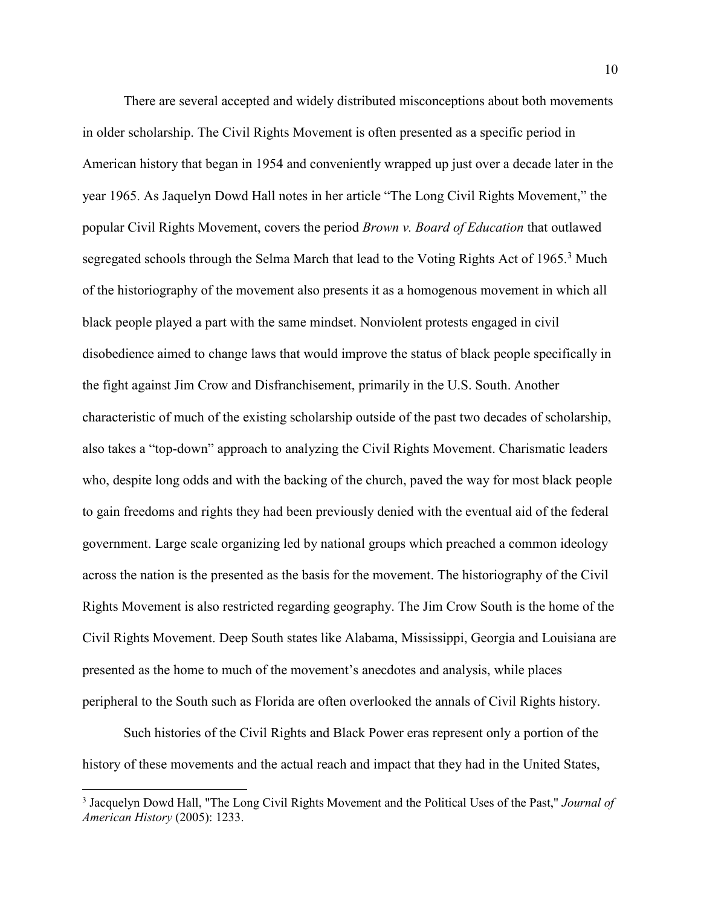There are several accepted and widely distributed misconceptions about both movements in older scholarship. The Civil Rights Movement is often presented as a specific period in American history that began in 1954 and conveniently wrapped up just over a decade later in the year 1965. As Jaquelyn Dowd Hall notes in her article "The Long Civil Rights Movement," the popular Civil Rights Movement, covers the period *Brown v. Board of Education* that outlawed segregated schools through the Selma March that lead to the Voting Rights Act of 1965.[3] Much of the historiography of the movement also presents it as a homogenous movement in which all black people played a part with the same mindset. Nonviolent protests engaged in civil disobedience aimed to change laws that would improve the status of black people specifically in the fight against Jim Crow and Disfranchisement, primarily in the U.S. South. Another characteristic of much of the existing scholarship outside of the past two decades of scholarship, also takes a "top-down" approach to analyzing the Civil Rights Movement. Charismatic leaders who, despite long odds and with the backing of the church, paved the way for most black people to gain freedoms and rights they had been previously denied with the eventual aid of the federal government. Large scale organizing led by national groups which preached a common ideology across the nation is the presented as the basis for the movement. The historiography of the Civil Rights Movement is also restricted regarding geography. The Jim Crow South is the home of the Civil Rights Movement. Deep South states like Alabama, Mississippi, Georgia and Louisiana are presented as the home to much of the movement's anecdotes and analysis, while places peripheral to the South such as Florida are often overlooked the annals of Civil Rights history.

Such histories of the Civil Rights and Black Power eras represent only a portion of the history of these movements and the actual reach and impact that they had in the United States,

[3] Jacquelyn Dowd Hall, "The Long Civil Rights Movement and the Political Uses of the Past," *Journal of American History* (2005): 1233.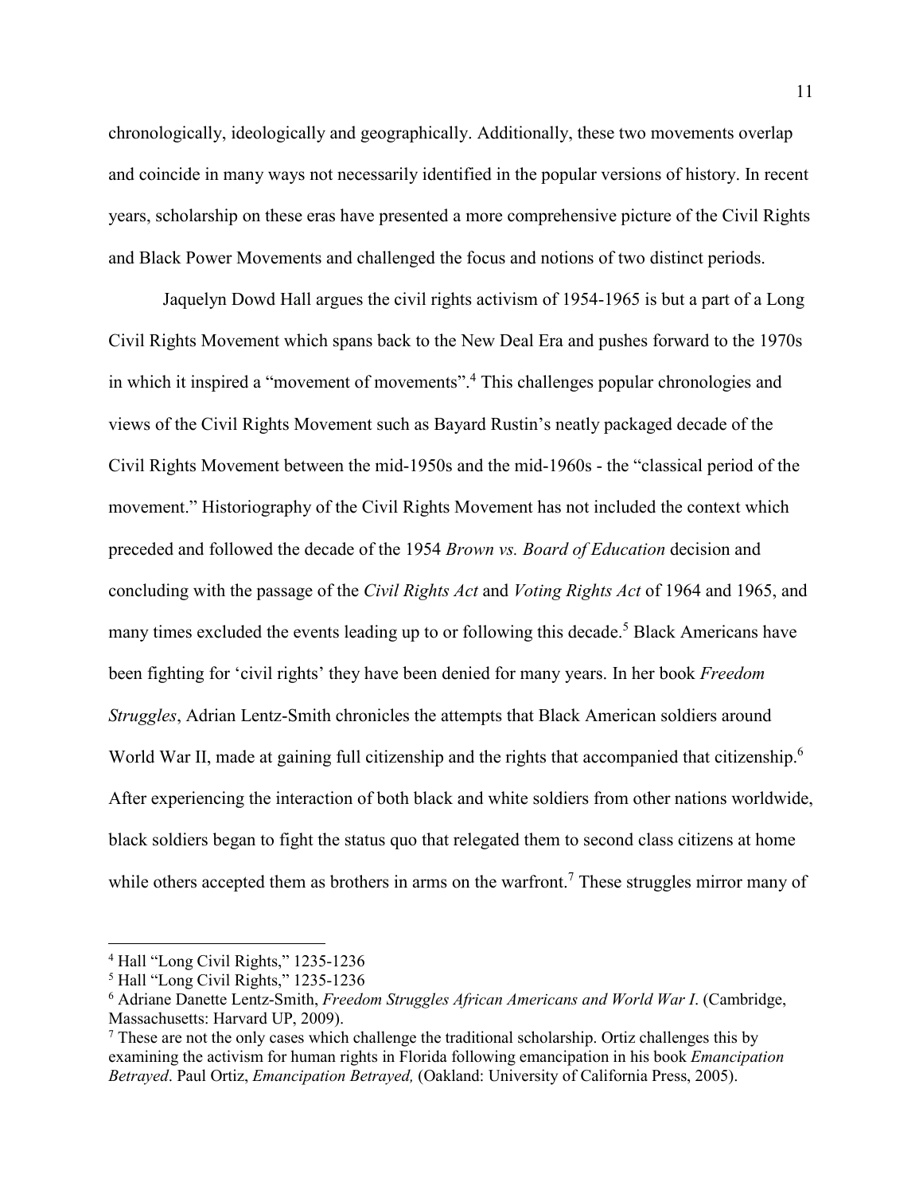chronologically, ideologically and geographically. Additionally, these two movements overlap and coincide in many ways not necessarily identified in the popular versions of history. In recent years, scholarship on these eras have presented a more comprehensive picture of the Civil Rights and Black Power Movements and challenged the focus and notions of two distinct periods.

Jaquelyn Dowd Hall argues the civil rights activism of 1954-1965 is but a part of a Long Civil Rights Movement which spans back to the New Deal Era and pushes forward to the 1970s in which it inspired a "movement of movements".[4] This challenges popular chronologies and views of the Civil Rights Movement such as Bayard Rustin's neatly packaged decade of the Civil Rights Movement between the mid-1950s and the mid-1960s - the "classical period of the movement." Historiography of the Civil Rights Movement has not included the context which preceded and followed the decade of the 1954 *Brown vs. Board of Education* decision and concluding with the passage of the *Civil Rights Act* and *Voting Rights Act* of 1964 and 1965, and many times excluded the events leading up to or following this decade.[5] Black Americans have been fighting for 'civil rights' they have been denied for many years. In her book *Freedom Struggles*, Adrian Lentz-Smith chronicles the attempts that Black American soldiers around World War II, made at gaining full citizenship and the rights that accompanied that citizenship.[6] After experiencing the interaction of both black and white soldiers from other nations worldwide, black soldiers began to fight the status quo that relegated them to second class citizens at home while others accepted them as brothers in arms on the warfront.[7] These struggles mirror many of

---

[4] Hall "Long Civil Rights," 1235-1236

[5] Hall "Long Civil Rights," 1235-1236

[6] Adriane Danette Lentz-Smith, *Freedom Struggles African Americans and World War I*. (Cambridge, Massachusetts: Harvard UP, 2009).

[7] These are not the only cases which challenge the traditional scholarship. Ortiz challenges this by examining the activism for human rights in Florida following emancipation in his book *Emancipation Betrayed*. Paul Ortiz, *Emancipation Betrayed,* (Oakland: University of California Press, 2005).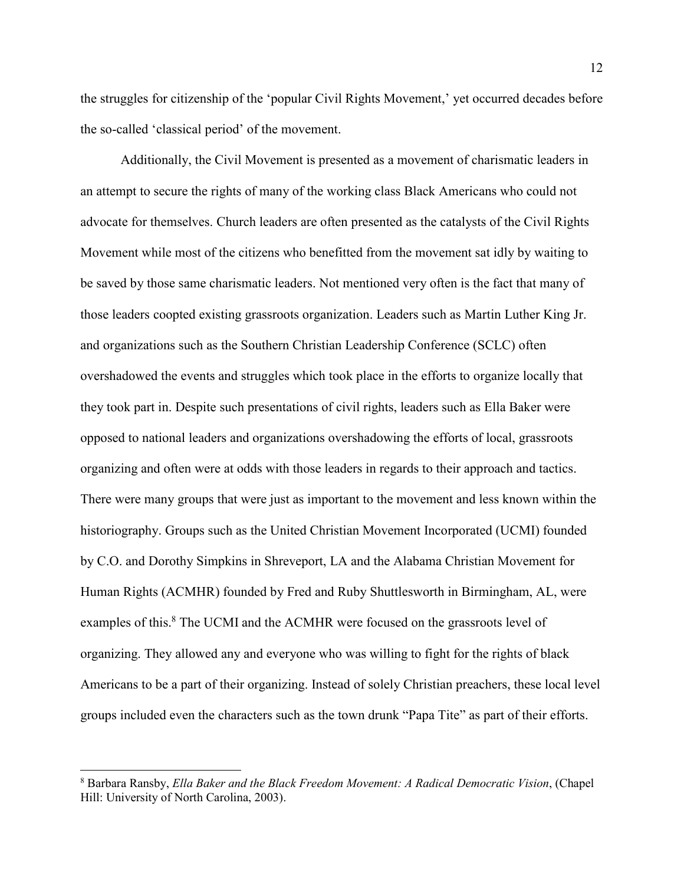the struggles for citizenship of the 'popular Civil Rights Movement,' yet occurred decades before the so-called 'classical period' of the movement.

Additionally, the Civil Movement is presented as a movement of charismatic leaders in an attempt to secure the rights of many of the working class Black Americans who could not advocate for themselves. Church leaders are often presented as the catalysts of the Civil Rights Movement while most of the citizens who benefitted from the movement sat idly by waiting to be saved by those same charismatic leaders. Not mentioned very often is the fact that many of those leaders coopted existing grassroots organization. Leaders such as Martin Luther King Jr. and organizations such as the Southern Christian Leadership Conference (SCLC) often overshadowed the events and struggles which took place in the efforts to organize locally that they took part in. Despite such presentations of civil rights, leaders such as Ella Baker were opposed to national leaders and organizations overshadowing the efforts of local, grassroots organizing and often were at odds with those leaders in regards to their approach and tactics. There were many groups that were just as important to the movement and less known within the historiography. Groups such as the United Christian Movement Incorporated (UCMI) founded by C.O. and Dorothy Simpkins in Shreveport, LA and the Alabama Christian Movement for Human Rights (ACMHR) founded by Fred and Ruby Shuttlesworth in Birmingham, AL, were examples of this.[8] The UCMI and the ACMHR were focused on the grassroots level of organizing. They allowed any and everyone who was willing to fight for the rights of black Americans to be a part of their organizing. Instead of solely Christian preachers, these local level groups included even the characters such as the town drunk "Papa Tite" as part of their efforts.

[8] Barbara Ransby, *Ella Baker and the Black Freedom Movement: A Radical Democratic Vision*, (Chapel Hill: University of North Carolina, 2003).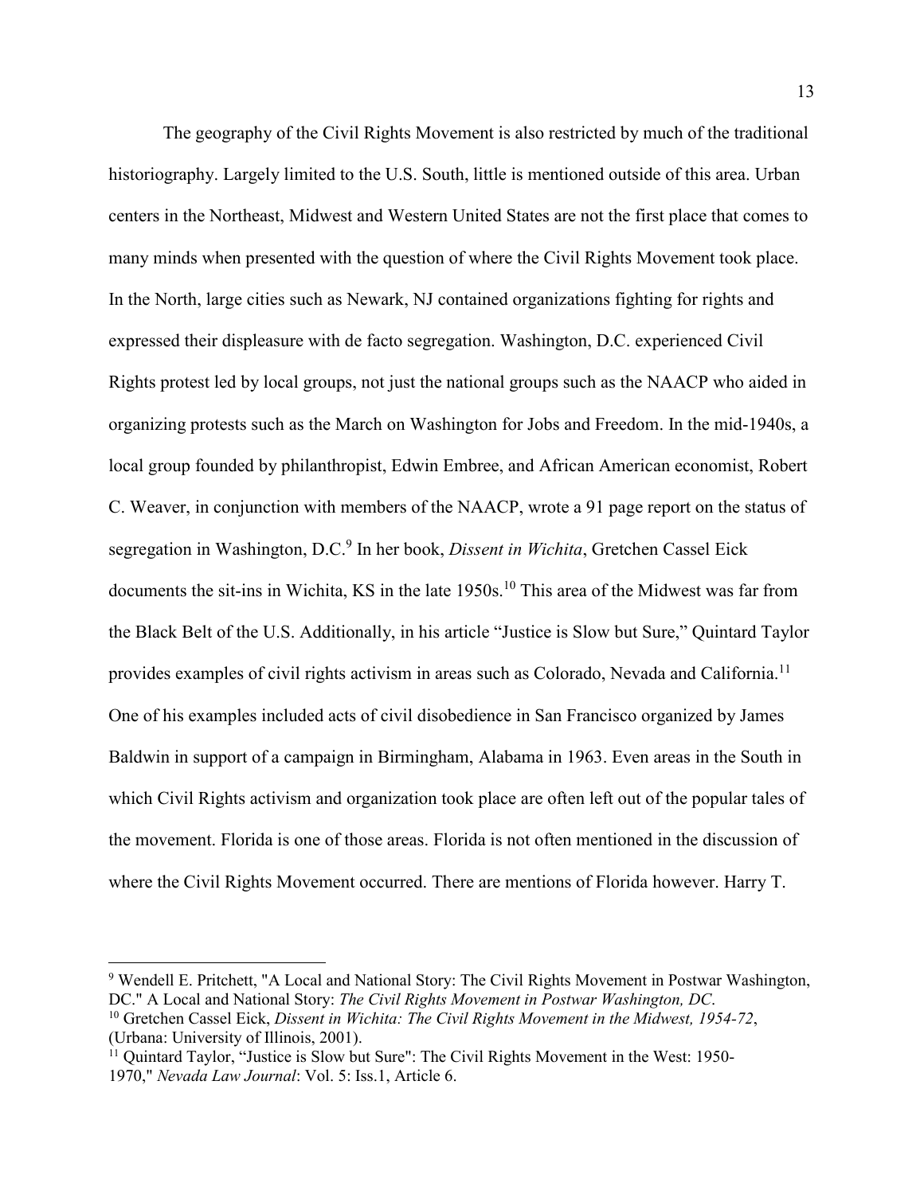The geography of the Civil Rights Movement is also restricted by much of the traditional historiography. Largely limited to the U.S. South, little is mentioned outside of this area. Urban centers in the Northeast, Midwest and Western United States are not the first place that comes to many minds when presented with the question of where the Civil Rights Movement took place. In the North, large cities such as Newark, NJ contained organizations fighting for rights and expressed their displeasure with de facto segregation. Washington, D.C. experienced Civil Rights protest led by local groups, not just the national groups such as the NAACP who aided in organizing protests such as the March on Washington for Jobs and Freedom. In the mid-1940s, a local group founded by philanthropist, Edwin Embree, and African American economist, Robert C. Weaver, in conjunction with members of the NAACP, wrote a 91 page report on the status of segregation in Washington, D.C.[9] In her book, *Dissent in Wichita*, Gretchen Cassel Eick documents the sit-ins in Wichita, KS in the late 1950s.[10] This area of the Midwest was far from the Black Belt of the U.S. Additionally, in his article "Justice is Slow but Sure," Quintard Taylor provides examples of civil rights activism in areas such as Colorado, Nevada and California.[11] One of his examples included acts of civil disobedience in San Francisco organized by James Baldwin in support of a campaign in Birmingham, Alabama in 1963. Even areas in the South in which Civil Rights activism and organization took place are often left out of the popular tales of the movement. Florida is one of those areas. Florida is not often mentioned in the discussion of where the Civil Rights Movement occurred. There are mentions of Florida however. Harry T.

---

[9] Wendell E. Pritchett, "A Local and National Story: The Civil Rights Movement in Postwar Washington, DC." A Local and National Story: *The Civil Rights Movement in Postwar Washington, DC.*

[10] Gretchen Cassel Eick, *Dissent in Wichita: The Civil Rights Movement in the Midwest, 1954-72*, (Urbana: University of Illinois, 2001).

[11] Quintard Taylor, "Justice is Slow but Sure": The Civil Rights Movement in the West: 1950-1970," *Nevada Law Journal*: Vol. 5: Iss.1, Article 6.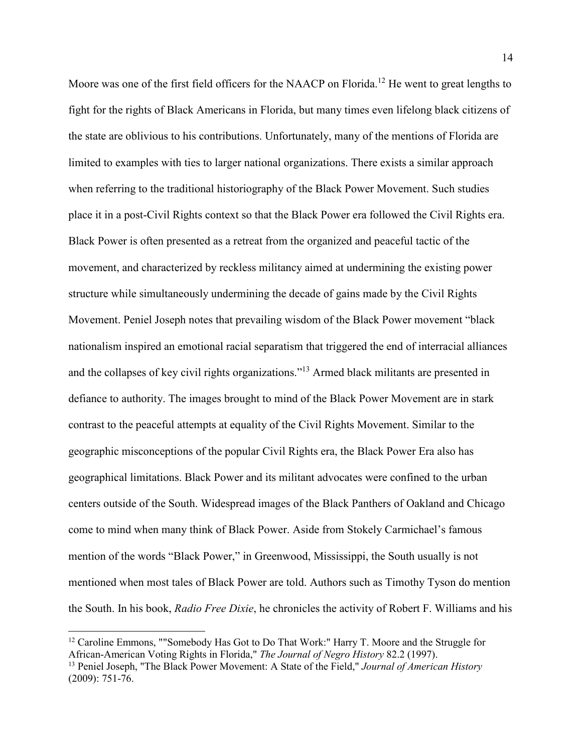Moore was one of the first field officers for the NAACP on Florida.[12] He went to great lengths to fight for the rights of Black Americans in Florida, but many times even lifelong black citizens of the state are oblivious to his contributions. Unfortunately, many of the mentions of Florida are limited to examples with ties to larger national organizations. There exists a similar approach when referring to the traditional historiography of the Black Power Movement. Such studies place it in a post-Civil Rights context so that the Black Power era followed the Civil Rights era. Black Power is often presented as a retreat from the organized and peaceful tactic of the movement, and characterized by reckless militancy aimed at undermining the existing power structure while simultaneously undermining the decade of gains made by the Civil Rights Movement. Peniel Joseph notes that prevailing wisdom of the Black Power movement "black nationalism inspired an emotional racial separatism that triggered the end of interracial alliances and the collapses of key civil rights organizations."[13] Armed black militants are presented in defiance to authority. The images brought to mind of the Black Power Movement are in stark contrast to the peaceful attempts at equality of the Civil Rights Movement. Similar to the geographic misconceptions of the popular Civil Rights era, the Black Power Era also has geographical limitations. Black Power and its militant advocates were confined to the urban centers outside of the South. Widespread images of the Black Panthers of Oakland and Chicago come to mind when many think of Black Power. Aside from Stokely Carmichael's famous mention of the words "Black Power," in Greenwood, Mississippi, the South usually is not mentioned when most tales of Black Power are told. Authors such as Timothy Tyson do mention the South. In his book, *Radio Free Dixie*, he chronicles the activity of Robert F. Williams and his

---

[12] Caroline Emmons, ""Somebody Has Got to Do That Work:" Harry T. Moore and the Struggle for African-American Voting Rights in Florida," *The Journal of Negro History* 82.2 (1997).

[13] Peniel Joseph, "The Black Power Movement: A State of the Field," *Journal of American History* (2009): 751-76.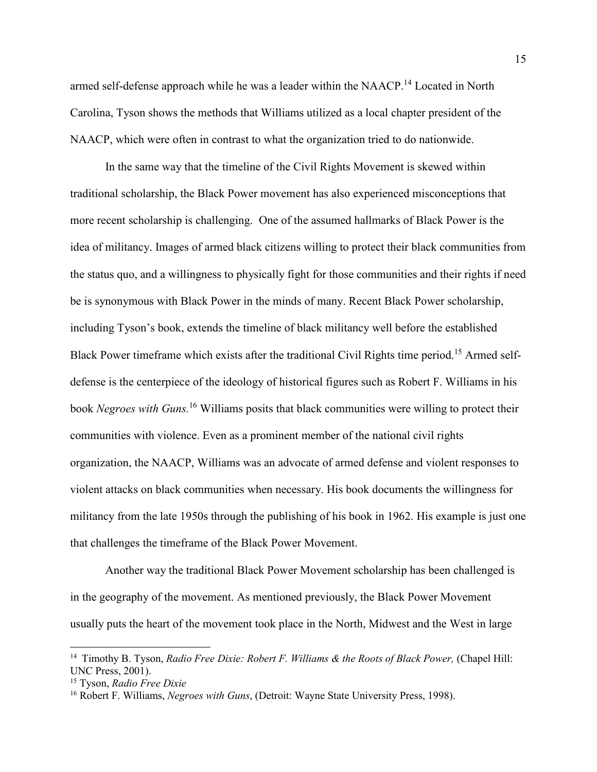armed self-defense approach while he was a leader within the NAACP.[14] Located in North Carolina, Tyson shows the methods that Williams utilized as a local chapter president of the NAACP, which were often in contrast to what the organization tried to do nationwide.

In the same way that the timeline of the Civil Rights Movement is skewed within traditional scholarship, the Black Power movement has also experienced misconceptions that more recent scholarship is challenging. One of the assumed hallmarks of Black Power is the idea of militancy. Images of armed black citizens willing to protect their black communities from the status quo, and a willingness to physically fight for those communities and their rights if need be is synonymous with Black Power in the minds of many. Recent Black Power scholarship, including Tyson's book, extends the timeline of black militancy well before the established Black Power timeframe which exists after the traditional Civil Rights time period.[15] Armed self-defense is the centerpiece of the ideology of historical figures such as Robert F. Williams in his book *Negroes with Guns.*[16] Williams posits that black communities were willing to protect their communities with violence. Even as a prominent member of the national civil rights organization, the NAACP, Williams was an advocate of armed defense and violent responses to violent attacks on black communities when necessary. His book documents the willingness for militancy from the late 1950s through the publishing of his book in 1962. His example is just one that challenges the timeframe of the Black Power Movement.

Another way the traditional Black Power Movement scholarship has been challenged is in the geography of the movement. As mentioned previously, the Black Power Movement usually puts the heart of the movement took place in the North, Midwest and the West in large

---

[14] Timothy B. Tyson, *Radio Free Dixie: Robert F. Williams & the Roots of Black Power,* (Chapel Hill: UNC Press, 2001).

[15] Tyson, *Radio Free Dixie*

[16] Robert F. Williams, *Negroes with Guns*, (Detroit: Wayne State University Press, 1998).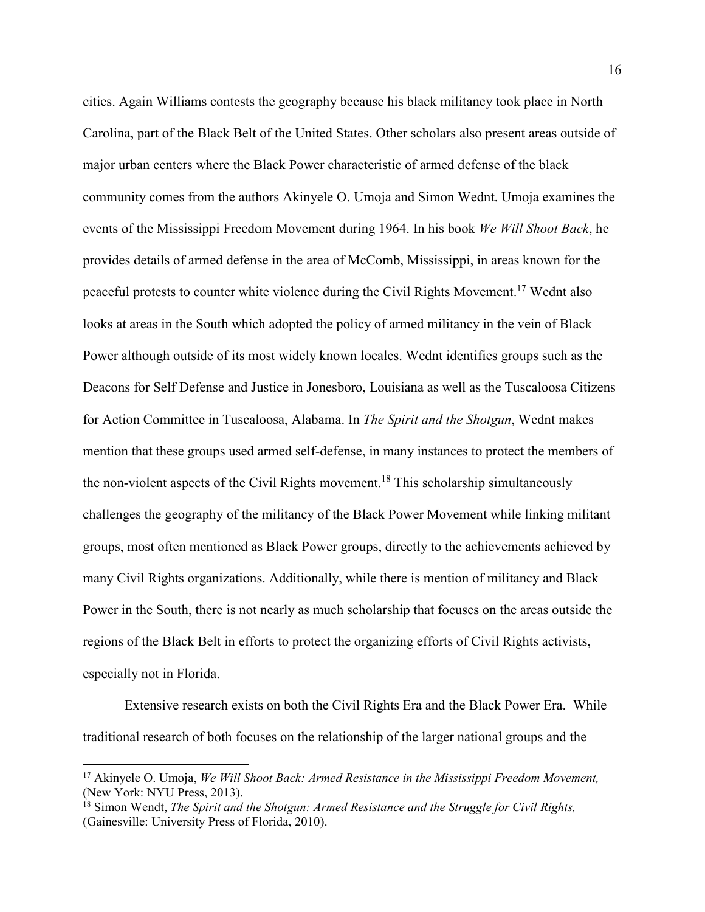cities. Again Williams contests the geography because his black militancy took place in North Carolina, part of the Black Belt of the United States. Other scholars also present areas outside of major urban centers where the Black Power characteristic of armed defense of the black community comes from the authors Akinyele O. Umoja and Simon Wednt. Umoja examines the events of the Mississippi Freedom Movement during 1964. In his book *We Will Shoot Back*, he provides details of armed defense in the area of McComb, Mississippi, in areas known for the peaceful protests to counter white violence during the Civil Rights Movement.[17] Wednt also looks at areas in the South which adopted the policy of armed militancy in the vein of Black Power although outside of its most widely known locales. Wednt identifies groups such as the Deacons for Self Defense and Justice in Jonesboro, Louisiana as well as the Tuscaloosa Citizens for Action Committee in Tuscaloosa, Alabama. In *The Spirit and the Shotgun*, Wednt makes mention that these groups used armed self-defense, in many instances to protect the members of the non-violent aspects of the Civil Rights movement.[18] This scholarship simultaneously challenges the geography of the militancy of the Black Power Movement while linking militant groups, most often mentioned as Black Power groups, directly to the achievements achieved by many Civil Rights organizations. Additionally, while there is mention of militancy and Black Power in the South, there is not nearly as much scholarship that focuses on the areas outside the regions of the Black Belt in efforts to protect the organizing efforts of Civil Rights activists, especially not in Florida.

Extensive research exists on both the Civil Rights Era and the Black Power Era. While traditional research of both focuses on the relationship of the larger national groups and the

---

[17] Akinyele O. Umoja, *We Will Shoot Back: Armed Resistance in the Mississippi Freedom Movement,* (New York: NYU Press, 2013).

[18] Simon Wendt, *The Spirit and the Shotgun: Armed Resistance and the Struggle for Civil Rights,* (Gainesville: University Press of Florida, 2010).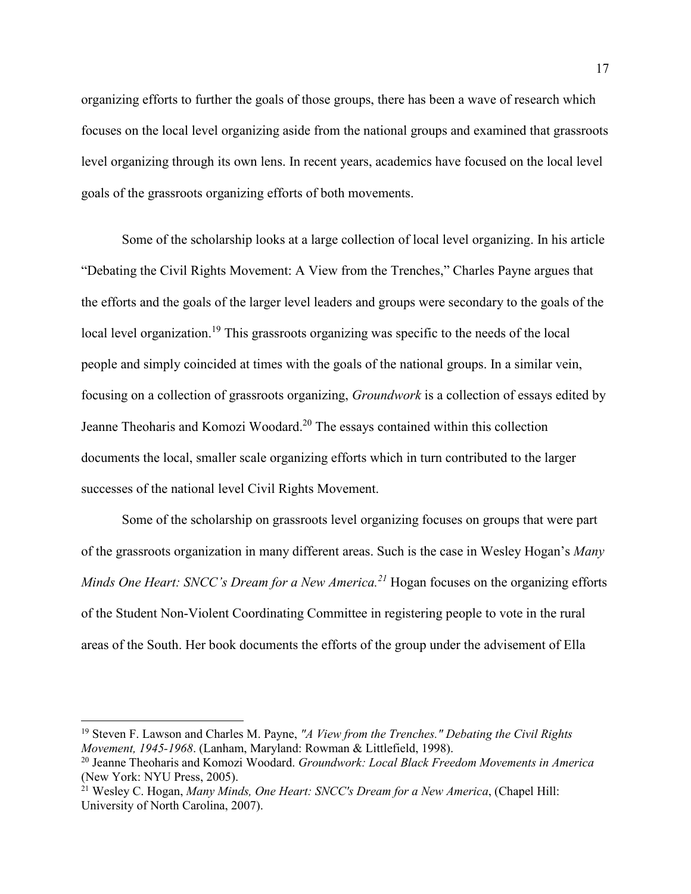organizing efforts to further the goals of those groups, there has been a wave of research which focuses on the local level organizing aside from the national groups and examined that grassroots level organizing through its own lens. In recent years, academics have focused on the local level goals of the grassroots organizing efforts of both movements.

Some of the scholarship looks at a large collection of local level organizing. In his article "Debating the Civil Rights Movement: A View from the Trenches," Charles Payne argues that the efforts and the goals of the larger level leaders and groups were secondary to the goals of the local level organization.[19] This grassroots organizing was specific to the needs of the local people and simply coincided at times with the goals of the national groups. In a similar vein, focusing on a collection of grassroots organizing, *Groundwork* is a collection of essays edited by Jeanne Theoharis and Komozi Woodard.[20] The essays contained within this collection documents the local, smaller scale organizing efforts which in turn contributed to the larger successes of the national level Civil Rights Movement.

Some of the scholarship on grassroots level organizing focuses on groups that were part of the grassroots organization in many different areas. Such is the case in Wesley Hogan's *Many Minds One Heart: SNCC's Dream for a New America.*[21] Hogan focuses on the organizing efforts of the Student Non-Violent Coordinating Committee in registering people to vote in the rural areas of the South. Her book documents the efforts of the group under the advisement of Ella

---

[19] Steven F. Lawson and Charles M. Payne, *"A View from the Trenches." Debating the Civil Rights Movement, 1945-1968*. (Lanham, Maryland: Rowman & Littlefield, 1998).

[20] Jeanne Theoharis and Komozi Woodard. *Groundwork: Local Black Freedom Movements in America* (New York: NYU Press, 2005).

[21] Wesley C. Hogan, *Many Minds, One Heart: SNCC's Dream for a New America*, (Chapel Hill: University of North Carolina, 2007).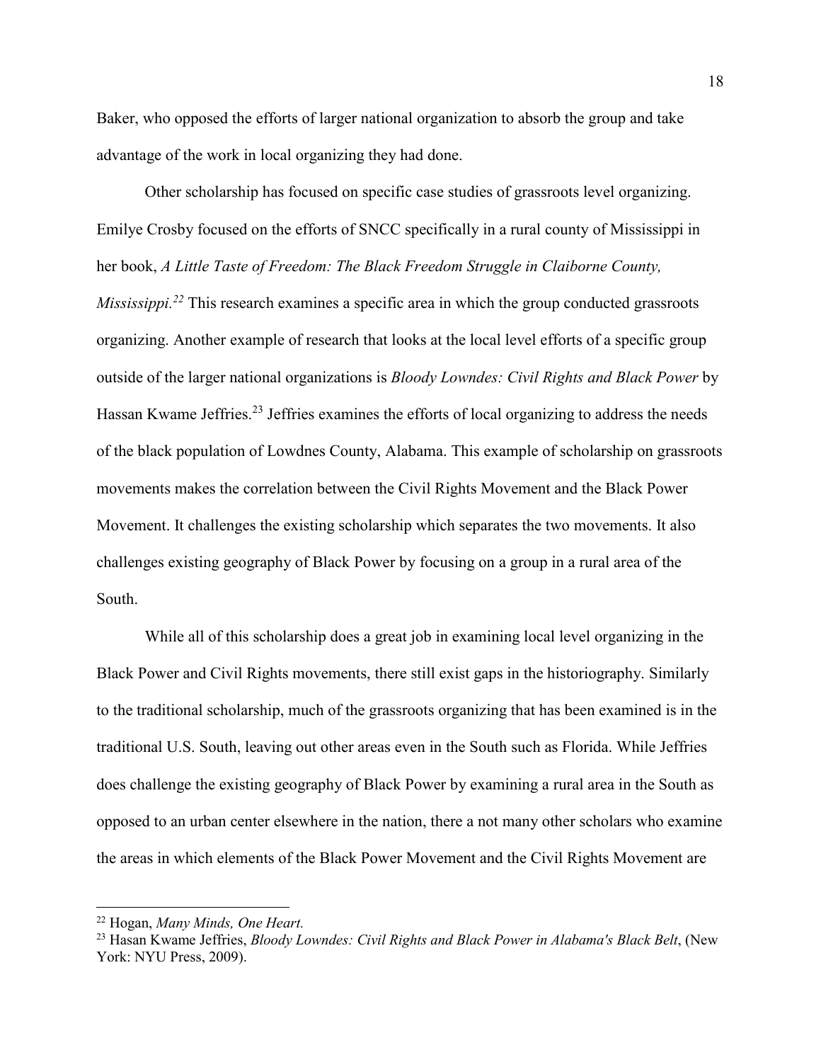Baker, who opposed the efforts of larger national organization to absorb the group and take advantage of the work in local organizing they had done.

Other scholarship has focused on specific case studies of grassroots level organizing. Emilye Crosby focused on the efforts of SNCC specifically in a rural county of Mississippi in her book, *A Little Taste of Freedom: The Black Freedom Struggle in Claiborne County, Mississippi.*[22] This research examines a specific area in which the group conducted grassroots organizing. Another example of research that looks at the local level efforts of a specific group outside of the larger national organizations is *Bloody Lowndes: Civil Rights and Black Power* by Hassan Kwame Jeffries.[23] Jeffries examines the efforts of local organizing to address the needs of the black population of Lowndes County, Alabama. This example of scholarship on grassroots movements makes the correlation between the Civil Rights Movement and the Black Power Movement. It challenges the existing scholarship which separates the two movements. It also challenges existing geography of Black Power by focusing on a group in a rural area of the South.

While all of this scholarship does a great job in examining local level organizing in the Black Power and Civil Rights movements, there still exist gaps in the historiography. Similarly to the traditional scholarship, much of the grassroots organizing that has been examined is in the traditional U.S. South, leaving out other areas even in the South such as Florida. While Jeffries does challenge the existing geography of Black Power by examining a rural area in the South as opposed to an urban center elsewhere in the nation, there a not many other scholars who examine the areas in which elements of the Black Power Movement and the Civil Rights Movement are

---

[22] Hogan, *Many Minds, One Heart.*

[23] Hasan Kwame Jeffries, *Bloody Lowndes: Civil Rights and Black Power in Alabama's Black Belt*, (New York: NYU Press, 2009).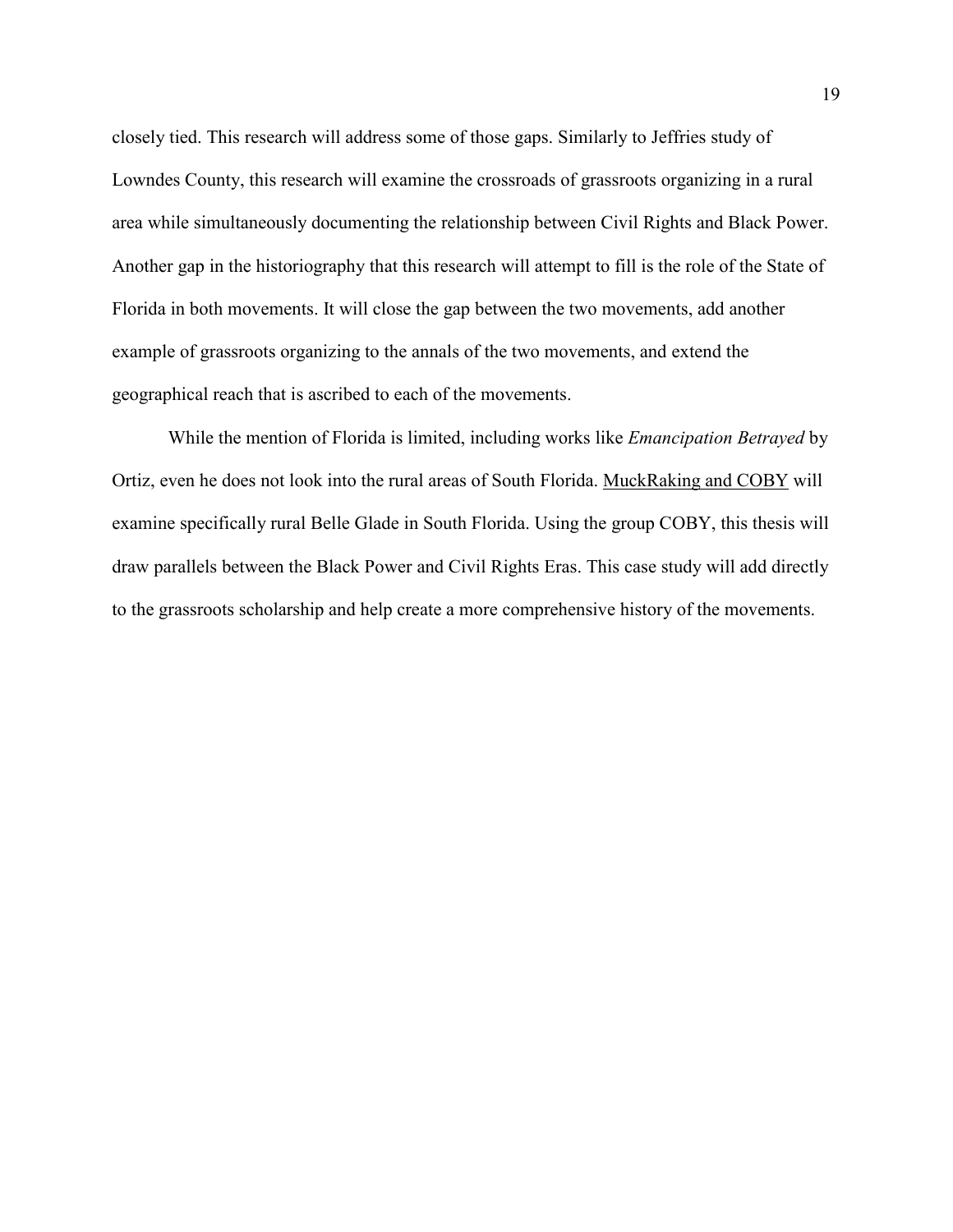closely tied. This research will address some of those gaps. Similarly to Jeffries study of Lowndes County, this research will examine the crossroads of grassroots organizing in a rural area while simultaneously documenting the relationship between Civil Rights and Black Power. Another gap in the historiography that this research will attempt to fill is the role of the State of Florida in both movements. It will close the gap between the two movements, add another example of grassroots organizing to the annals of the two movements, and extend the geographical reach that is ascribed to each of the movements.

While the mention of Florida is limited, including works like *Emancipation Betrayed* by Ortiz, even he does not look into the rural areas of South Florida. MuckRaking and COBY will examine specifically rural Belle Glade in South Florida. Using the group COBY, this thesis will draw parallels between the Black Power and Civil Rights Eras. This case study will add directly to the grassroots scholarship and help create a more comprehensive history of the movements.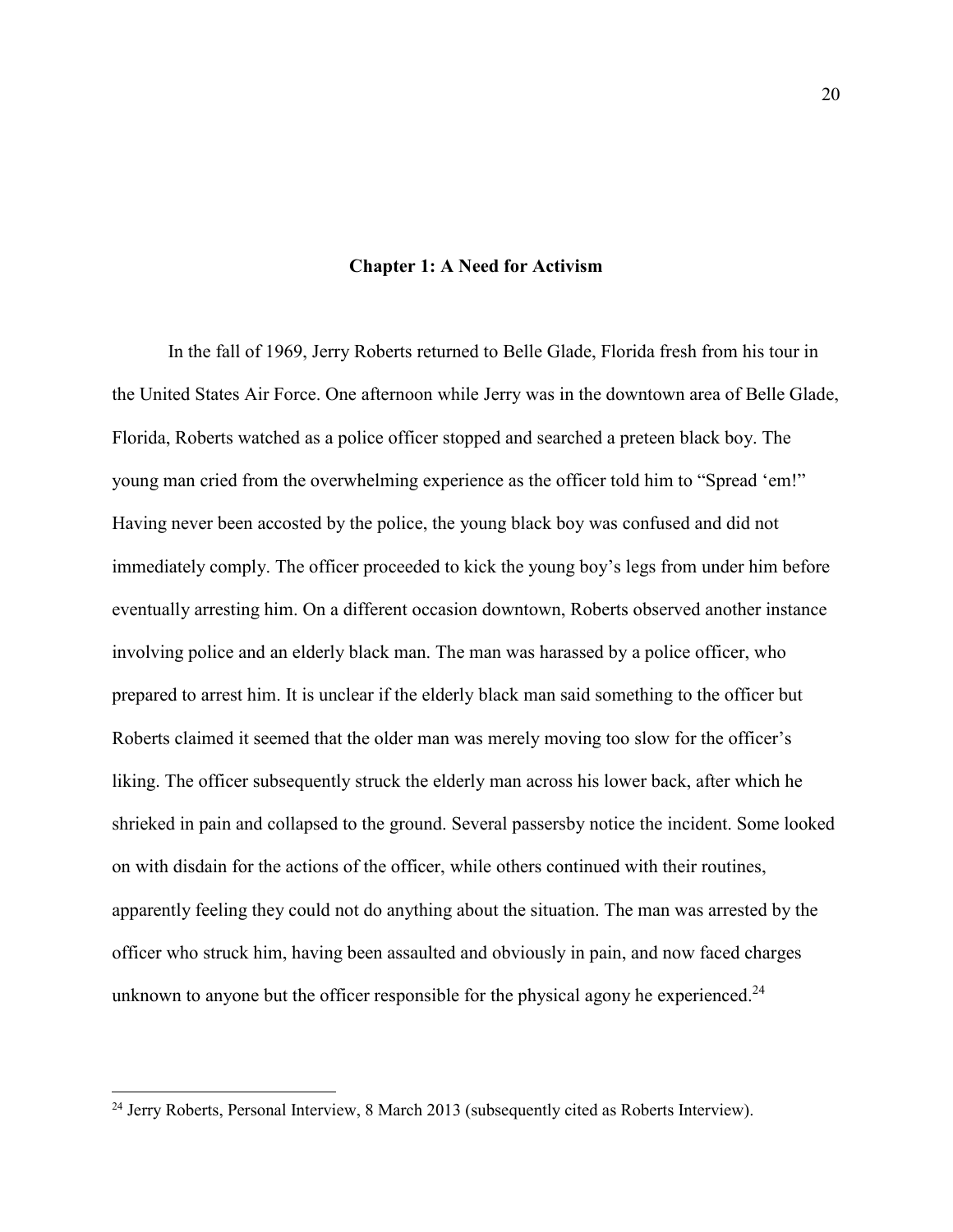# Chapter 1: A Need for Activism

In the fall of 1969, Jerry Roberts returned to Belle Glade, Florida fresh from his tour in the United States Air Force. One afternoon while Jerry was in the downtown area of Belle Glade, Florida, Roberts watched as a police officer stopped and searched a preteen black boy. The young man cried from the overwhelming experience as the officer told him to "Spread 'em!" Having never been accosted by the police, the young black boy was confused and did not immediately comply. The officer proceeded to kick the young boy's legs from under him before eventually arresting him. On a different occasion downtown, Roberts observed another instance involving police and an elderly black man. The man was harassed by a police officer, who prepared to arrest him. It is unclear if the elderly black man said something to the officer but Roberts claimed it seemed that the older man was merely moving too slow for the officer's liking. The officer subsequently struck the elderly man across his lower back, after which he shrieked in pain and collapsed to the ground. Several passersby notice the incident. Some looked on with disdain for the actions of the officer, while others continued with their routines, apparently feeling they could not do anything about the situation. The man was arrested by the officer who struck him, having been assaulted and obviously in pain, and now faced charges unknown to anyone but the officer responsible for the physical agony he experienced.[24]

---

[24] Jerry Roberts, Personal Interview, 8 March 2013 (subsequently cited as Roberts Interview).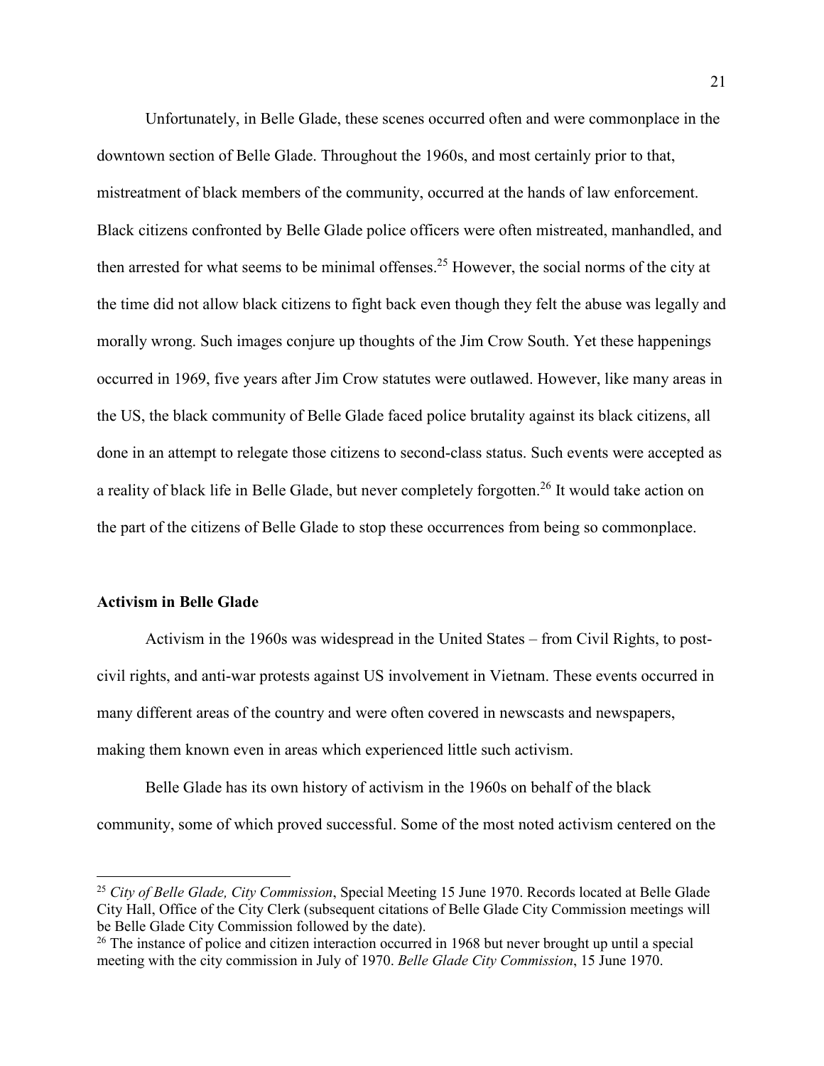Unfortunately, in Belle Glade, these scenes occurred often and were commonplace in the downtown section of Belle Glade. Throughout the 1960s, and most certainly prior to that, mistreatment of black members of the community, occurred at the hands of law enforcement. Black citizens confronted by Belle Glade police officers were often mistreated, manhandled, and then arrested for what seems to be minimal offenses.[25] However, the social norms of the city at the time did not allow black citizens to fight back even though they felt the abuse was legally and morally wrong. Such images conjure up thoughts of the Jim Crow South. Yet these happenings occurred in 1969, five years after Jim Crow statutes were outlawed. However, like many areas in the US, the black community of Belle Glade faced police brutality against its black citizens, all done in an attempt to relegate those citizens to second-class status. Such events were accepted as a reality of black life in Belle Glade, but never completely forgotten.[26] It would take action on the part of the citizens of Belle Glade to stop these occurrences from being so commonplace.

## Activism in Belle Glade

Activism in the 1960s was widespread in the United States – from Civil Rights, to post-civil rights, and anti-war protests against US involvement in Vietnam. These events occurred in many different areas of the country and were often covered in newscasts and newspapers, making them known even in areas which experienced little such activism.

Belle Glade has its own history of activism in the 1960s on behalf of the black community, some of which proved successful. Some of the most noted activism centered on the

---

[25] *City of Belle Glade, City Commission*, Special Meeting 15 June 1970. Records located at Belle Glade City Hall, Office of the City Clerk (subsequent citations of Belle Glade City Commission meetings will be Belle Glade City Commission followed by the date).

[26] The instance of police and citizen interaction occurred in 1968 but never brought up until a special meeting with the city commission in July of 1970. *Belle Glade City Commission*, 15 June 1970.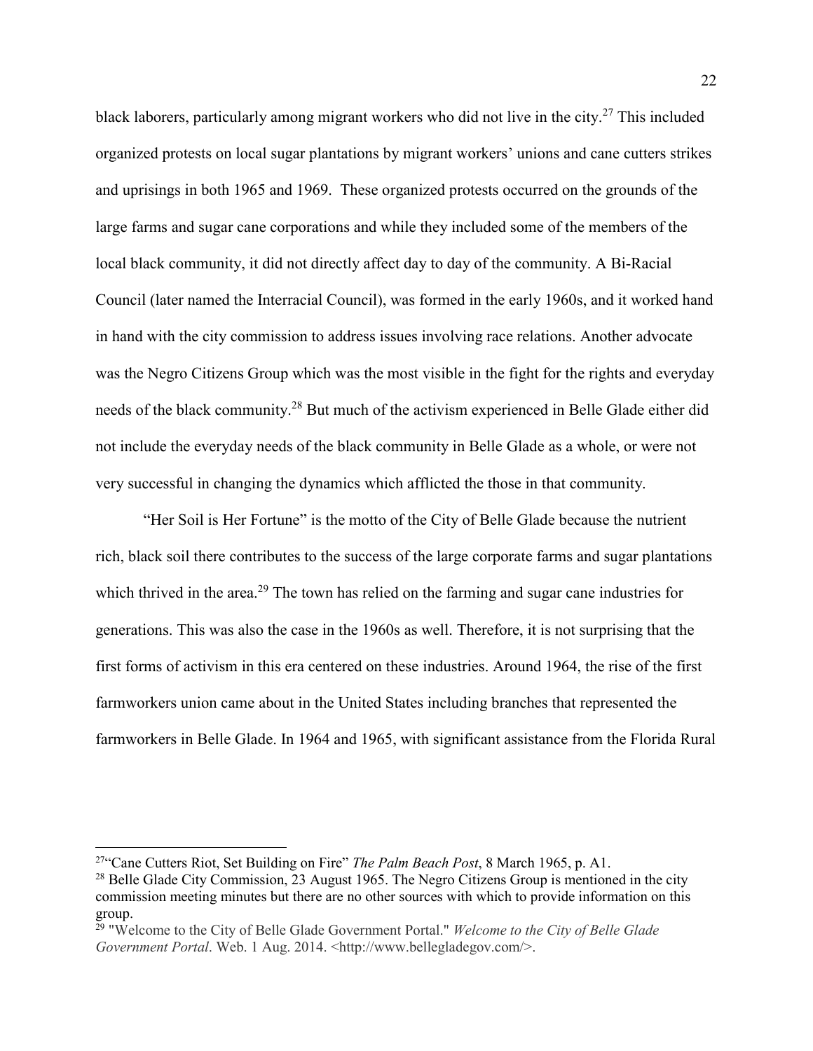black laborers, particularly among migrant workers who did not live in the city.[27] This included organized protests on local sugar plantations by migrant workers' unions and cane cutters strikes and uprisings in both 1965 and 1969. These organized protests occurred on the grounds of the large farms and sugar cane corporations and while they included some of the members of the local black community, it did not directly affect day to day of the community. A Bi-Racial Council (later named the Interracial Council), was formed in the early 1960s, and it worked hand in hand with the city commission to address issues involving race relations. Another advocate was the Negro Citizens Group which was the most visible in the fight for the rights and everyday needs of the black community.[28] But much of the activism experienced in Belle Glade either did not include the everyday needs of the black community in Belle Glade as a whole, or were not very successful in changing the dynamics which afflicted the those in that community.

"Her Soil is Her Fortune" is the motto of the City of Belle Glade because the nutrient rich, black soil there contributes to the success of the large corporate farms and sugar plantations which thrived in the area.[29] The town has relied on the farming and sugar cane industries for generations. This was also the case in the 1960s as well. Therefore, it is not surprising that the first forms of activism in this era centered on these industries. Around 1964, the rise of the first farmworkers union came about in the United States including branches that represented the farmworkers in Belle Glade. In 1964 and 1965, with significant assistance from the Florida Rural

---

[27] "Cane Cutters Riot, Set Building on Fire" *The Palm Beach Post*, 8 March 1965, p. A1.

[28] Belle Glade City Commission, 23 August 1965. The Negro Citizens Group is mentioned in the city commission meeting minutes but there are no other sources with which to provide information on this group.

[29] "Welcome to the City of Belle Glade Government Portal." *Welcome to the City of Belle Glade Government Portal*. Web. 1 Aug. 2014. <http://www.bellegladegov.com/>.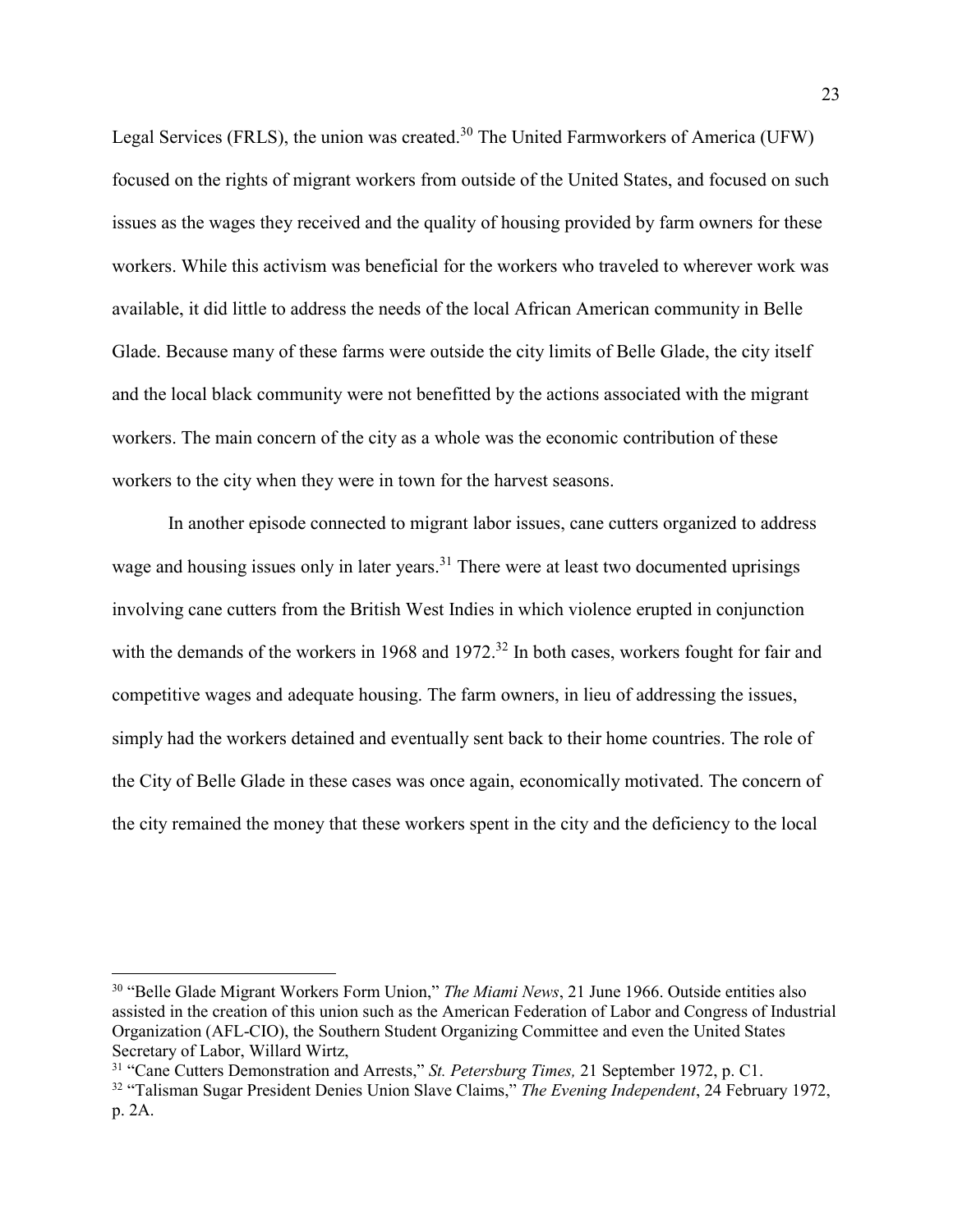Legal Services (FRLS), the union was created.[30] The United Farmworkers of America (UFW) focused on the rights of migrant workers from outside of the United States, and focused on such issues as the wages they received and the quality of housing provided by farm owners for these workers. While this activism was beneficial for the workers who traveled to wherever work was available, it did little to address the needs of the local African American community in Belle Glade. Because many of these farms were outside the city limits of Belle Glade, the city itself and the local black community were not benefitted by the actions associated with the migrant workers. The main concern of the city as a whole was the economic contribution of these workers to the city when they were in town for the harvest seasons.

In another episode connected to migrant labor issues, cane cutters organized to address wage and housing issues only in later years.[31] There were at least two documented uprisings involving cane cutters from the British West Indies in which violence erupted in conjunction with the demands of the workers in 1968 and 1972.[32] In both cases, workers fought for fair and competitive wages and adequate housing. The farm owners, in lieu of addressing the issues, simply had the workers detained and eventually sent back to their home countries. The role of the City of Belle Glade in these cases was once again, economically motivated. The concern of the city remained the money that these workers spent in the city and the deficiency to the local

---

[30] "Belle Glade Migrant Workers Form Union," *The Miami News*, 21 June 1966. Outside entities also assisted in the creation of this union such as the American Federation of Labor and Congress of Industrial Organization (AFL-CIO), the Southern Student Organizing Committee and even the United States Secretary of Labor, Willard Wirtz,

[31] "Cane Cutters Demonstration and Arrests," *St. Petersburg Times,* 21 September 1972, p. C1.

[32] "Talisman Sugar President Denies Union Slave Claims," *The Evening Independent*, 24 February 1972, p. 2A.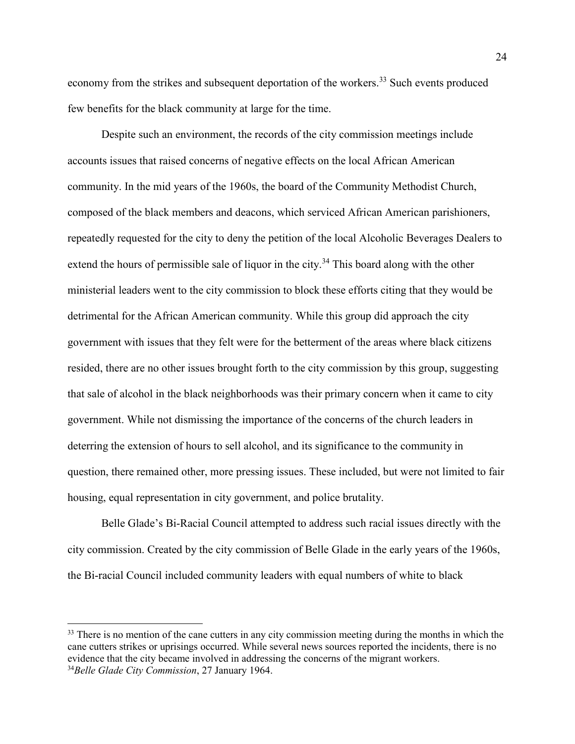economy from the strikes and subsequent deportation of the workers.[33] Such events produced few benefits for the black community at large for the time.

Despite such an environment, the records of the city commission meetings include accounts issues that raised concerns of negative effects on the local African American community. In the mid years of the 1960s, the board of the Community Methodist Church, composed of the black members and deacons, which serviced African American parishioners, repeatedly requested for the city to deny the petition of the local Alcoholic Beverages Dealers to extend the hours of permissible sale of liquor in the city.[34] This board along with the other ministerial leaders went to the city commission to block these efforts citing that they would be detrimental for the African American community. While this group did approach the city government with issues that they felt were for the betterment of the areas where black citizens resided, there are no other issues brought forth to the city commission by this group, suggesting that sale of alcohol in the black neighborhoods was their primary concern when it came to city government. While not dismissing the importance of the concerns of the church leaders in deterring the extension of hours to sell alcohol, and its significance to the community in question, there remained other, more pressing issues. These included, but were not limited to fair housing, equal representation in city government, and police brutality.

Belle Glade's Bi-Racial Council attempted to address such racial issues directly with the city commission. Created by the city commission of Belle Glade in the early years of the 1960s, the Bi-racial Council included community leaders with equal numbers of white to black

[33] There is no mention of the cane cutters in any city commission meeting during the months in which the cane cutters strikes or uprisings occurred. While several news sources reported the incidents, there is no evidence that the city became involved in addressing the concerns of the migrant workers.

[34] *Belle Glade City Commission*, 27 January 1964.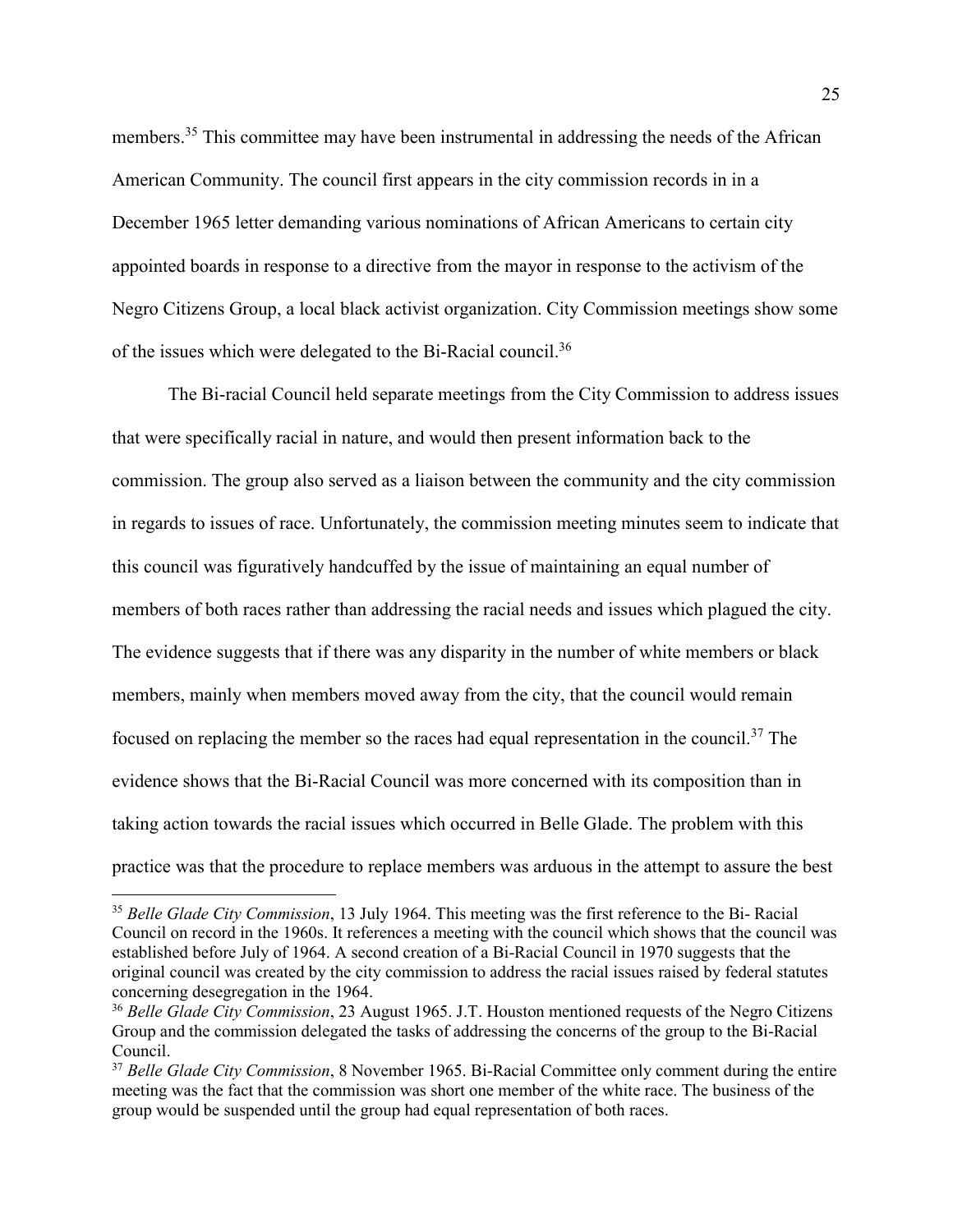members.[35] This committee may have been instrumental in addressing the needs of the African American Community. The council first appears in the city commission records in in a December 1965 letter demanding various nominations of African Americans to certain city appointed boards in response to a directive from the mayor in response to the activism of the Negro Citizens Group, a local black activist organization. City Commission meetings show some of the issues which were delegated to the Bi-Racial council.[36]

The Bi-racial Council held separate meetings from the City Commission to address issues that were specifically racial in nature, and would then present information back to the commission. The group also served as a liaison between the community and the city commission in regards to issues of race. Unfortunately, the commission meeting minutes seem to indicate that this council was figuratively handcuffed by the issue of maintaining an equal number of members of both races rather than addressing the racial needs and issues which plagued the city. The evidence suggests that if there was any disparity in the number of white members or black members, mainly when members moved away from the city, that the council would remain focused on replacing the member so the races had equal representation in the council.[37] The evidence shows that the Bi-Racial Council was more concerned with its composition than in taking action towards the racial issues which occurred in Belle Glade. The problem with this practice was that the procedure to replace members was arduous in the attempt to assure the best

---

[35] *Belle Glade City Commission*, 13 July 1964. This meeting was the first reference to the Bi- Racial Council on record in the 1960s. It references a meeting with the council which shows that the council was established before July of 1964. A second creation of a Bi-Racial Council in 1970 suggests that the original council was created by the city commission to address the racial issues raised by federal statutes concerning desegregation in the 1964.

[36] *Belle Glade City Commission*, 23 August 1965. J.T. Houston mentioned requests of the Negro Citizens Group and the commission delegated the tasks of addressing the concerns of the group to the Bi-Racial Council.

[37] *Belle Glade City Commission*, 8 November 1965. Bi-Racial Committee only comment during the entire meeting was the fact that the commission was short one member of the white race. The business of the group would be suspended until the group had equal representation of both races.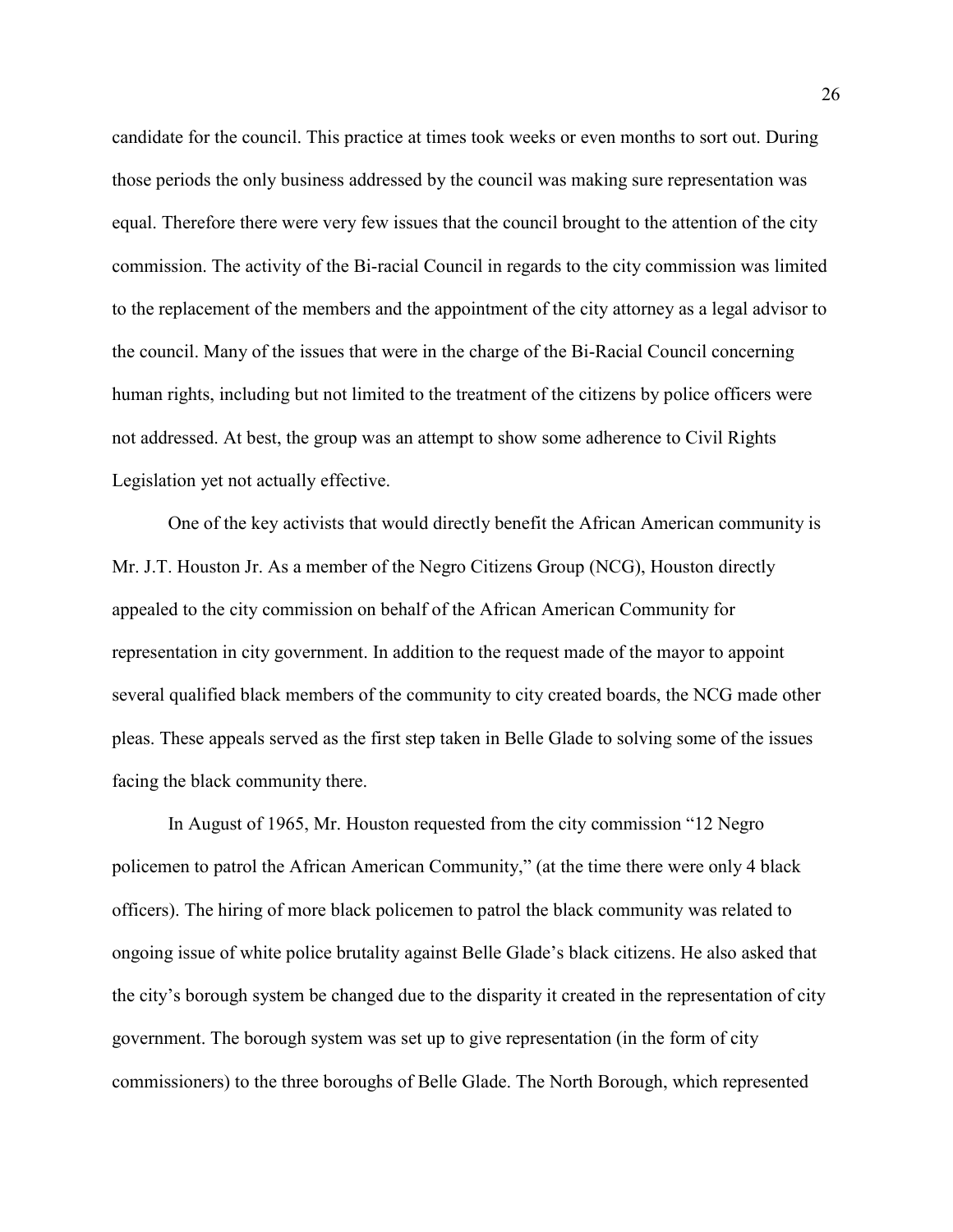candidate for the council. This practice at times took weeks or even months to sort out. During those periods the only business addressed by the council was making sure representation was equal. Therefore there were very few issues that the council brought to the attention of the city commission. The activity of the Bi-racial Council in regards to the city commission was limited to the replacement of the members and the appointment of the city attorney as a legal advisor to the council. Many of the issues that were in the charge of the Bi-Racial Council concerning human rights, including but not limited to the treatment of the citizens by police officers were not addressed. At best, the group was an attempt to show some adherence to Civil Rights Legislation yet not actually effective.

One of the key activists that would directly benefit the African American community is Mr. J.T. Houston Jr. As a member of the Negro Citizens Group (NCG), Houston directly appealed to the city commission on behalf of the African American Community for representation in city government. In addition to the request made of the mayor to appoint several qualified black members of the community to city created boards, the NCG made other pleas. These appeals served as the first step taken in Belle Glade to solving some of the issues facing the black community there.

In August of 1965, Mr. Houston requested from the city commission "12 Negro policemen to patrol the African American Community," (at the time there were only 4 black officers). The hiring of more black policemen to patrol the black community was related to ongoing issue of white police brutality against Belle Glade's black citizens. He also asked that the city's borough system be changed due to the disparity it created in the representation of city government. The borough system was set up to give representation (in the form of city commissioners) to the three boroughs of Belle Glade. The North Borough, which represented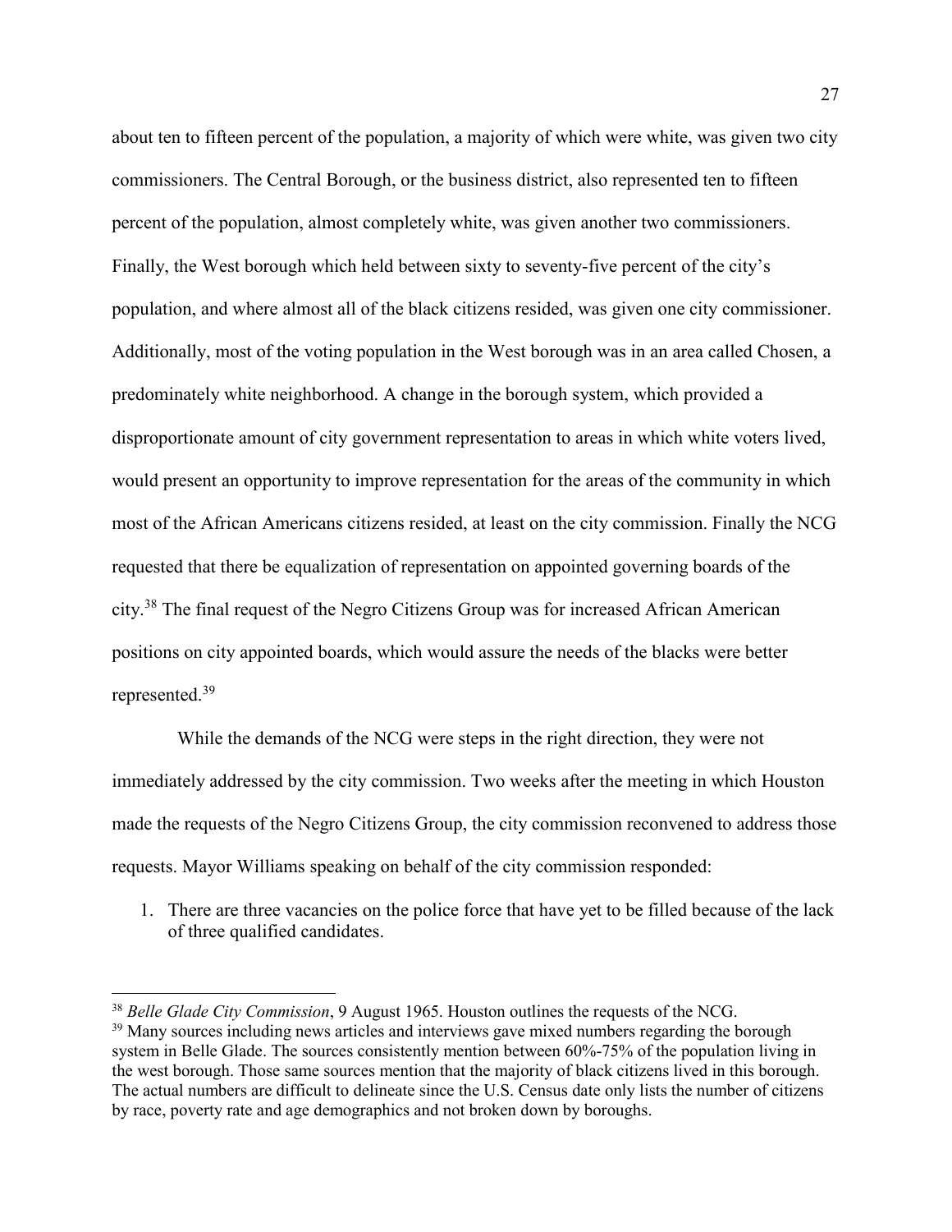about ten to fifteen percent of the population, a majority of which were white, was given two city commissioners. The Central Borough, or the business district, also represented ten to fifteen percent of the population, almost completely white, was given another two commissioners. Finally, the West borough which held between sixty to seventy-five percent of the city's population, and where almost all of the black citizens resided, was given one city commissioner. Additionally, most of the voting population in the West borough was in an area called Chosen, a predominately white neighborhood. A change in the borough system, which provided a disproportionate amount of city government representation to areas in which white voters lived, would present an opportunity to improve representation for the areas of the community in which most of the African Americans citizens resided, at least on the city commission. Finally the NCG requested that there be equalization of representation on appointed governing boards of the city.[38] The final request of the Negro Citizens Group was for increased African American positions on city appointed boards, which would assure the needs of the blacks were better represented.[39]

While the demands of the NCG were steps in the right direction, they were not immediately addressed by the city commission. Two weeks after the meeting in which Houston made the requests of the Negro Citizens Group, the city commission reconvened to address those requests. Mayor Williams speaking on behalf of the city commission responded:

1. There are three vacancies on the police force that have yet to be filled because of the lack of three qualified candidates.

---

[38] *Belle Glade City Commission*, 9 August 1965. Houston outlines the requests of the NCG.

[39] Many sources including news articles and interviews gave mixed numbers regarding the borough system in Belle Glade. The sources consistently mention between 60%-75% of the population living in the west borough. Those same sources mention that the majority of black citizens lived in this borough. The actual numbers are difficult to delineate since the U.S. Census date only lists the number of citizens by race, poverty rate and age demographics and not broken down by boroughs.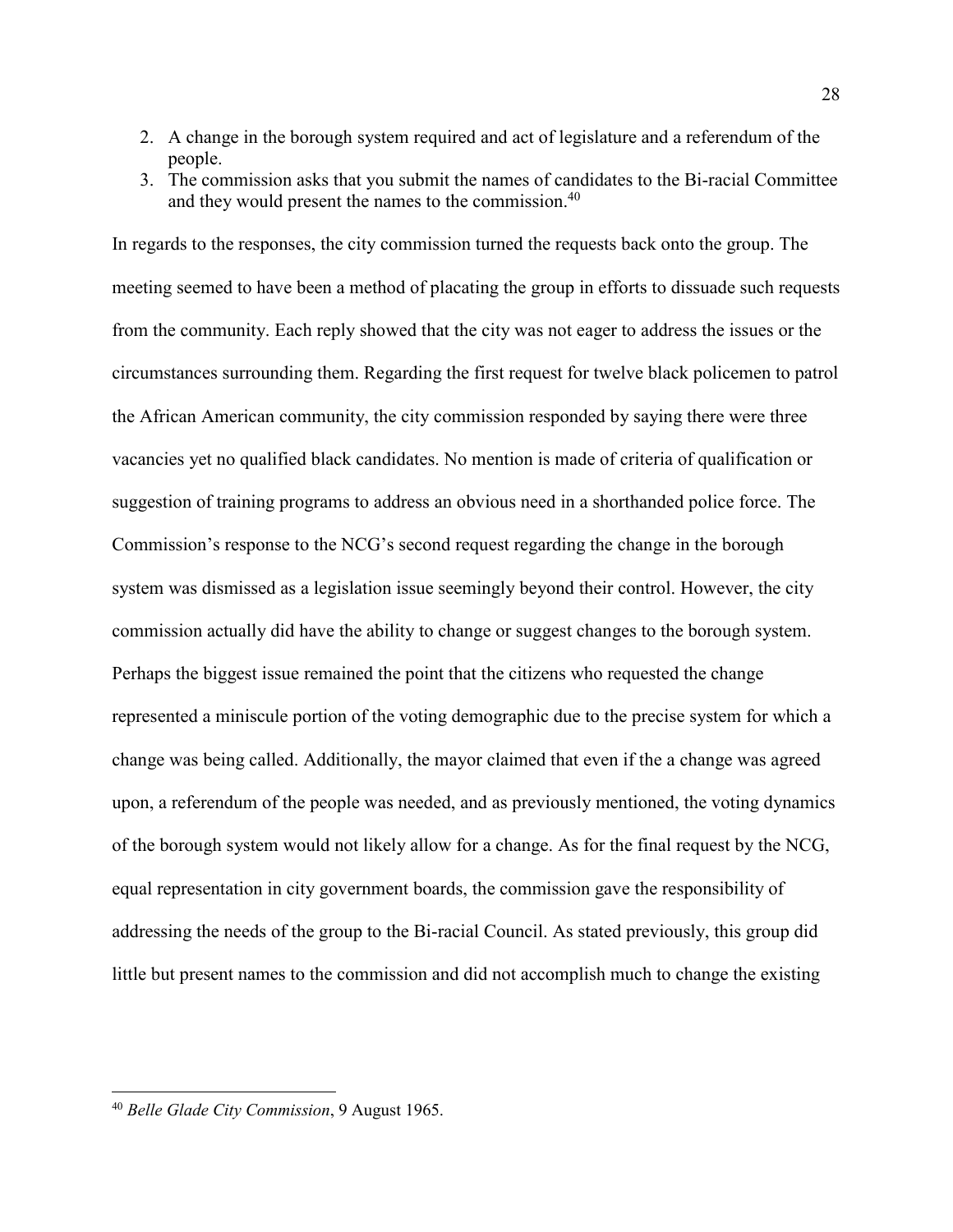2. A change in the borough system required and act of legislature and a referendum of the people.
3. The commission asks that you submit the names of candidates to the Bi-racial Committee and they would present the names to the commission.[40]

In regards to the responses, the city commission turned the requests back onto the group. The meeting seemed to have been a method of placating the group in efforts to dissuade such requests from the community. Each reply showed that the city was not eager to address the issues or the circumstances surrounding them. Regarding the first request for twelve black policemen to patrol the African American community, the city commission responded by saying there were three vacancies yet no qualified black candidates. No mention is made of criteria of qualification or suggestion of training programs to address an obvious need in a shorthanded police force. The Commission's response to the NCG's second request regarding the change in the borough system was dismissed as a legislation issue seemingly beyond their control. However, the city commission actually did have the ability to change or suggest changes to the borough system. Perhaps the biggest issue remained the point that the citizens who requested the change represented a miniscule portion of the voting demographic due to the precise system for which a change was being called. Additionally, the mayor claimed that even if the a change was agreed upon, a referendum of the people was needed, and as previously mentioned, the voting dynamics of the borough system would not likely allow for a change. As for the final request by the NCG, equal representation in city government boards, the commission gave the responsibility of addressing the needs of the group to the Bi-racial Council. As stated previously, this group did little but present names to the commission and did not accomplish much to change the existing

---

[40] *Belle Glade City Commission*, 9 August 1965.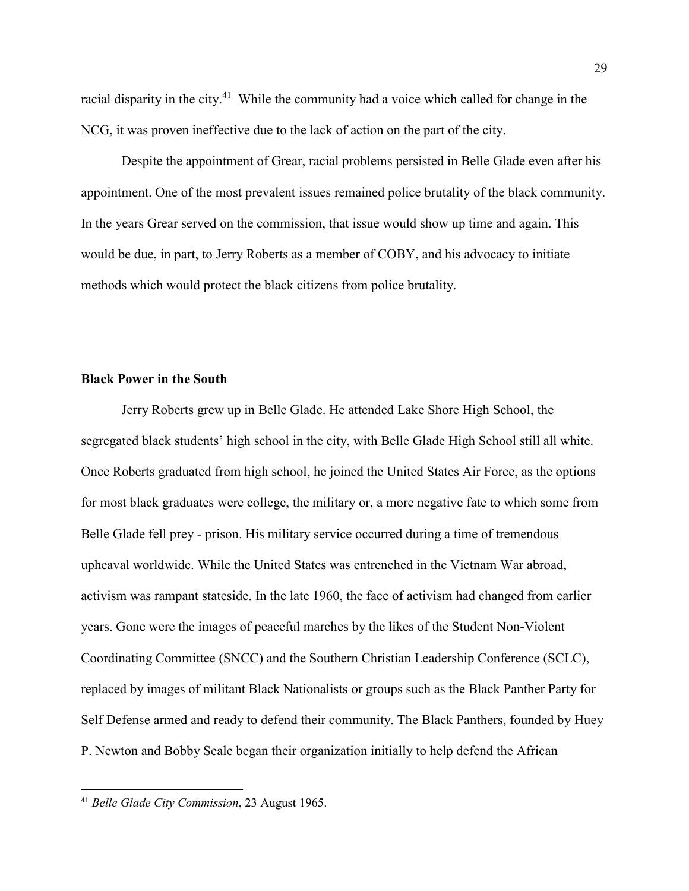racial disparity in the city.[41] While the community had a voice which called for change in the NCG, it was proven ineffective due to the lack of action on the part of the city.

Despite the appointment of Grear, racial problems persisted in Belle Glade even after his appointment. One of the most prevalent issues remained police brutality of the black community. In the years Grear served on the commission, that issue would show up time and again. This would be due, in part, to Jerry Roberts as a member of COBY, and his advocacy to initiate methods which would protect the black citizens from police brutality.

### Black Power in the South

Jerry Roberts grew up in Belle Glade. He attended Lake Shore High School, the segregated black students' high school in the city, with Belle Glade High School still all white. Once Roberts graduated from high school, he joined the United States Air Force, as the options for most black graduates were college, the military or, a more negative fate to which some from Belle Glade fell prey - prison. His military service occurred during a time of tremendous upheaval worldwide. While the United States was entrenched in the Vietnam War abroad, activism was rampant stateside. In the late 1960, the face of activism had changed from earlier years. Gone were the images of peaceful marches by the likes of the Student Non-Violent Coordinating Committee (SNCC) and the Southern Christian Leadership Conference (SCLC), replaced by images of militant Black Nationalists or groups such as the Black Panther Party for Self Defense armed and ready to defend their community. The Black Panthers, founded by Huey P. Newton and Bobby Seale began their organization initially to help defend the African

---

[41] *Belle Glade City Commission*, 23 August 1965.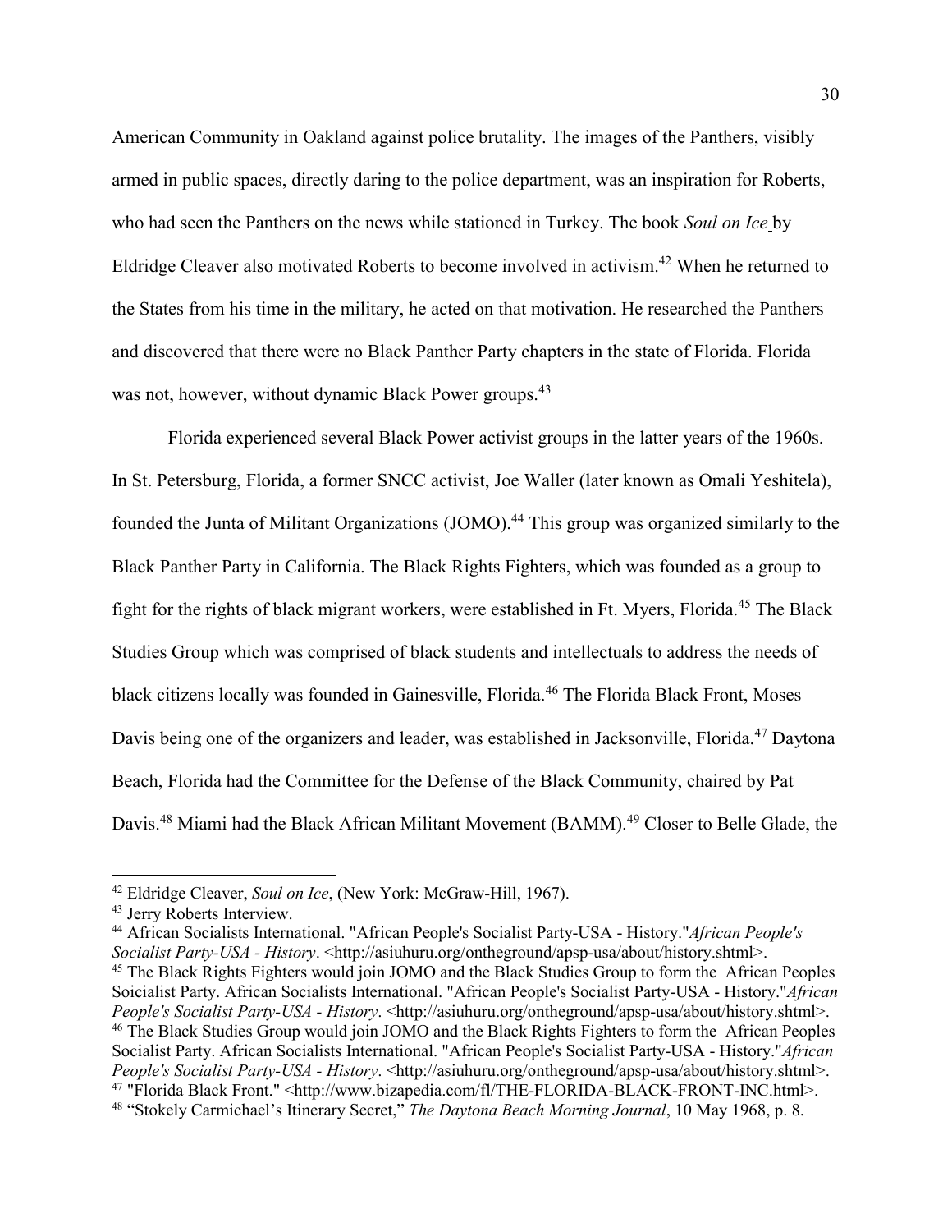American Community in Oakland against police brutality. The images of the Panthers, visibly armed in public spaces, directly daring to the police department, was an inspiration for Roberts, who had seen the Panthers on the news while stationed in Turkey. The book *Soul on Ice* by Eldridge Cleaver also motivated Roberts to become involved in activism.[42] When he returned to the States from his time in the military, he acted on that motivation. He researched the Panthers and discovered that there were no Black Panther Party chapters in the state of Florida. Florida was not, however, without dynamic Black Power groups.[43]

Florida experienced several Black Power activist groups in the latter years of the 1960s. In St. Petersburg, Florida, a former SNCC activist, Joe Waller (later known as Omali Yeshitela), founded the Junta of Militant Organizations (JOMO).[44] This group was organized similarly to the Black Panther Party in California. The Black Rights Fighters, which was founded as a group to fight for the rights of black migrant workers, were established in Ft. Myers, Florida.[45] The Black Studies Group which was comprised of black students and intellectuals to address the needs of black citizens locally was founded in Gainesville, Florida.[46] The Florida Black Front, Moses Davis being one of the organizers and leader, was established in Jacksonville, Florida.[47] Daytona Beach, Florida had the Committee for the Defense of the Black Community, chaired by Pat Davis.[48] Miami had the Black African Militant Movement (BAMM).[49] Closer to Belle Glade, the

---

[42] Eldridge Cleaver, *Soul on Ice*, (New York: McGraw-Hill, 1967).

[43] Jerry Roberts Interview.

[44] African Socialists International. "African People's Socialist Party-USA - History."*African People's Socialist Party-USA - History*. <http://asiuhuru.org/ontheground/apsp-usa/about/history.shtml>.

[45] The Black Rights Fighters would join JOMO and the Black Studies Group to form the African Peoples Soicialist Party. African Socialists International. "African People's Socialist Party-USA - History."*African People's Socialist Party-USA - History*. <http://asiuhuru.org/ontheground/apsp-usa/about/history.shtml>.

[46] The Black Studies Group would join JOMO and the Black Rights Fighters to form the African Peoples Socialist Party. African Socialists International. "African People's Socialist Party-USA - History."*African People's Socialist Party-USA - History*. <http://asiuhuru.org/ontheground/apsp-usa/about/history.shtml>.

[47] "Florida Black Front." <http://www.bizapedia.com/fl/THE-FLORIDA-BLACK-FRONT-INC.html>.

[48] "Stokely Carmichael's Itinerary Secret," *The Daytona Beach Morning Journal*, 10 May 1968, p. 8.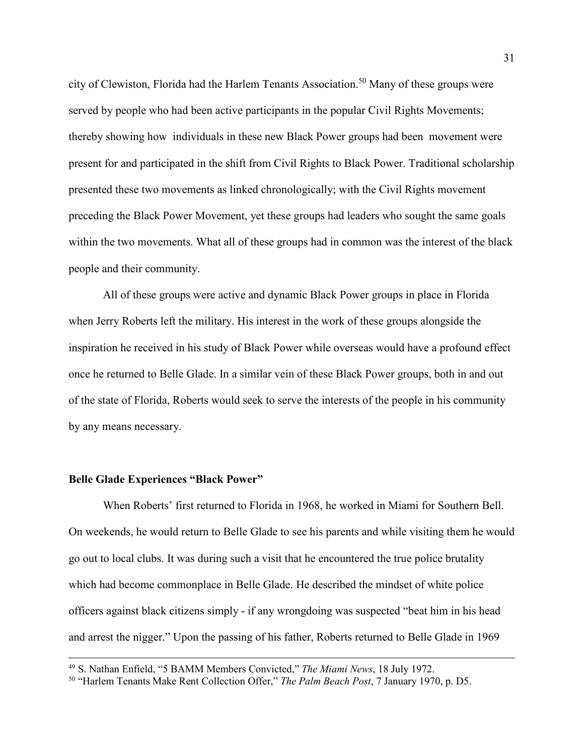city of Clewiston, Florida had the Harlem Tenants Association.[50] Many of these groups were served by people who had been active participants in the popular Civil Rights Movements; thereby showing how  individuals in these new Black Power groups had been  movement were present for and participated in the shift from Civil Rights to Black Power. Traditional scholarship presented these two movements as linked chronologically; with the Civil Rights movement preceding the Black Power Movement, yet these groups had leaders who sought the same goals within the two movements. What all of these groups had in common was the interest of the black people and their community.

All of these groups were active and dynamic Black Power groups in place in Florida when Jerry Roberts left the military. His interest in the work of these groups alongside the inspiration he received in his study of Black Power while overseas would have a profound effect once he returned to Belle Glade. In a similar vein of these Black Power groups, both in and out of the state of Florida, Roberts would seek to serve the interests of the people in his community by any means necessary.

### Belle Glade Experiences "Black Power"

When Roberts' first returned to Florida in 1968, he worked in Miami for Southern Bell. On weekends, he would return to Belle Glade to see his parents and while visiting them he would go out to local clubs. It was during such a visit that he encountered the true police brutality which had become commonplace in Belle Glade. He described the mindset of white police officers against black citizens simply - if any wrongdoing was suspected "beat him in his head and arrest the nigger." Upon the passing of his father, Roberts returned to Belle Glade in 1969

---

[49] S. Nathan Enfield, "5 BAMM Members Convicted," *The Miami News*, 18 July 1972.

[50] "Harlem Tenants Make Rent Collection Offer," *The Palm Beach Post*, 7 January 1970, p. D5.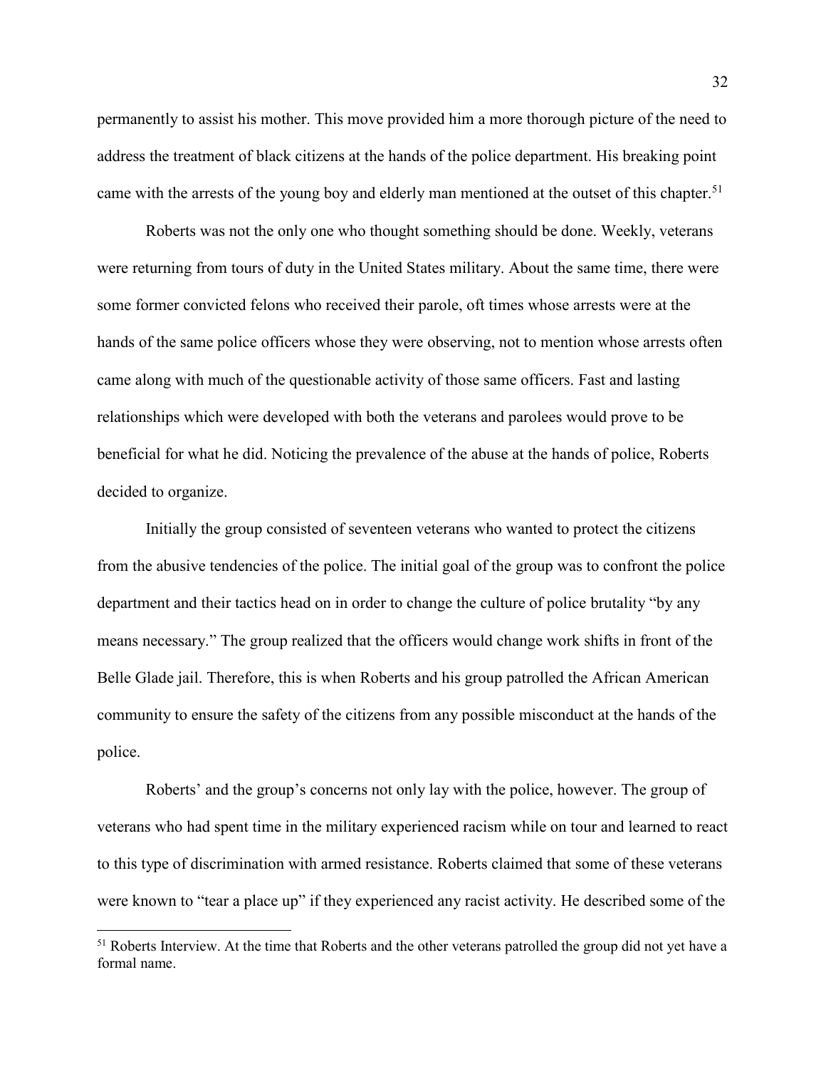permanently to assist his mother. This move provided him a more thorough picture of the need to address the treatment of black citizens at the hands of the police department. His breaking point came with the arrests of the young boy and elderly man mentioned at the outset of this chapter.[51]

Roberts was not the only one who thought something should be done. Weekly, veterans were returning from tours of duty in the United States military. About the same time, there were some former convicted felons who received their parole, oft times whose arrests were at the hands of the same police officers whose they were observing, not to mention whose arrests often came along with much of the questionable activity of those same officers. Fast and lasting relationships which were developed with both the veterans and parolees would prove to be beneficial for what he did. Noticing the prevalence of the abuse at the hands of police, Roberts decided to organize.

Initially the group consisted of seventeen veterans who wanted to protect the citizens from the abusive tendencies of the police. The initial goal of the group was to confront the police department and their tactics head on in order to change the culture of police brutality "by any means necessary." The group realized that the officers would change work shifts in front of the Belle Glade jail. Therefore, this is when Roberts and his group patrolled the African American community to ensure the safety of the citizens from any possible misconduct at the hands of the police.

Roberts' and the group's concerns not only lay with the police, however. The group of veterans who had spent time in the military experienced racism while on tour and learned to react to this type of discrimination with armed resistance. Roberts claimed that some of these veterans were known to "tear a place up" if they experienced any racist activity. He described some of the

---

[51] Roberts Interview. At the time that Roberts and the other veterans patrolled the group did not yet have a formal name.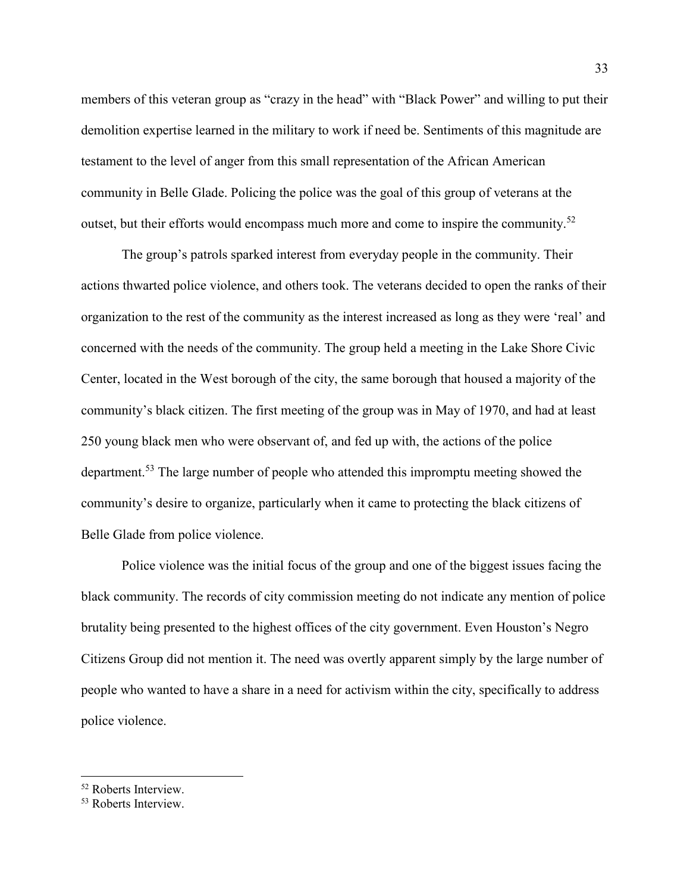members of this veteran group as "crazy in the head" with "Black Power" and willing to put their demolition expertise learned in the military to work if need be. Sentiments of this magnitude are testament to the level of anger from this small representation of the African American community in Belle Glade. Policing the police was the goal of this group of veterans at the outset, but their efforts would encompass much more and come to inspire the community.[52]

The group's patrols sparked interest from everyday people in the community. Their actions thwarted police violence, and others took. The veterans decided to open the ranks of their organization to the rest of the community as the interest increased as long as they were 'real' and concerned with the needs of the community. The group held a meeting in the Lake Shore Civic Center, located in the West borough of the city, the same borough that housed a majority of the community's black citizen. The first meeting of the group was in May of 1970, and had at least 250 young black men who were observant of, and fed up with, the actions of the police department.[53] The large number of people who attended this impromptu meeting showed the community's desire to organize, particularly when it came to protecting the black citizens of Belle Glade from police violence.

Police violence was the initial focus of the group and one of the biggest issues facing the black community. The records of city commission meeting do not indicate any mention of police brutality being presented to the highest offices of the city government. Even Houston's Negro Citizens Group did not mention it. The need was overtly apparent simply by the large number of people who wanted to have a share in a need for activism within the city, specifically to address police violence.

---

[52] Roberts Interview.

[53] Roberts Interview.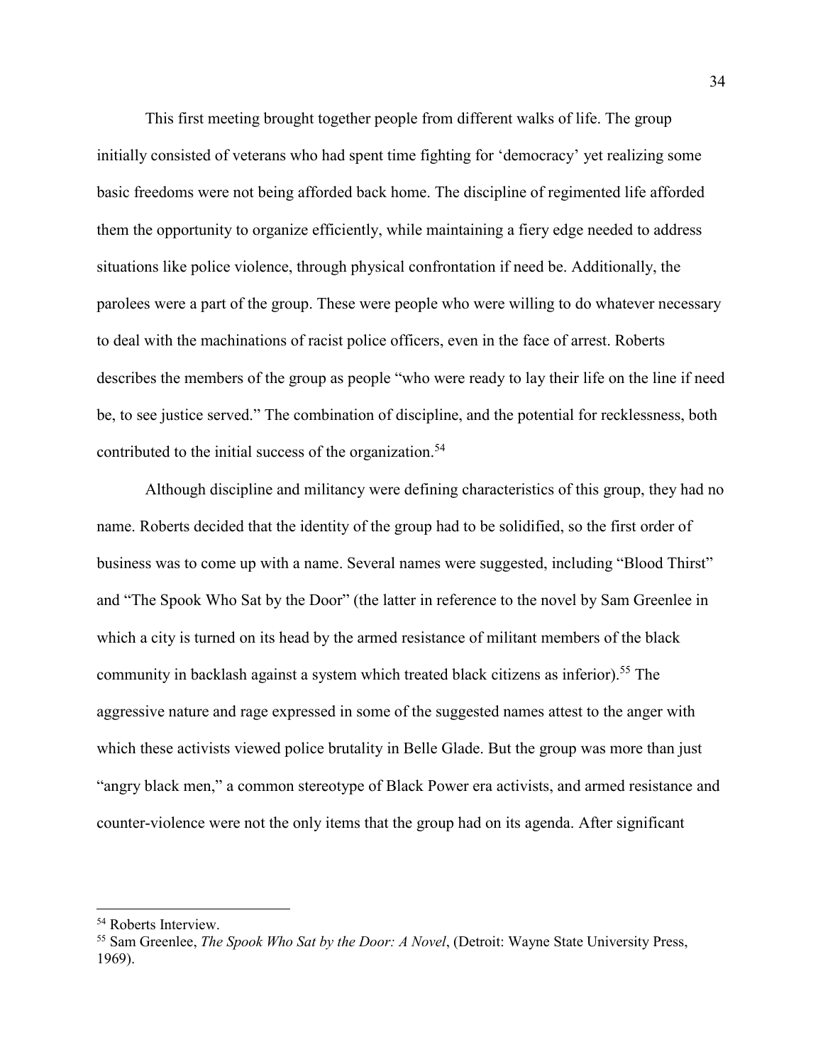This first meeting brought together people from different walks of life. The group initially consisted of veterans who had spent time fighting for 'democracy' yet realizing some basic freedoms were not being afforded back home. The discipline of regimented life afforded them the opportunity to organize efficiently, while maintaining a fiery edge needed to address situations like police violence, through physical confrontation if need be. Additionally, the parolees were a part of the group. These were people who were willing to do whatever necessary to deal with the machinations of racist police officers, even in the face of arrest. Roberts describes the members of the group as people "who were ready to lay their life on the line if need be, to see justice served." The combination of discipline, and the potential for recklessness, both contributed to the initial success of the organization.[54]

Although discipline and militancy were defining characteristics of this group, they had no name. Roberts decided that the identity of the group had to be solidified, so the first order of business was to come up with a name. Several names were suggested, including "Blood Thirst" and "The Spook Who Sat by the Door" (the latter in reference to the novel by Sam Greenlee in which a city is turned on its head by the armed resistance of militant members of the black community in backlash against a system which treated black citizens as inferior).[55] The aggressive nature and rage expressed in some of the suggested names attest to the anger with which these activists viewed police brutality in Belle Glade. But the group was more than just "angry black men," a common stereotype of Black Power era activists, and armed resistance and counter-violence were not the only items that the group had on its agenda. After significant

---

[54] Roberts Interview.

[55] Sam Greenlee, *The Spook Who Sat by the Door: A Novel*, (Detroit: Wayne State University Press, 1969).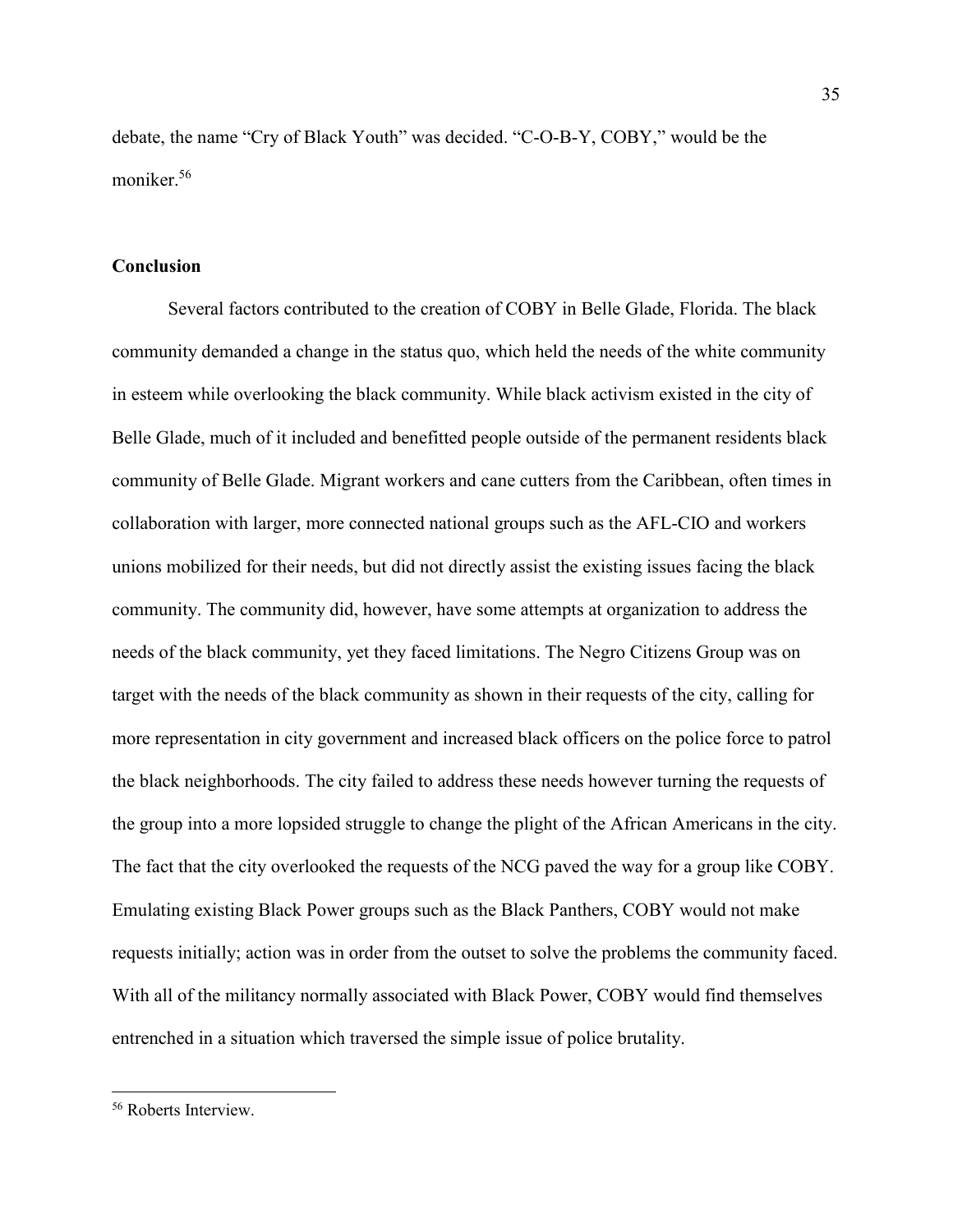debate, the name "Cry of Black Youth" was decided. "C-O-B-Y, COBY," would be the moniker.[56]

## Conclusion

Several factors contributed to the creation of COBY in Belle Glade, Florida. The black community demanded a change in the status quo, which held the needs of the white community in esteem while overlooking the black community. While black activism existed in the city of Belle Glade, much of it included and benefitted people outside of the permanent residents black community of Belle Glade. Migrant workers and cane cutters from the Caribbean, often times in collaboration with larger, more connected national groups such as the AFL-CIO and workers unions mobilized for their needs, but did not directly assist the existing issues facing the black community. The community did, however, have some attempts at organization to address the needs of the black community, yet they faced limitations. The Negro Citizens Group was on target with the needs of the black community as shown in their requests of the city, calling for more representation in city government and increased black officers on the police force to patrol the black neighborhoods. The city failed to address these needs however turning the requests of the group into a more lopsided struggle to change the plight of the African Americans in the city. The fact that the city overlooked the requests of the NCG paved the way for a group like COBY. Emulating existing Black Power groups such as the Black Panthers, COBY would not make requests initially; action was in order from the outset to solve the problems the community faced. With all of the militancy normally associated with Black Power, COBY would find themselves entrenched in a situation which traversed the simple issue of police brutality.

---

[56] Roberts Interview.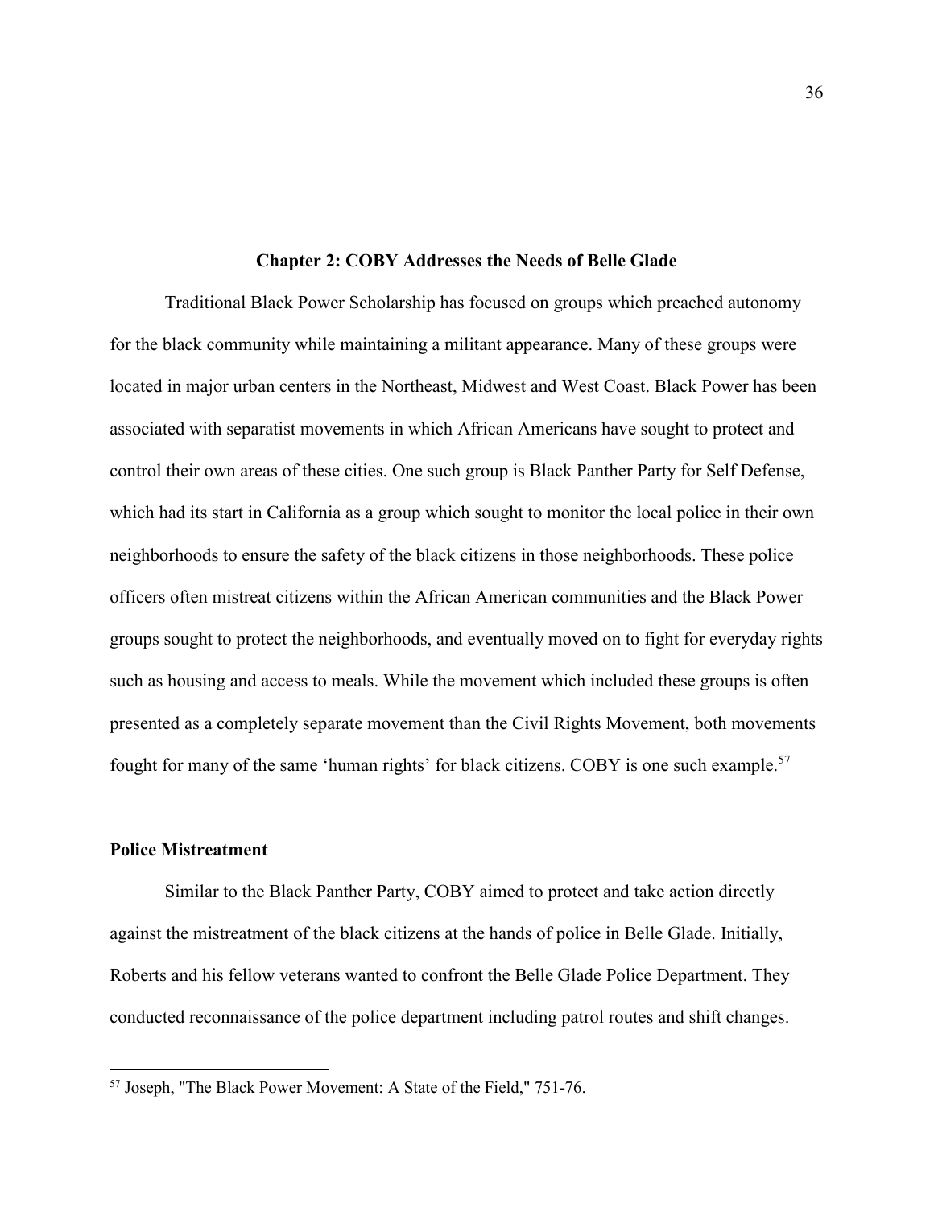## Chapter 2: COBY Addresses the Needs of Belle Glade

Traditional Black Power Scholarship has focused on groups which preached autonomy for the black community while maintaining a militant appearance. Many of these groups were located in major urban centers in the Northeast, Midwest and West Coast. Black Power has been associated with separatist movements in which African Americans have sought to protect and control their own areas of these cities. One such group is Black Panther Party for Self Defense, which had its start in California as a group which sought to monitor the local police in their own neighborhoods to ensure the safety of the black citizens in those neighborhoods. These police officers often mistreat citizens within the African American communities and the Black Power groups sought to protect the neighborhoods, and eventually moved on to fight for everyday rights such as housing and access to meals. While the movement which included these groups is often presented as a completely separate movement than the Civil Rights Movement, both movements fought for many of the same 'human rights' for black citizens. COBY is one such example.[57]

### Police Mistreatment

Similar to the Black Panther Party, COBY aimed to protect and take action directly against the mistreatment of the black citizens at the hands of police in Belle Glade. Initially, Roberts and his fellow veterans wanted to confront the Belle Glade Police Department. They conducted reconnaissance of the police department including patrol routes and shift changes.

---

[57] Joseph, "The Black Power Movement: A State of the Field," 751-76.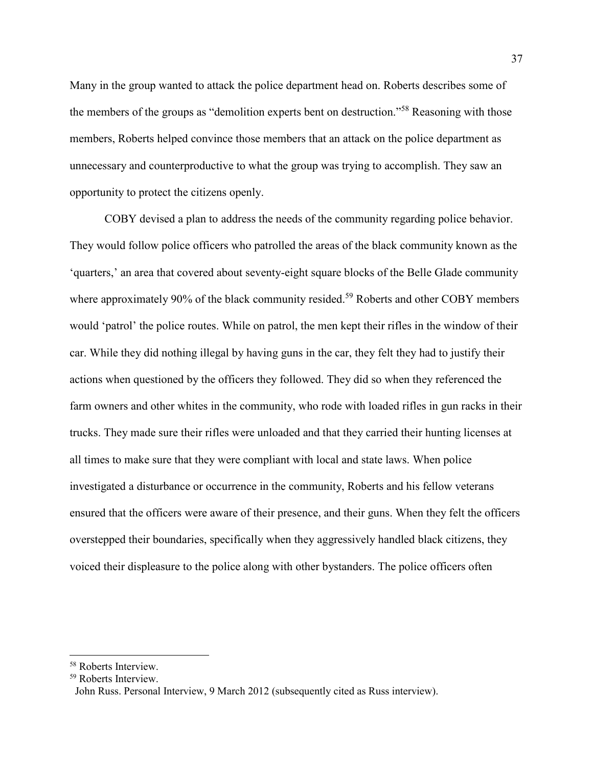Many in the group wanted to attack the police department head on. Roberts describes some of the members of the groups as "demolition experts bent on destruction."[58] Reasoning with those members, Roberts helped convince those members that an attack on the police department as unnecessary and counterproductive to what the group was trying to accomplish. They saw an opportunity to protect the citizens openly.

COBY devised a plan to address the needs of the community regarding police behavior. They would follow police officers who patrolled the areas of the black community known as the 'quarters,' an area that covered about seventy-eight square blocks of the Belle Glade community where approximately 90% of the black community resided.[59] Roberts and other COBY members would 'patrol' the police routes. While on patrol, the men kept their rifles in the window of their car. While they did nothing illegal by having guns in the car, they felt they had to justify their actions when questioned by the officers they followed. They did so when they referenced the farm owners and other whites in the community, who rode with loaded rifles in gun racks in their trucks. They made sure their rifles were unloaded and that they carried their hunting licenses at all times to make sure that they were compliant with local and state laws. When police investigated a disturbance or occurrence in the community, Roberts and his fellow veterans ensured that the officers were aware of their presence, and their guns. When they felt the officers overstepped their boundaries, specifically when they aggressively handled black citizens, they voiced their displeasure to the police along with other bystanders. The police officers often

---

[58] Roberts Interview.

[59] Roberts Interview.

John Russ. Personal Interview, 9 March 2012 (subsequently cited as Russ interview).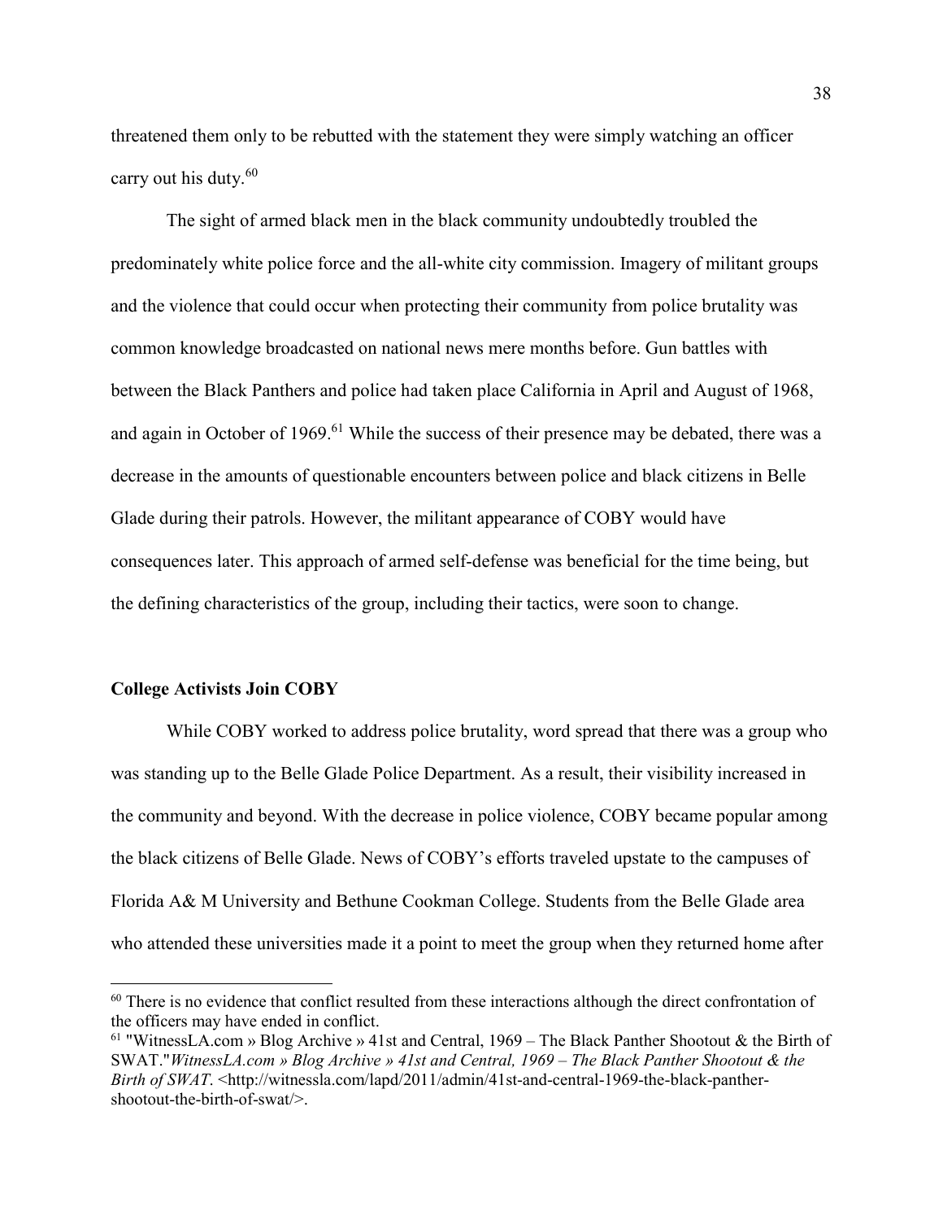threatened them only to be rebutted with the statement they were simply watching an officer carry out his duty.[60]

The sight of armed black men in the black community undoubtedly troubled the predominately white police force and the all-white city commission. Imagery of militant groups and the violence that could occur when protecting their community from police brutality was common knowledge broadcasted on national news mere months before. Gun battles with between the Black Panthers and police had taken place California in April and August of 1968, and again in October of 1969.[61] While the success of their presence may be debated, there was a decrease in the amounts of questionable encounters between police and black citizens in Belle Glade during their patrols. However, the militant appearance of COBY would have consequences later. This approach of armed self-defense was beneficial for the time being, but the defining characteristics of the group, including their tactics, were soon to change.

### College Activists Join COBY

While COBY worked to address police brutality, word spread that there was a group who was standing up to the Belle Glade Police Department. As a result, their visibility increased in the community and beyond. With the decrease in police violence, COBY became popular among the black citizens of Belle Glade. News of COBY's efforts traveled upstate to the campuses of Florida A& M University and Bethune Cookman College. Students from the Belle Glade area who attended these universities made it a point to meet the group when they returned home after

---

[60] There is no evidence that conflict resulted from these interactions although the direct confrontation of the officers may have ended in conflict.

[61] "WitnessLA.com » Blog Archive » 41st and Central, 1969 – The Black Panther Shootout & the Birth of SWAT."*WitnessLA.com » Blog Archive » 41st and Central, 1969 – The Black Panther Shootout & the Birth of SWAT*. <http://witnessla.com/lapd/2011/admin/41st-and-central-1969-the-black-panther-shootout-the-birth-of-swat/>.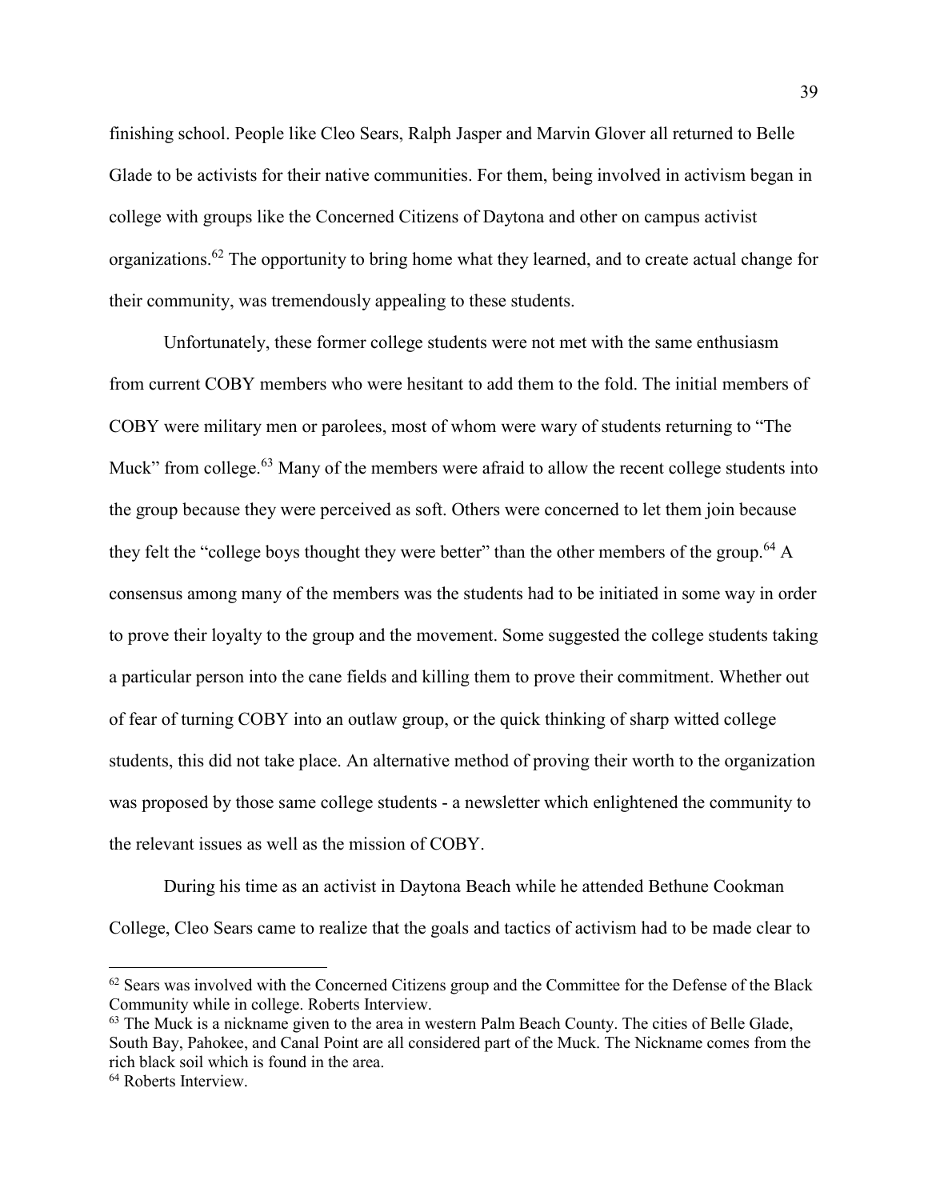finishing school. People like Cleo Sears, Ralph Jasper and Marvin Glover all returned to Belle Glade to be activists for their native communities. For them, being involved in activism began in college with groups like the Concerned Citizens of Daytona and other on campus activist organizations.[62] The opportunity to bring home what they learned, and to create actual change for their community, was tremendously appealing to these students.

Unfortunately, these former college students were not met with the same enthusiasm from current COBY members who were hesitant to add them to the fold. The initial members of COBY were military men or parolees, most of whom were wary of students returning to "The Muck" from college.[63] Many of the members were afraid to allow the recent college students into the group because they were perceived as soft. Others were concerned to let them join because they felt the "college boys thought they were better" than the other members of the group.[64] A consensus among many of the members was the students had to be initiated in some way in order to prove their loyalty to the group and the movement. Some suggested the college students taking a particular person into the cane fields and killing them to prove their commitment. Whether out of fear of turning COBY into an outlaw group, or the quick thinking of sharp witted college students, this did not take place. An alternative method of proving their worth to the organization was proposed by those same college students - a newsletter which enlightened the community to the relevant issues as well as the mission of COBY.

During his time as an activist in Daytona Beach while he attended Bethune Cookman College, Cleo Sears came to realize that the goals and tactics of activism had to be made clear to

---

[62] Sears was involved with the Concerned Citizens group and the Committee for the Defense of the Black Community while in college. Roberts Interview.

[63] The Muck is a nickname given to the area in western Palm Beach County. The cities of Belle Glade, South Bay, Pahokee, and Canal Point are all considered part of the Muck. The Nickname comes from the rich black soil which is found in the area.

[64] Roberts Interview.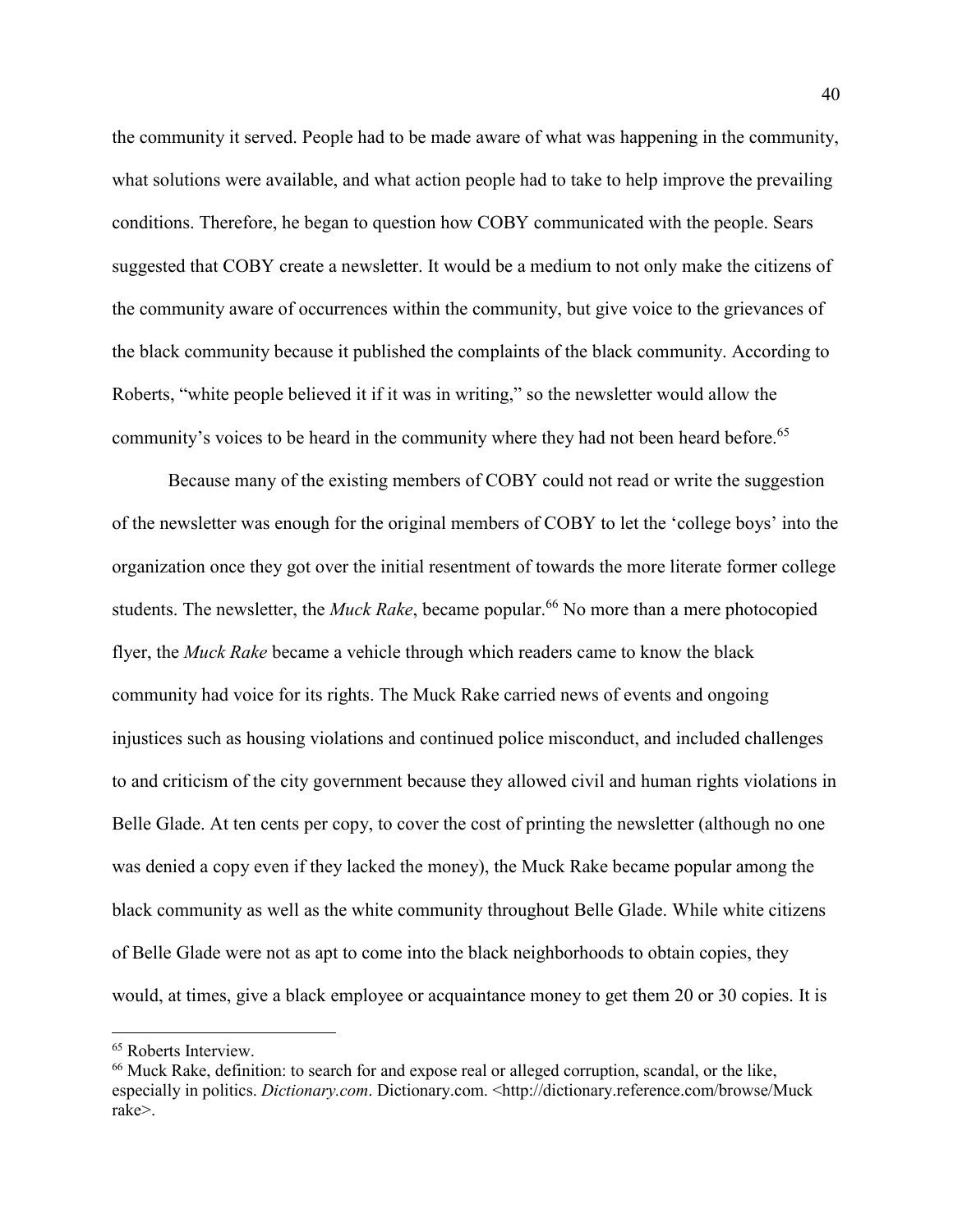the community it served. People had to be made aware of what was happening in the community, what solutions were available, and what action people had to take to help improve the prevailing conditions. Therefore, he began to question how COBY communicated with the people. Sears suggested that COBY create a newsletter. It would be a medium to not only make the citizens of the community aware of occurrences within the community, but give voice to the grievances of the black community because it published the complaints of the black community. According to Roberts, "white people believed it if it was in writing," so the newsletter would allow the community's voices to be heard in the community where they had not been heard before.[65]

Because many of the existing members of COBY could not read or write the suggestion of the newsletter was enough for the original members of COBY to let the 'college boys' into the organization once they got over the initial resentment of towards the more literate former college students. The newsletter, the *Muck Rake*, became popular.[66] No more than a mere photocopied flyer, the *Muck Rake* became a vehicle through which readers came to know the black community had voice for its rights. The Muck Rake carried news of events and ongoing injustices such as housing violations and continued police misconduct, and included challenges to and criticism of the city government because they allowed civil and human rights violations in Belle Glade. At ten cents per copy, to cover the cost of printing the newsletter (although no one was denied a copy even if they lacked the money), the Muck Rake became popular among the black community as well as the white community throughout Belle Glade. While white citizens of Belle Glade were not as apt to come into the black neighborhoods to obtain copies, they would, at times, give a black employee or acquaintance money to get them 20 or 30 copies. It is

---

[65] Roberts Interview.

[66] Muck Rake, definition: to search for and expose real or alleged corruption, scandal, or the like, especially in politics. *Dictionary.com*. Dictionary.com. <http://dictionary.reference.com/browse/Muck rake>.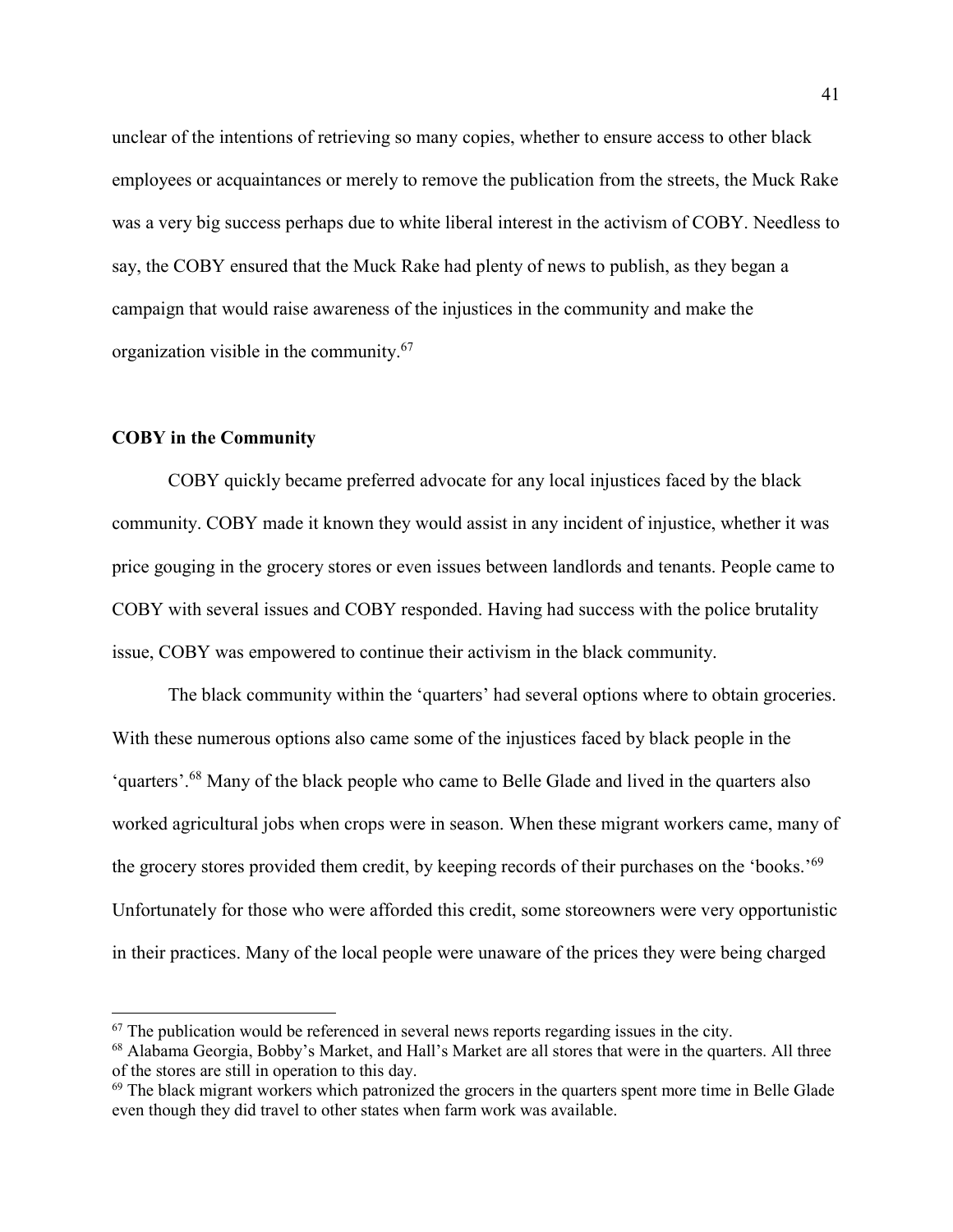unclear of the intentions of retrieving so many copies, whether to ensure access to other black employees or acquaintances or merely to remove the publication from the streets, the Muck Rake was a very big success perhaps due to white liberal interest in the activism of COBY. Needless to say, the COBY ensured that the Muck Rake had plenty of news to publish, as they began a campaign that would raise awareness of the injustices in the community and make the organization visible in the community.[67]

**COBY in the Community**

COBY quickly became preferred advocate for any local injustices faced by the black community. COBY made it known they would assist in any incident of injustice, whether it was price gouging in the grocery stores or even issues between landlords and tenants. People came to COBY with several issues and COBY responded. Having had success with the police brutality issue, COBY was empowered to continue their activism in the black community.

The black community within the 'quarters' had several options where to obtain groceries. With these numerous options also came some of the injustices faced by black people in the 'quarters'.[68] Many of the black people who came to Belle Glade and lived in the quarters also worked agricultural jobs when crops were in season. When these migrant workers came, many of the grocery stores provided them credit, by keeping records of their purchases on the 'books.'[69] Unfortunately for those who were afforded this credit, some storeowners were very opportunistic in their practices. Many of the local people were unaware of the prices they were being charged

[67] The publication would be referenced in several news reports regarding issues in the city.

[68] Alabama Georgia, Bobby's Market, and Hall's Market are all stores that were in the quarters. All three of the stores are still in operation to this day.

[69] The black migrant workers which patronized the grocers in the quarters spent more time in Belle Glade even though they did travel to other states when farm work was available.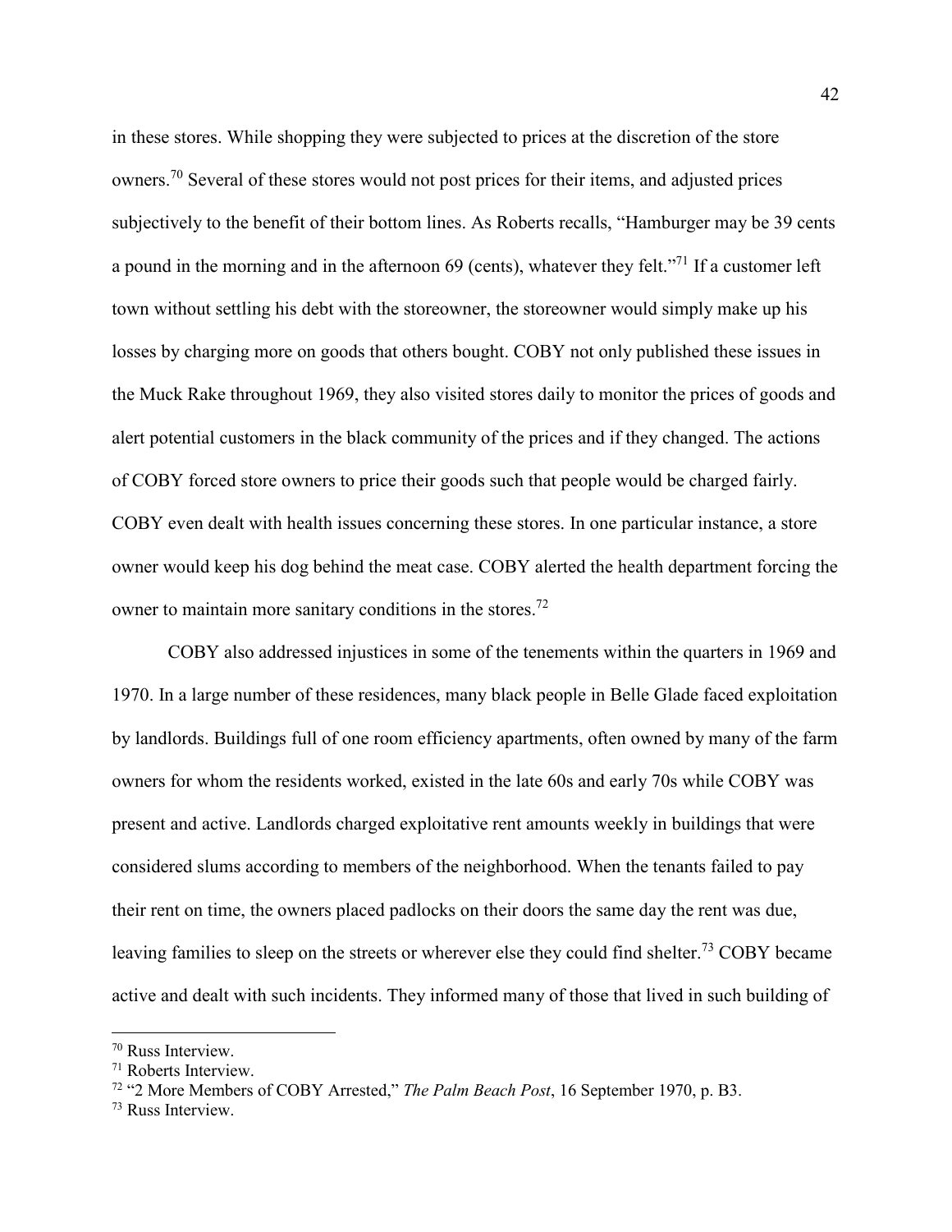in these stores. While shopping they were subjected to prices at the discretion of the store owners.[70] Several of these stores would not post prices for their items, and adjusted prices subjectively to the benefit of their bottom lines. As Roberts recalls, "Hamburger may be 39 cents a pound in the morning and in the afternoon 69 (cents), whatever they felt."[71] If a customer left town without settling his debt with the storeowner, the storeowner would simply make up his losses by charging more on goods that others bought. COBY not only published these issues in the Muck Rake throughout 1969, they also visited stores daily to monitor the prices of goods and alert potential customers in the black community of the prices and if they changed. The actions of COBY forced store owners to price their goods such that people would be charged fairly. COBY even dealt with health issues concerning these stores. In one particular instance, a store owner would keep his dog behind the meat case. COBY alerted the health department forcing the owner to maintain more sanitary conditions in the stores.[72]

COBY also addressed injustices in some of the tenements within the quarters in 1969 and 1970. In a large number of these residences, many black people in Belle Glade faced exploitation by landlords. Buildings full of one room efficiency apartments, often owned by many of the farm owners for whom the residents worked, existed in the late 60s and early 70s while COBY was present and active. Landlords charged exploitative rent amounts weekly in buildings that were considered slums according to members of the neighborhood. When the tenants failed to pay their rent on time, the owners placed padlocks on their doors the same day the rent was due, leaving families to sleep on the streets or wherever else they could find shelter.[73] COBY became active and dealt with such incidents. They informed many of those that lived in such building of

---

[70] Russ Interview.

[71] Roberts Interview.

[72] "2 More Members of COBY Arrested," *The Palm Beach Post*, 16 September 1970, p. B3.

[73] Russ Interview.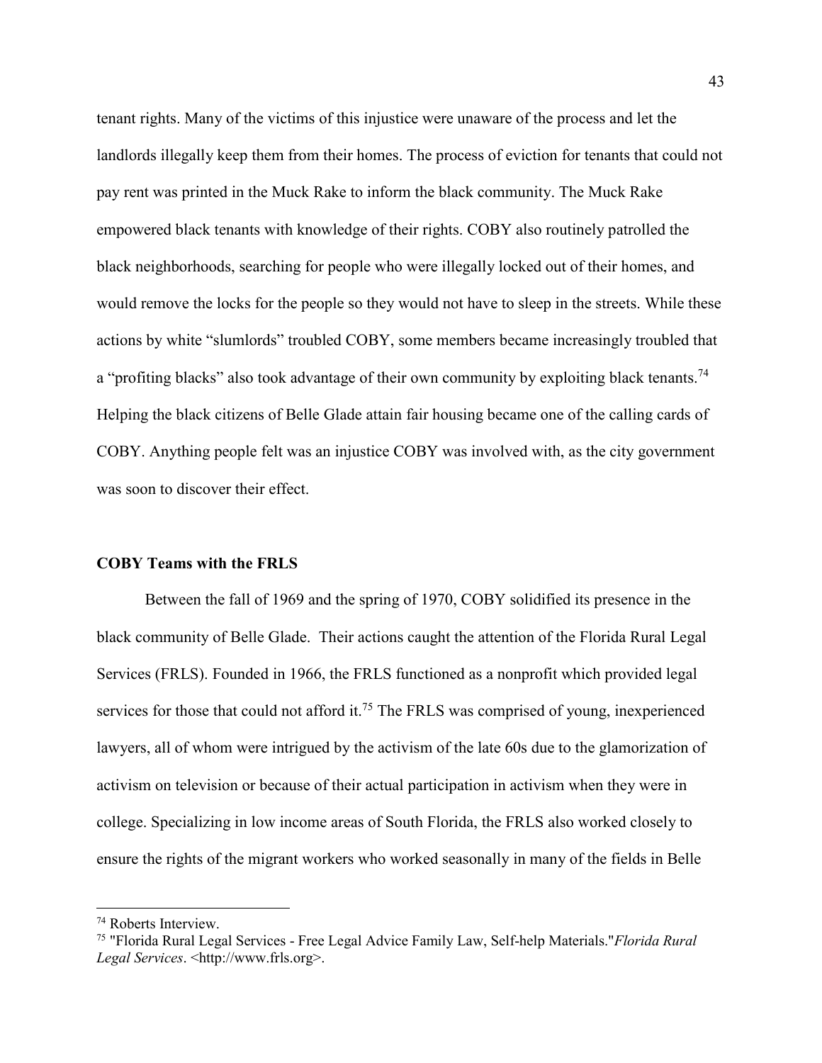tenant rights. Many of the victims of this injustice were unaware of the process and let the landlords illegally keep them from their homes. The process of eviction for tenants that could not pay rent was printed in the Muck Rake to inform the black community. The Muck Rake empowered black tenants with knowledge of their rights. COBY also routinely patrolled the black neighborhoods, searching for people who were illegally locked out of their homes, and would remove the locks for the people so they would not have to sleep in the streets. While these actions by white "slumlords" troubled COBY, some members became increasingly troubled that a "profiting blacks" also took advantage of their own community by exploiting black tenants.[74] Helping the black citizens of Belle Glade attain fair housing became one of the calling cards of COBY. Anything people felt was an injustice COBY was involved with, as the city government was soon to discover their effect.

### COBY Teams with the FRLS

Between the fall of 1969 and the spring of 1970, COBY solidified its presence in the black community of Belle Glade. Their actions caught the attention of the Florida Rural Legal Services (FRLS). Founded in 1966, the FRLS functioned as a nonprofit which provided legal services for those that could not afford it.[75] The FRLS was comprised of young, inexperienced lawyers, all of whom were intrigued by the activism of the late 60s due to the glamorization of activism on television or because of their actual participation in activism when they were in college. Specializing in low income areas of South Florida, the FRLS also worked closely to ensure the rights of the migrant workers who worked seasonally in many of the fields in Belle

---

[74] Roberts Interview.

[75] "Florida Rural Legal Services - Free Legal Advice Family Law, Self-help Materials."*Florida Rural Legal Services*. <http://www.frls.org>.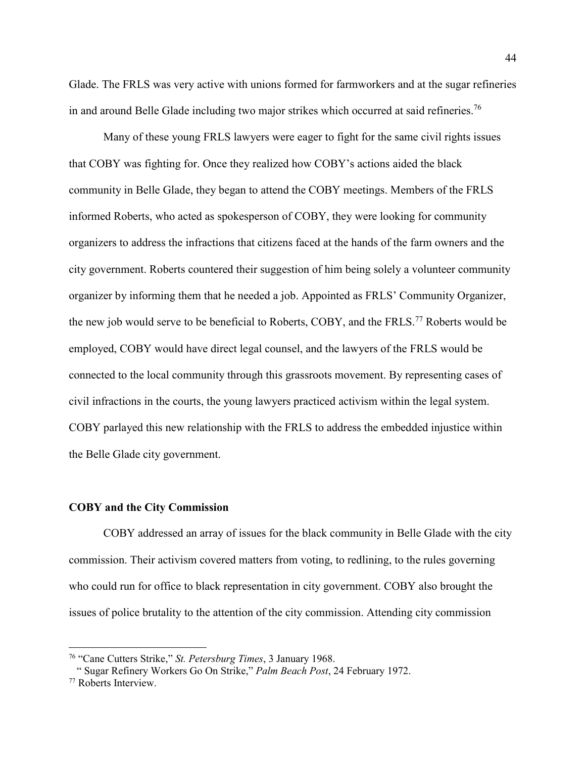Glade. The FRLS was very active with unions formed for farmworkers and at the sugar refineries in and around Belle Glade including two major strikes which occurred at said refineries.[76]

Many of these young FRLS lawyers were eager to fight for the same civil rights issues that COBY was fighting for. Once they realized how COBY's actions aided the black community in Belle Glade, they began to attend the COBY meetings. Members of the FRLS informed Roberts, who acted as spokesperson of COBY, they were looking for community organizers to address the infractions that citizens faced at the hands of the farm owners and the city government. Roberts countered their suggestion of him being solely a volunteer community organizer by informing them that he needed a job. Appointed as FRLS' Community Organizer, the new job would serve to be beneficial to Roberts, COBY, and the FRLS.[77] Roberts would be employed, COBY would have direct legal counsel, and the lawyers of the FRLS would be connected to the local community through this grassroots movement. By representing cases of civil infractions in the courts, the young lawyers practiced activism within the legal system. COBY parlayed this new relationship with the FRLS to address the embedded injustice within the Belle Glade city government.

### COBY and the City Commission

COBY addressed an array of issues for the black community in Belle Glade with the city commission. Their activism covered matters from voting, to redlining, to the rules governing who could run for office to black representation in city government. COBY also brought the issues of police brutality to the attention of the city commission. Attending city commission

---

[76] "Cane Cutters Strike," *St. Petersburg Times*, 3 January 1968.
" Sugar Refinery Workers Go On Strike," *Palm Beach Post*, 24 February 1972.

[77] Roberts Interview.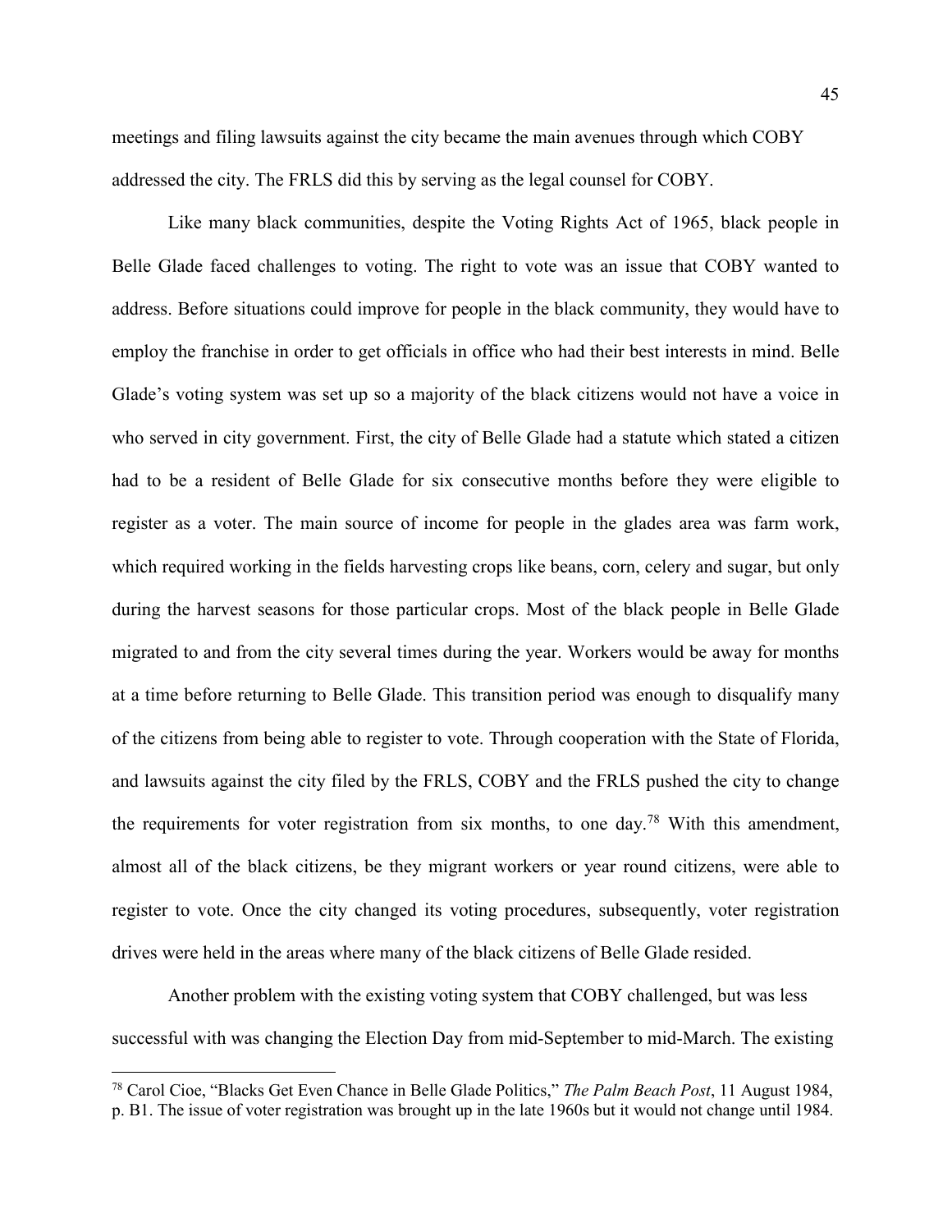meetings and filing lawsuits against the city became the main avenues through which COBY addressed the city. The FRLS did this by serving as the legal counsel for COBY.

Like many black communities, despite the Voting Rights Act of 1965, black people in Belle Glade faced challenges to voting. The right to vote was an issue that COBY wanted to address. Before situations could improve for people in the black community, they would have to employ the franchise in order to get officials in office who had their best interests in mind. Belle Glade's voting system was set up so a majority of the black citizens would not have a voice in who served in city government. First, the city of Belle Glade had a statute which stated a citizen had to be a resident of Belle Glade for six consecutive months before they were eligible to register as a voter. The main source of income for people in the glades area was farm work, which required working in the fields harvesting crops like beans, corn, celery and sugar, but only during the harvest seasons for those particular crops. Most of the black people in Belle Glade migrated to and from the city several times during the year. Workers would be away for months at a time before returning to Belle Glade. This transition period was enough to disqualify many of the citizens from being able to register to vote. Through cooperation with the State of Florida, and lawsuits against the city filed by the FRLS, COBY and the FRLS pushed the city to change the requirements for voter registration from six months, to one day.[78] With this amendment, almost all of the black citizens, be they migrant workers or year round citizens, were able to register to vote. Once the city changed its voting procedures, subsequently, voter registration drives were held in the areas where many of the black citizens of Belle Glade resided.

Another problem with the existing voting system that COBY challenged, but was less successful with was changing the Election Day from mid-September to mid-March. The existing

---

[78] Carol Cioe, "Blacks Get Even Chance in Belle Glade Politics," *The Palm Beach Post*, 11 August 1984, p. B1. The issue of voter registration was brought up in the late 1960s but it would not change until 1984.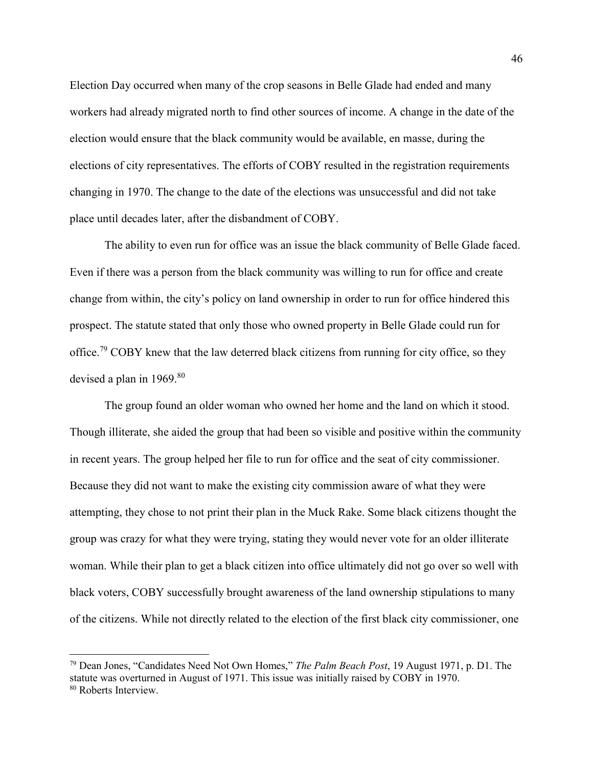Election Day occurred when many of the crop seasons in Belle Glade had ended and many workers had already migrated north to find other sources of income. A change in the date of the election would ensure that the black community would be available, en masse, during the elections of city representatives. The efforts of COBY resulted in the registration requirements changing in 1970. The change to the date of the elections was unsuccessful and did not take place until decades later, after the disbandment of COBY.

The ability to even run for office was an issue the black community of Belle Glade faced. Even if there was a person from the black community was willing to run for office and create change from within, the city's policy on land ownership in order to run for office hindered this prospect. The statute stated that only those who owned property in Belle Glade could run for office.[79] COBY knew that the law deterred black citizens from running for city office, so they devised a plan in 1969.[80]

The group found an older woman who owned her home and the land on which it stood. Though illiterate, she aided the group that had been so visible and positive within the community in recent years. The group helped her file to run for office and the seat of city commissioner. Because they did not want to make the existing city commission aware of what they were attempting, they chose to not print their plan in the Muck Rake. Some black citizens thought the group was crazy for what they were trying, stating they would never vote for an older illiterate woman. While their plan to get a black citizen into office ultimately did not go over so well with black voters, COBY successfully brought awareness of the land ownership stipulations to many of the citizens. While not directly related to the election of the first black city commissioner, one

---

[79] Dean Jones, "Candidates Need Not Own Homes," *The Palm Beach Post*, 19 August 1971, p. D1. The statute was overturned in August of 1971. This issue was initially raised by COBY in 1970.

[80] Roberts Interview.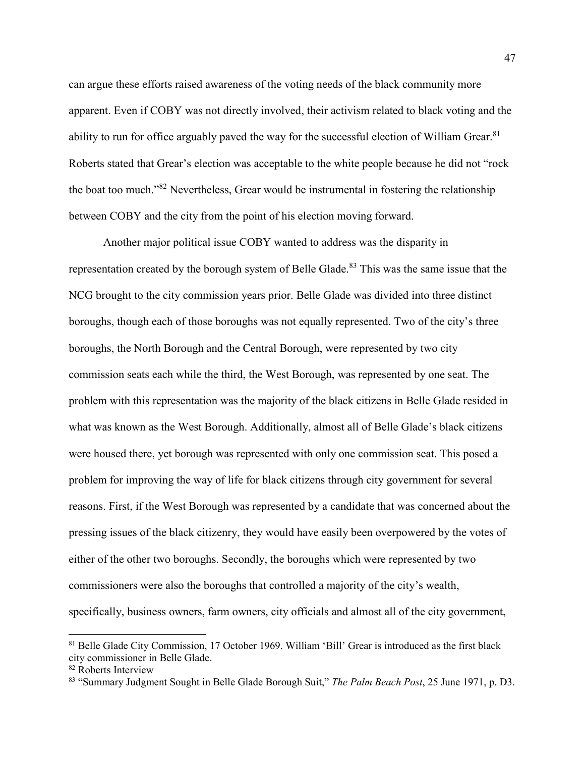can argue these efforts raised awareness of the voting needs of the black community more apparent. Even if COBY was not directly involved, their activism related to black voting and the ability to run for office arguably paved the way for the successful election of William Grear.[81] Roberts stated that Grear's election was acceptable to the white people because he did not "rock the boat too much."[82] Nevertheless, Grear would be instrumental in fostering the relationship between COBY and the city from the point of his election moving forward.

Another major political issue COBY wanted to address was the disparity in representation created by the borough system of Belle Glade.[83] This was the same issue that the NCG brought to the city commission years prior. Belle Glade was divided into three distinct boroughs, though each of those boroughs was not equally represented. Two of the city's three boroughs, the North Borough and the Central Borough, were represented by two city commission seats each while the third, the West Borough, was represented by one seat. The problem with this representation was the majority of the black citizens in Belle Glade resided in what was known as the West Borough. Additionally, almost all of Belle Glade's black citizens were housed there, yet borough was represented with only one commission seat. This posed a problem for improving the way of life for black citizens through city government for several reasons. First, if the West Borough was represented by a candidate that was concerned about the pressing issues of the black citizenry, they would have easily been overpowered by the votes of either of the other two boroughs. Secondly, the boroughs which were represented by two commissioners were also the boroughs that controlled a majority of the city's wealth, specifically, business owners, farm owners, city officials and almost all of the city government,

---

[81] Belle Glade City Commission, 17 October 1969. William 'Bill' Grear is introduced as the first black city commissioner in Belle Glade.

[82] Roberts Interview

[83] "Summary Judgment Sought in Belle Glade Borough Suit," *The Palm Beach Post*, 25 June 1971, p. D3.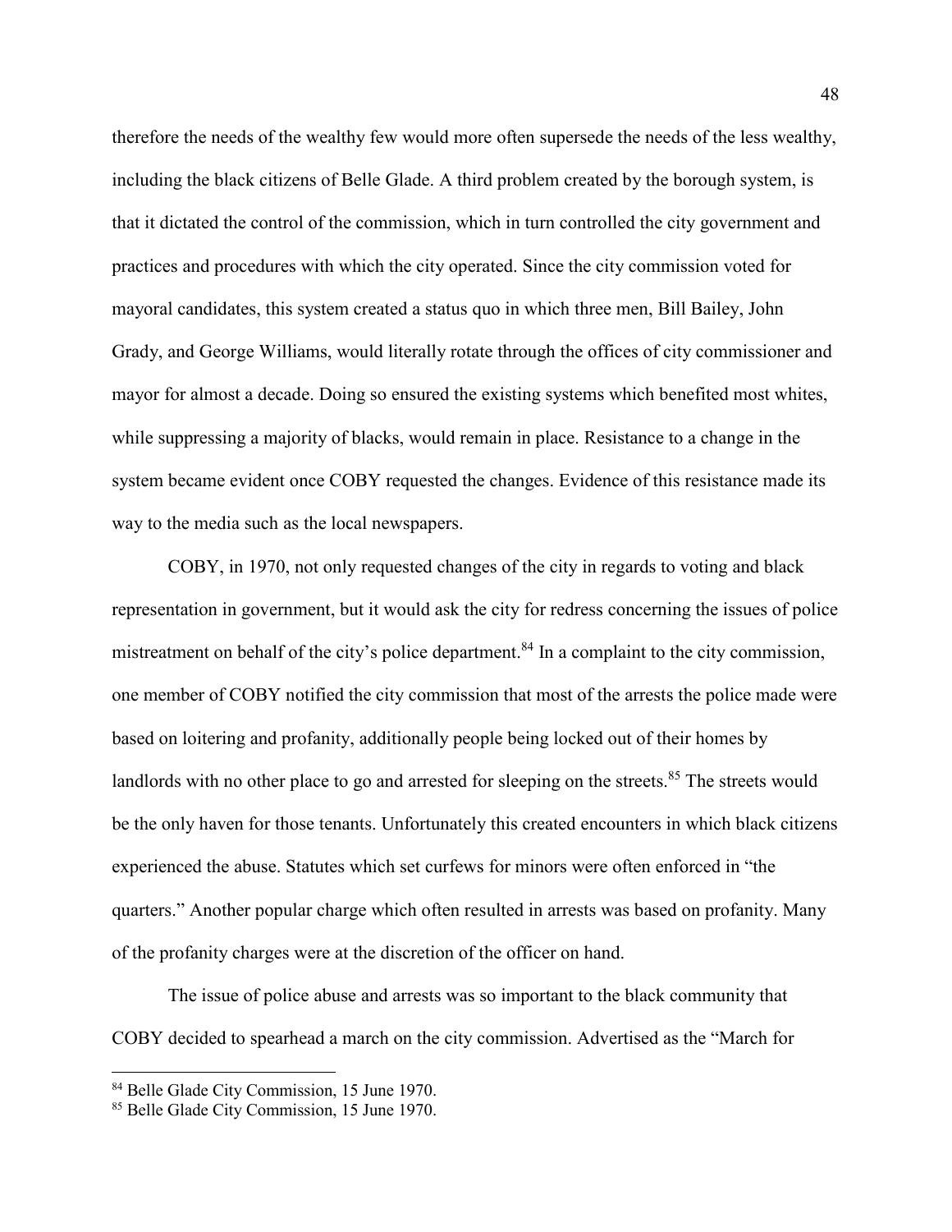therefore the needs of the wealthy few would more often supersede the needs of the less wealthy, including the black citizens of Belle Glade. A third problem created by the borough system, is that it dictated the control of the commission, which in turn controlled the city government and practices and procedures with which the city operated. Since the city commission voted for mayoral candidates, this system created a status quo in which three men, Bill Bailey, John Grady, and George Williams, would literally rotate through the offices of city commissioner and mayor for almost a decade. Doing so ensured the existing systems which benefited most whites, while suppressing a majority of blacks, would remain in place. Resistance to a change in the system became evident once COBY requested the changes. Evidence of this resistance made its way to the media such as the local newspapers.

COBY, in 1970, not only requested changes of the city in regards to voting and black representation in government, but it would ask the city for redress concerning the issues of police mistreatment on behalf of the city's police department.[84] In a complaint to the city commission, one member of COBY notified the city commission that most of the arrests the police made were based on loitering and profanity, additionally people being locked out of their homes by landlords with no other place to go and arrested for sleeping on the streets.[85] The streets would be the only haven for those tenants. Unfortunately this created encounters in which black citizens experienced the abuse. Statutes which set curfews for minors were often enforced in "the quarters." Another popular charge which often resulted in arrests was based on profanity. Many of the profanity charges were at the discretion of the officer on hand.

The issue of police abuse and arrests was so important to the black community that COBY decided to spearhead a march on the city commission. Advertised as the "March for

---

[84] Belle Glade City Commission, 15 June 1970.

[85] Belle Glade City Commission, 15 June 1970.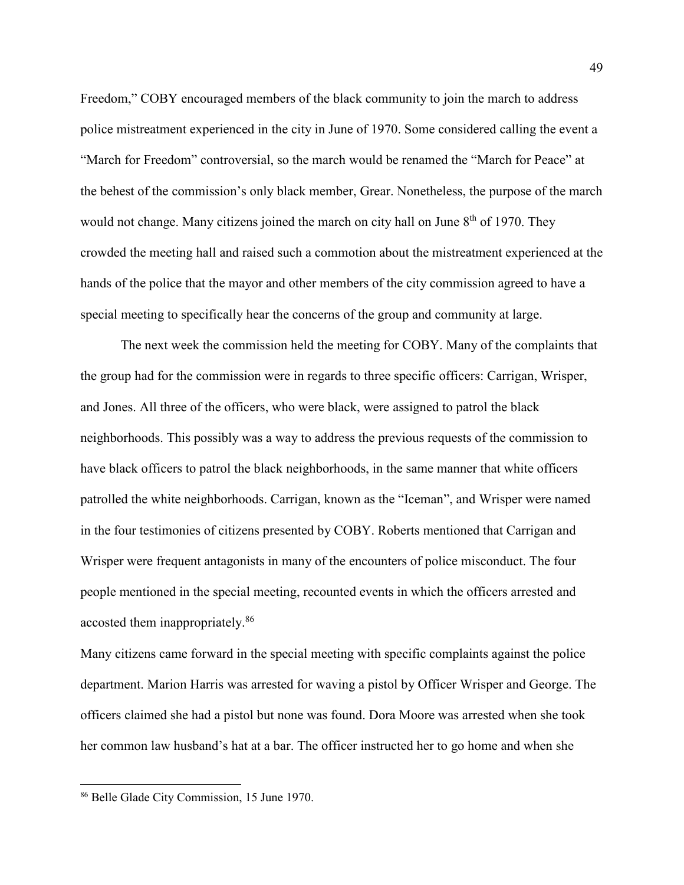Freedom," COBY encouraged members of the black community to join the march to address police mistreatment experienced in the city in June of 1970. Some considered calling the event a "March for Freedom" controversial, so the march would be renamed the "March for Peace" at the behest of the commission's only black member, Grear. Nonetheless, the purpose of the march would not change. Many citizens joined the march on city hall on June 8th of 1970. They crowded the meeting hall and raised such a commotion about the mistreatment experienced at the hands of the police that the mayor and other members of the city commission agreed to have a special meeting to specifically hear the concerns of the group and community at large.

The next week the commission held the meeting for COBY. Many of the complaints that the group had for the commission were in regards to three specific officers: Carrigan, Wrisper, and Jones. All three of the officers, who were black, were assigned to patrol the black neighborhoods. This possibly was a way to address the previous requests of the commission to have black officers to patrol the black neighborhoods, in the same manner that white officers patrolled the white neighborhoods. Carrigan, known as the "Iceman", and Wrisper were named in the four testimonies of citizens presented by COBY. Roberts mentioned that Carrigan and Wrisper were frequent antagonists in many of the encounters of police misconduct. The four people mentioned in the special meeting, recounted events in which the officers arrested and accosted them inappropriately.[86]

Many citizens came forward in the special meeting with specific complaints against the police department. Marion Harris was arrested for waving a pistol by Officer Wrisper and George. The officers claimed she had a pistol but none was found. Dora Moore was arrested when she took her common law husband's hat at a bar. The officer instructed her to go home and when she

---

[86] Belle Glade City Commission, 15 June 1970.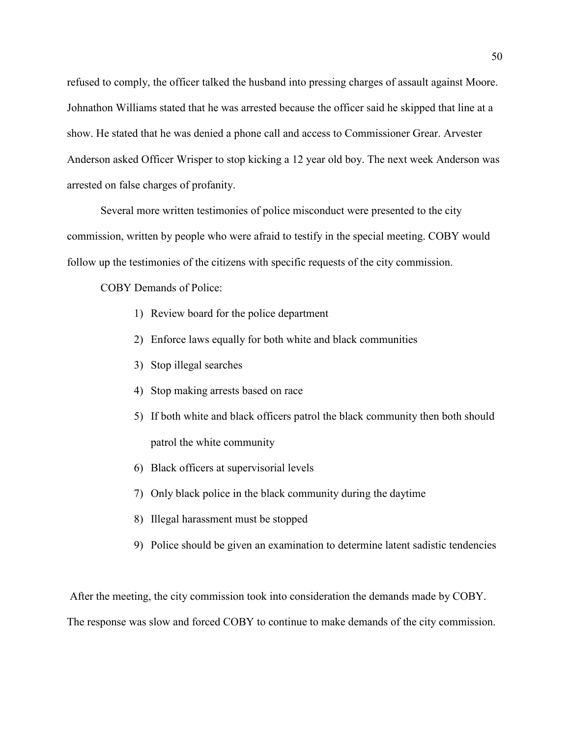refused to comply, the officer talked the husband into pressing charges of assault against Moore. Johnathon Williams stated that he was arrested because the officer said he skipped that line at a show. He stated that he was denied a phone call and access to Commissioner Grear. Arvester Anderson asked Officer Wrisper to stop kicking a 12 year old boy. The next week Anderson was arrested on false charges of profanity.

Several more written testimonies of police misconduct were presented to the city commission, written by people who were afraid to testify in the special meeting. COBY would follow up the testimonies of the citizens with specific requests of the city commission.

COBY Demands of Police:

1) Review board for the police department
2) Enforce laws equally for both white and black communities
3) Stop illegal searches
4) Stop making arrests based on race
5) If both white and black officers patrol the black community then both should patrol the white community
6) Black officers at supervisorial levels
7) Only black police in the black community during the daytime
8) Illegal harassment must be stopped
9) Police should be given an examination to determine latent sadistic tendencies

After the meeting, the city commission took into consideration the demands made by COBY. The response was slow and forced COBY to continue to make demands of the city commission.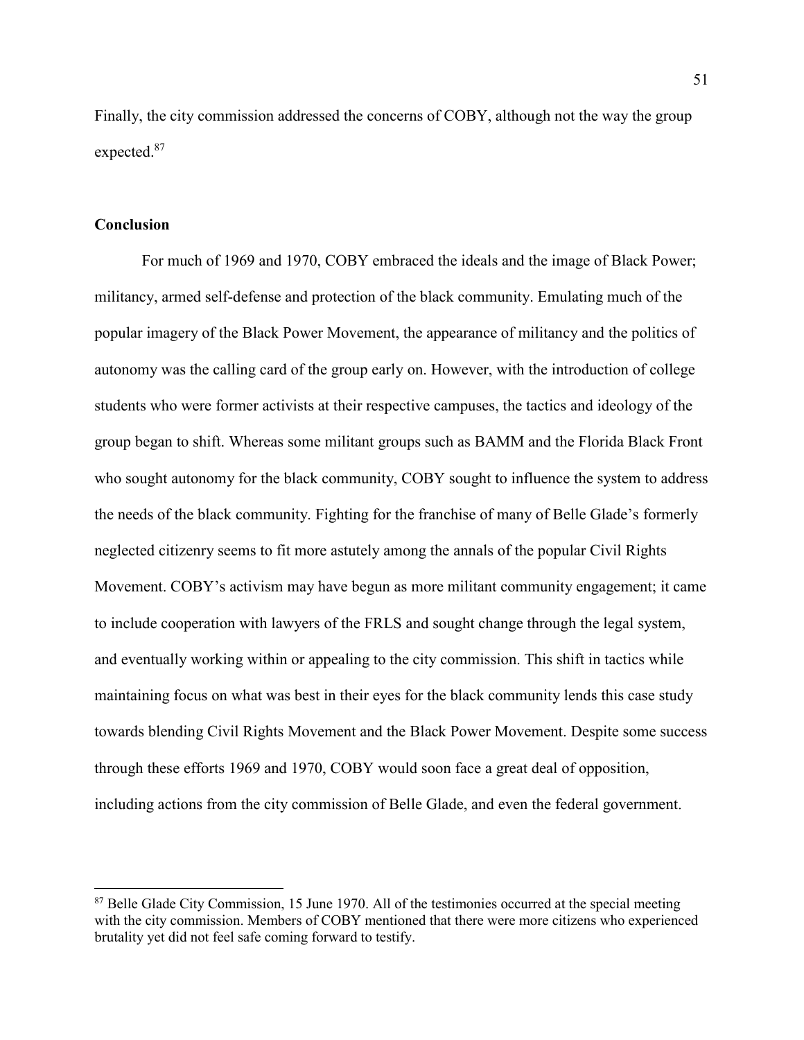Finally, the city commission addressed the concerns of COBY, although not the way the group expected.[87]

## Conclusion

For much of 1969 and 1970, COBY embraced the ideals and the image of Black Power; militancy, armed self-defense and protection of the black community. Emulating much of the popular imagery of the Black Power Movement, the appearance of militancy and the politics of autonomy was the calling card of the group early on. However, with the introduction of college students who were former activists at their respective campuses, the tactics and ideology of the group began to shift. Whereas some militant groups such as BAMM and the Florida Black Front who sought autonomy for the black community, COBY sought to influence the system to address the needs of the black community. Fighting for the franchise of many of Belle Glade's formerly neglected citizenry seems to fit more astutely among the annals of the popular Civil Rights Movement. COBY's activism may have begun as more militant community engagement; it came to include cooperation with lawyers of the FRLS and sought change through the legal system, and eventually working within or appealing to the city commission. This shift in tactics while maintaining focus on what was best in their eyes for the black community lends this case study towards blending Civil Rights Movement and the Black Power Movement. Despite some success through these efforts 1969 and 1970, COBY would soon face a great deal of opposition, including actions from the city commission of Belle Glade, and even the federal government.

---

[87] Belle Glade City Commission, 15 June 1970. All of the testimonies occurred at the special meeting with the city commission. Members of COBY mentioned that there were more citizens who experienced brutality yet did not feel safe coming forward to testify.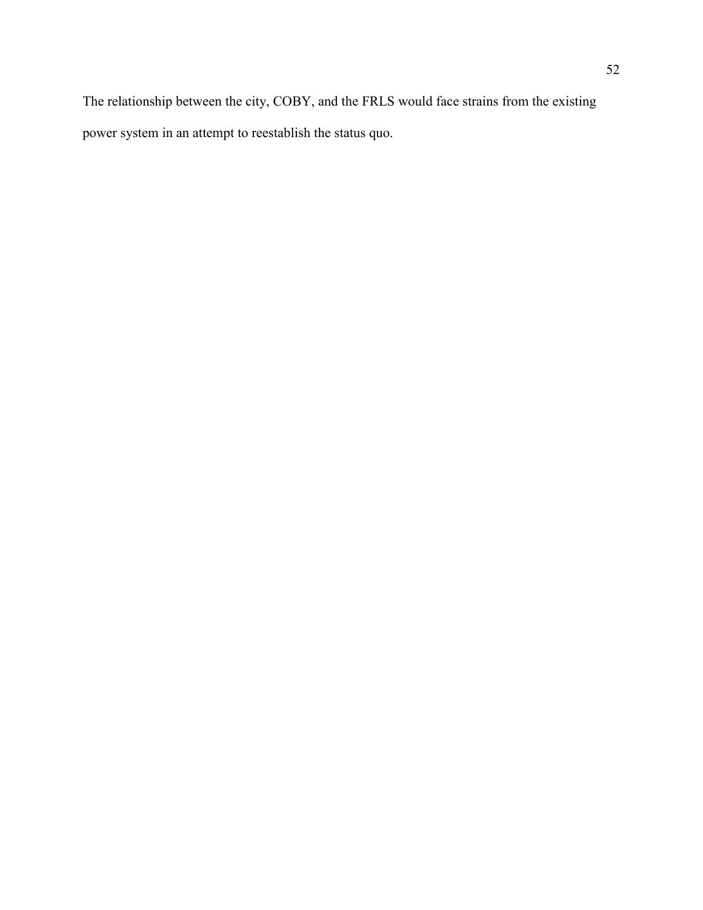The relationship between the city, COBY, and the FRLS would face strains from the existing power system in an attempt to reestablish the status quo.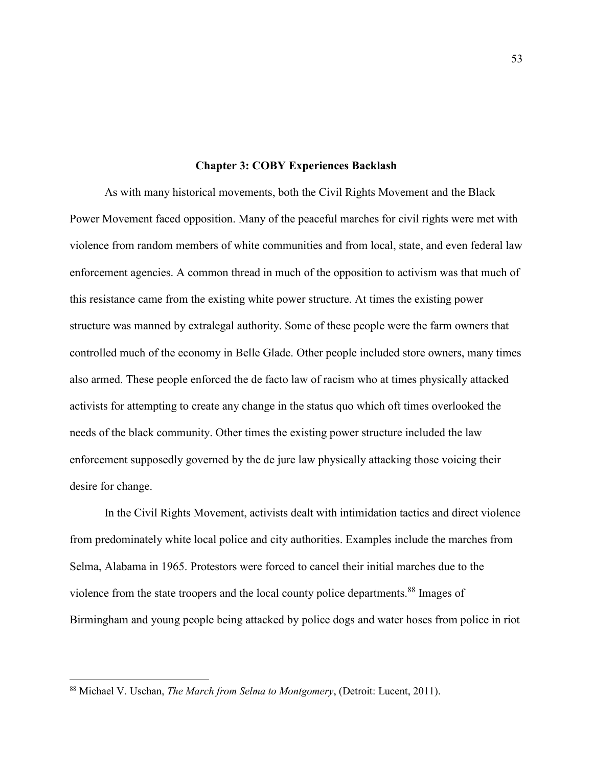## Chapter 3: COBY Experiences Backlash

As with many historical movements, both the Civil Rights Movement and the Black Power Movement faced opposition. Many of the peaceful marches for civil rights were met with violence from random members of white communities and from local, state, and even federal law enforcement agencies. A common thread in much of the opposition to activism was that much of this resistance came from the existing white power structure. At times the existing power structure was manned by extralegal authority. Some of these people were the farm owners that controlled much of the economy in Belle Glade. Other people included store owners, many times also armed. These people enforced the de facto law of racism who at times physically attacked activists for attempting to create any change in the status quo which oft times overlooked the needs of the black community. Other times the existing power structure included the law enforcement supposedly governed by the de jure law physically attacking those voicing their desire for change.

In the Civil Rights Movement, activists dealt with intimidation tactics and direct violence from predominately white local police and city authorities. Examples include the marches from Selma, Alabama in 1965. Protestors were forced to cancel their initial marches due to the violence from the state troopers and the local county police departments.[88] Images of Birmingham and young people being attacked by police dogs and water hoses from police in riot

[88] Michael V. Uschan, *The March from Selma to Montgomery*, (Detroit: Lucent, 2011).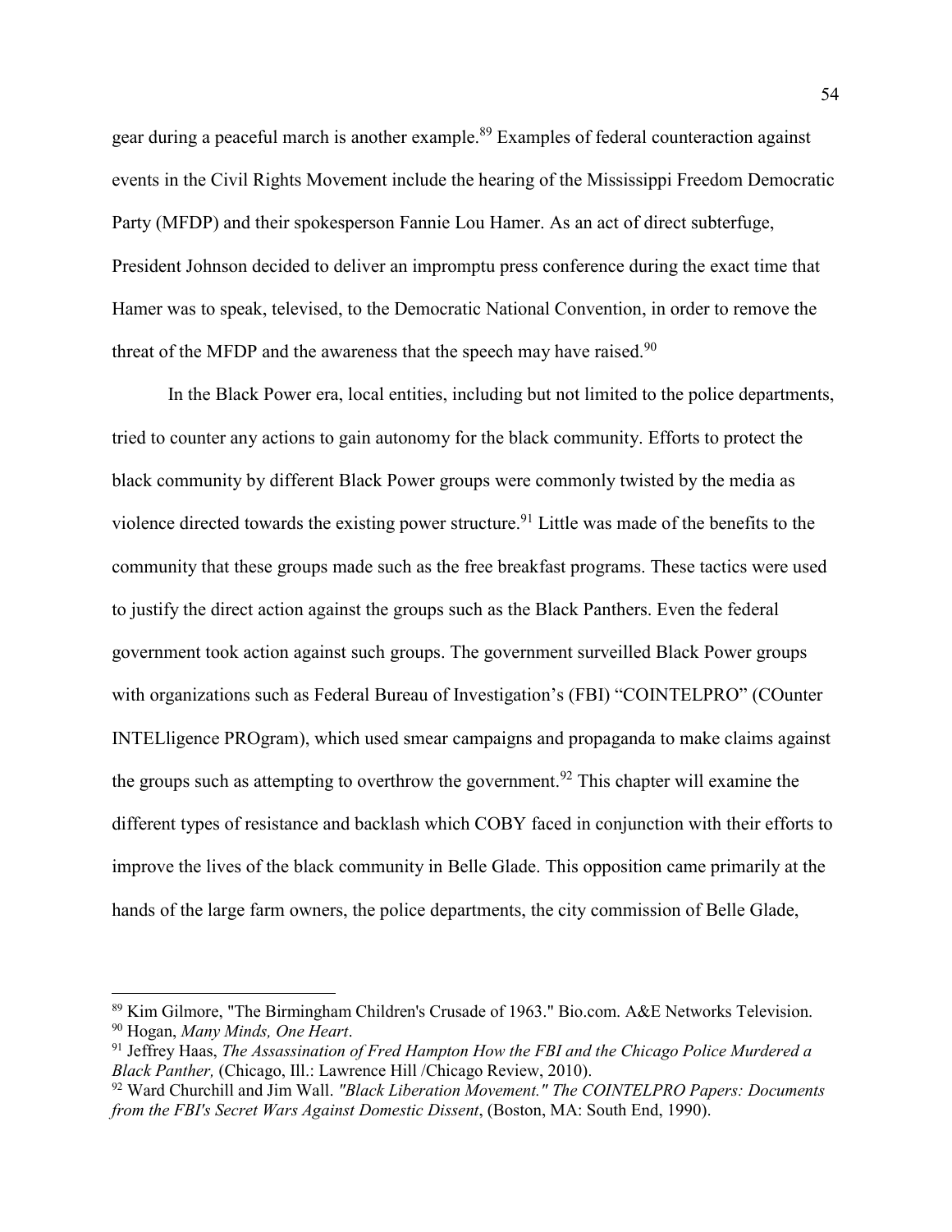gear during a peaceful march is another example.[89] Examples of federal counteraction against events in the Civil Rights Movement include the hearing of the Mississippi Freedom Democratic Party (MFDP) and their spokesperson Fannie Lou Hamer. As an act of direct subterfuge, President Johnson decided to deliver an impromptu press conference during the exact time that Hamer was to speak, televised, to the Democratic National Convention, in order to remove the threat of the MFDP and the awareness that the speech may have raised.[90]

In the Black Power era, local entities, including but not limited to the police departments, tried to counter any actions to gain autonomy for the black community. Efforts to protect the black community by different Black Power groups were commonly twisted by the media as violence directed towards the existing power structure.[91] Little was made of the benefits to the community that these groups made such as the free breakfast programs. These tactics were used to justify the direct action against the groups such as the Black Panthers. Even the federal government took action against such groups. The government surveilled Black Power groups with organizations such as Federal Bureau of Investigation's (FBI) "COINTELPRO" (COunter INTELligence PROgram), which used smear campaigns and propaganda to make claims against the groups such as attempting to overthrow the government.[92] This chapter will examine the different types of resistance and backlash which COBY faced in conjunction with their efforts to improve the lives of the black community in Belle Glade. This opposition came primarily at the hands of the large farm owners, the police departments, the city commission of Belle Glade,

---

[89] Kim Gilmore, "The Birmingham Children's Crusade of 1963." Bio.com. A&E Networks Television.

[90] Hogan, *Many Minds, One Heart*.

[91] Jeffrey Haas, *The Assassination of Fred Hampton How the FBI and the Chicago Police Murdered a Black Panther,* (Chicago, Ill.: Lawrence Hill /Chicago Review, 2010).

[92] Ward Churchill and Jim Wall. *"Black Liberation Movement." The COINTELPRO Papers: Documents from the FBI's Secret Wars Against Domestic Dissent*, (Boston, MA: South End, 1990).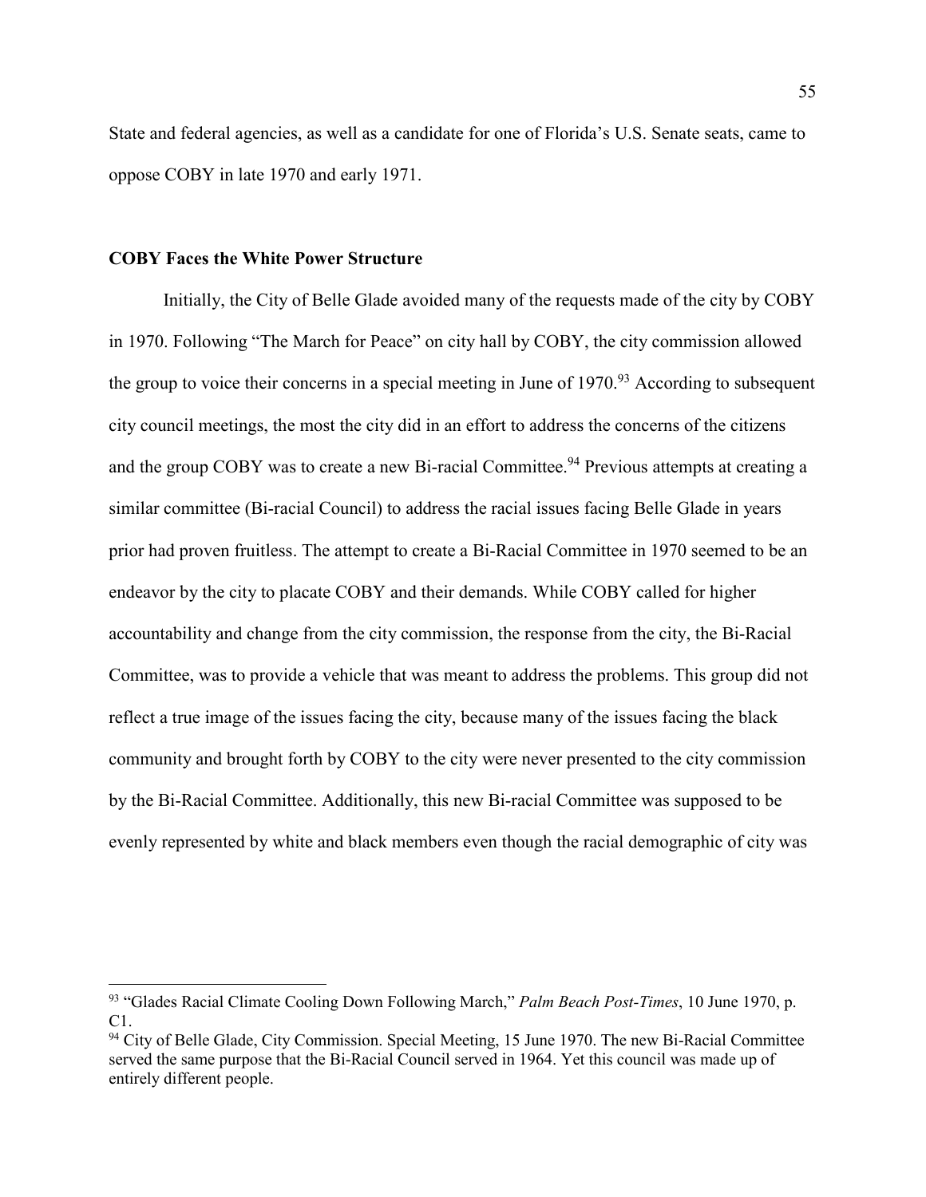State and federal agencies, as well as a candidate for one of Florida's U.S. Senate seats, came to oppose COBY in late 1970 and early 1971.

### COBY Faces the White Power Structure

Initially, the City of Belle Glade avoided many of the requests made of the city by COBY in 1970. Following "The March for Peace" on city hall by COBY, the city commission allowed the group to voice their concerns in a special meeting in June of 1970.[93] According to subsequent city council meetings, the most the city did in an effort to address the concerns of the citizens and the group COBY was to create a new Bi-racial Committee.[94] Previous attempts at creating a similar committee (Bi-racial Council) to address the racial issues facing Belle Glade in years prior had proven fruitless. The attempt to create a Bi-Racial Committee in 1970 seemed to be an endeavor by the city to placate COBY and their demands. While COBY called for higher accountability and change from the city commission, the response from the city, the Bi-Racial Committee, was to provide a vehicle that was meant to address the problems. This group did not reflect a true image of the issues facing the city, because many of the issues facing the black community and brought forth by COBY to the city were never presented to the city commission by the Bi-Racial Committee. Additionally, this new Bi-racial Committee was supposed to be evenly represented by white and black members even though the racial demographic of city was

---

[93] "Glades Racial Climate Cooling Down Following March," *Palm Beach Post-Times*, 10 June 1970, p. C1.

[94] City of Belle Glade, City Commission. Special Meeting, 15 June 1970. The new Bi-Racial Committee served the same purpose that the Bi-Racial Council served in 1964. Yet this council was made up of entirely different people.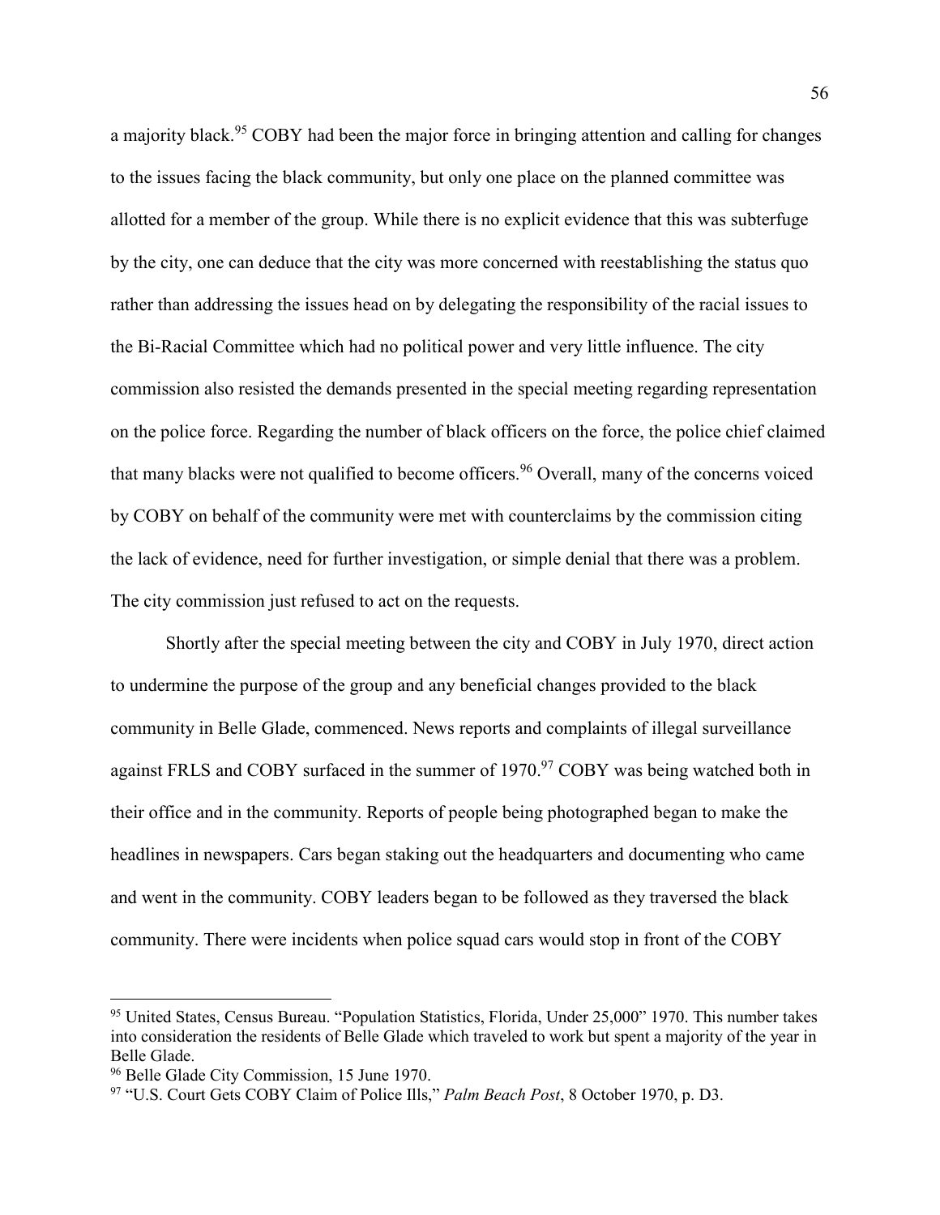a majority black.[95] COBY had been the major force in bringing attention and calling for changes to the issues facing the black community, but only one place on the planned committee was allotted for a member of the group. While there is no explicit evidence that this was subterfuge by the city, one can deduce that the city was more concerned with reestablishing the status quo rather than addressing the issues head on by delegating the responsibility of the racial issues to the Bi-Racial Committee which had no political power and very little influence. The city commission also resisted the demands presented in the special meeting regarding representation on the police force. Regarding the number of black officers on the force, the police chief claimed that many blacks were not qualified to become officers.[96] Overall, many of the concerns voiced by COBY on behalf of the community were met with counterclaims by the commission citing the lack of evidence, need for further investigation, or simple denial that there was a problem. The city commission just refused to act on the requests.

Shortly after the special meeting between the city and COBY in July 1970, direct action to undermine the purpose of the group and any beneficial changes provided to the black community in Belle Glade, commenced. News reports and complaints of illegal surveillance against FRLS and COBY surfaced in the summer of 1970.[97] COBY was being watched both in their office and in the community. Reports of people being photographed began to make the headlines in newspapers. Cars began staking out the headquarters and documenting who came and went in the community. COBY leaders began to be followed as they traversed the black community. There were incidents when police squad cars would stop in front of the COBY

---

[95] United States, Census Bureau. "Population Statistics, Florida, Under 25,000" 1970. This number takes into consideration the residents of Belle Glade which traveled to work but spent a majority of the year in Belle Glade.

[96] Belle Glade City Commission, 15 June 1970.

[97] "U.S. Court Gets COBY Claim of Police Ills," *Palm Beach Post*, 8 October 1970, p. D3.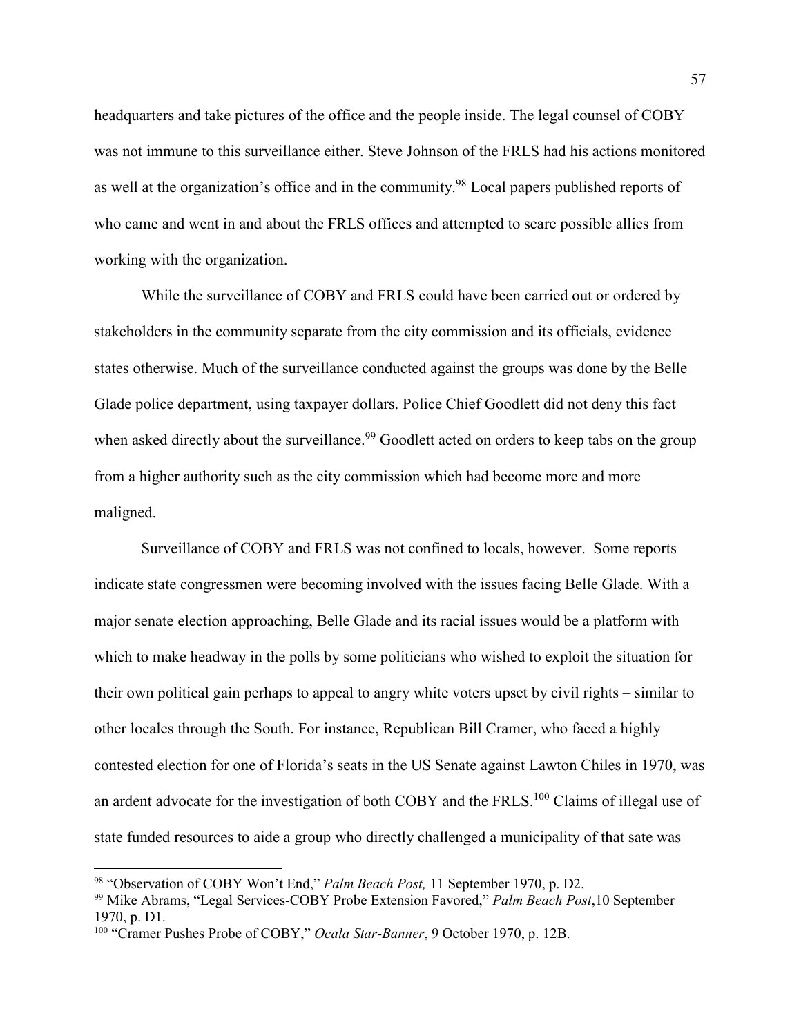headquarters and take pictures of the office and the people inside. The legal counsel of COBY was not immune to this surveillance either. Steve Johnson of the FRLS had his actions monitored as well at the organization's office and in the community.[98] Local papers published reports of who came and went in and about the FRLS offices and attempted to scare possible allies from working with the organization.

While the surveillance of COBY and FRLS could have been carried out or ordered by stakeholders in the community separate from the city commission and its officials, evidence states otherwise. Much of the surveillance conducted against the groups was done by the Belle Glade police department, using taxpayer dollars. Police Chief Goodlett did not deny this fact when asked directly about the surveillance.[99] Goodlett acted on orders to keep tabs on the group from a higher authority such as the city commission which had become more and more maligned.

Surveillance of COBY and FRLS was not confined to locals, however. Some reports indicate state congressmen were becoming involved with the issues facing Belle Glade. With a major senate election approaching, Belle Glade and its racial issues would be a platform with which to make headway in the polls by some politicians who wished to exploit the situation for their own political gain perhaps to appeal to angry white voters upset by civil rights – similar to other locales through the South. For instance, Republican Bill Cramer, who faced a highly contested election for one of Florida's seats in the US Senate against Lawton Chiles in 1970, was an ardent advocate for the investigation of both COBY and the FRLS.[100] Claims of illegal use of state funded resources to aide a group who directly challenged a municipality of that sate was

---

[98] "Observation of COBY Won't End," *Palm Beach Post,* 11 September 1970, p. D2.

[99] Mike Abrams, "Legal Services-COBY Probe Extension Favored," *Palm Beach Post*,10 September 1970, p. D1.

[100] "Cramer Pushes Probe of COBY," *Ocala Star-Banner*, 9 October 1970, p. 12B.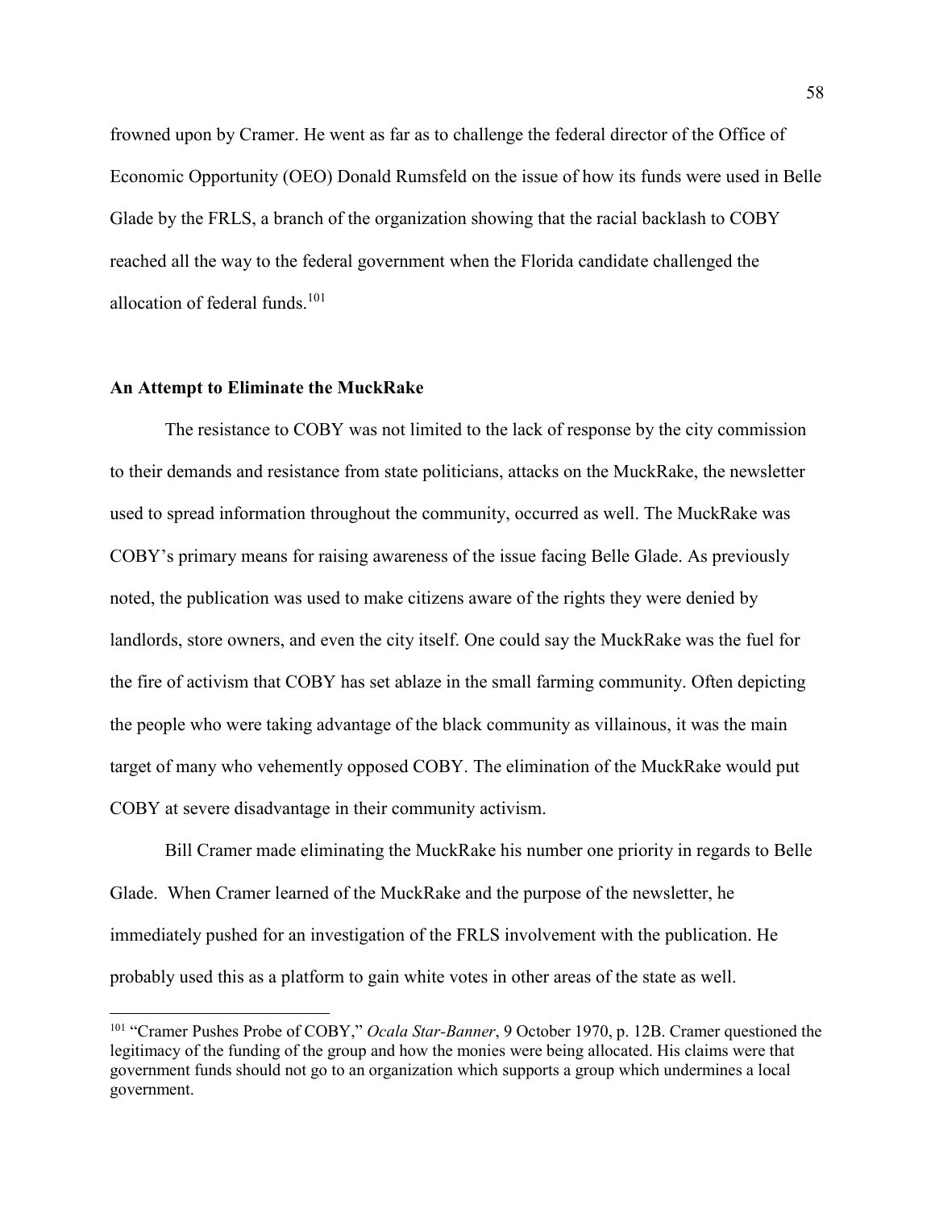frowned upon by Cramer. He went as far as to challenge the federal director of the Office of Economic Opportunity (OEO) Donald Rumsfeld on the issue of how its funds were used in Belle Glade by the FRLS, a branch of the organization showing that the racial backlash to COBY reached all the way to the federal government when the Florida candidate challenged the allocation of federal funds.[101]

### An Attempt to Eliminate the MuckRake

The resistance to COBY was not limited to the lack of response by the city commission to their demands and resistance from state politicians, attacks on the MuckRake, the newsletter used to spread information throughout the community, occurred as well. The MuckRake was COBY's primary means for raising awareness of the issue facing Belle Glade. As previously noted, the publication was used to make citizens aware of the rights they were denied by landlords, store owners, and even the city itself. One could say the MuckRake was the fuel for the fire of activism that COBY has set ablaze in the small farming community. Often depicting the people who were taking advantage of the black community as villainous, it was the main target of many who vehemently opposed COBY. The elimination of the MuckRake would put COBY at severe disadvantage in their community activism.

Bill Cramer made eliminating the MuckRake his number one priority in regards to Belle Glade. When Cramer learned of the MuckRake and the purpose of the newsletter, he immediately pushed for an investigation of the FRLS involvement with the publication. He probably used this as a platform to gain white votes in other areas of the state as well.

---

[101] "Cramer Pushes Probe of COBY," *Ocala Star-Banner*, 9 October 1970, p. 12B. Cramer questioned the legitimacy of the funding of the group and how the monies were being allocated. His claims were that government funds should not go to an organization which supports a group which undermines a local government.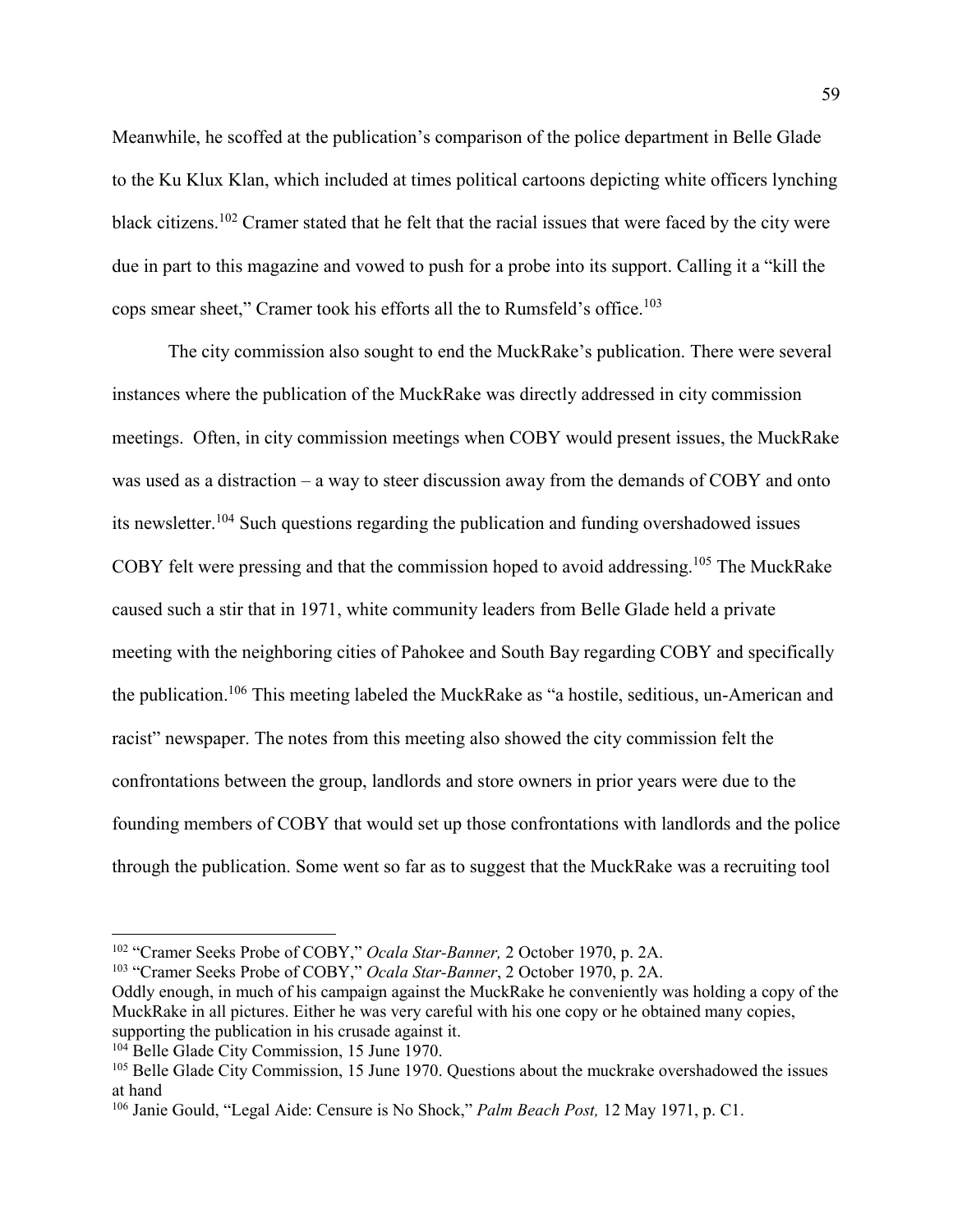Meanwhile, he scoffed at the publication's comparison of the police department in Belle Glade to the Ku Klux Klan, which included at times political cartoons depicting white officers lynching black citizens.[102] Cramer stated that he felt that the racial issues that were faced by the city were due in part to this magazine and vowed to push for a probe into its support. Calling it a "kill the cops smear sheet," Cramer took his efforts all the to Rumsfeld's office.[103]

The city commission also sought to end the MuckRake's publication. There were several instances where the publication of the MuckRake was directly addressed in city commission meetings. Often, in city commission meetings when COBY would present issues, the MuckRake was used as a distraction – a way to steer discussion away from the demands of COBY and onto its newsletter.[104] Such questions regarding the publication and funding overshadowed issues COBY felt were pressing and that the commission hoped to avoid addressing.[105] The MuckRake caused such a stir that in 1971, white community leaders from Belle Glade held a private meeting with the neighboring cities of Pahokee and South Bay regarding COBY and specifically the publication.[106] This meeting labeled the MuckRake as "a hostile, seditious, un-American and racist" newspaper. The notes from this meeting also showed the city commission felt the confrontations between the group, landlords and store owners in prior years were due to the founding members of COBY that would set up those confrontations with landlords and the police through the publication. Some went so far as to suggest that the MuckRake was a recruiting tool

---

[102] "Cramer Seeks Probe of COBY," *Ocala Star-Banner,* 2 October 1970, p. 2A.

[103] "Cramer Seeks Probe of COBY," *Ocala Star-Banner*, 2 October 1970, p. 2A.
Oddly enough, in much of his campaign against the MuckRake he conveniently was holding a copy of the MuckRake in all pictures. Either he was very careful with his one copy or he obtained many copies, supporting the publication in his crusade against it.

[104] Belle Glade City Commission, 15 June 1970.

[105] Belle Glade City Commission, 15 June 1970. Questions about the muckrake overshadowed the issues at hand

[106] Janie Gould, "Legal Aide: Censure is No Shock," *Palm Beach Post,* 12 May 1971, p. C1.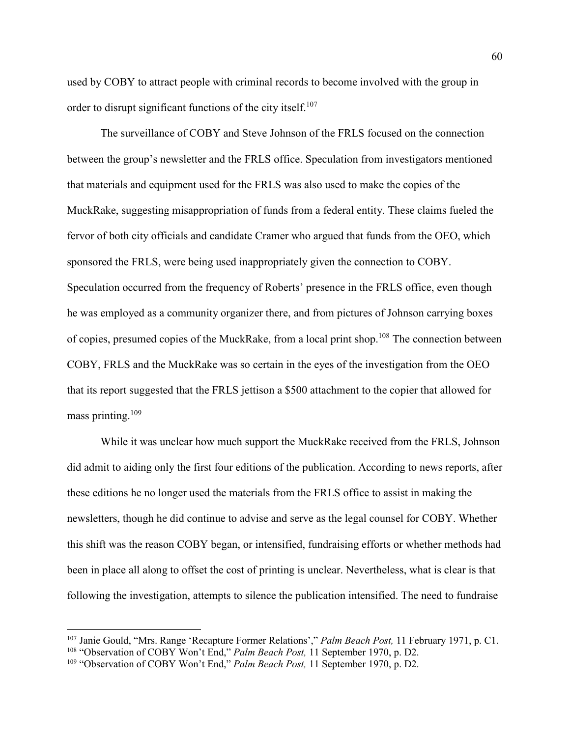used by COBY to attract people with criminal records to become involved with the group in order to disrupt significant functions of the city itself.[107]

The surveillance of COBY and Steve Johnson of the FRLS focused on the connection between the group's newsletter and the FRLS office. Speculation from investigators mentioned that materials and equipment used for the FRLS was also used to make the copies of the MuckRake, suggesting misappropriation of funds from a federal entity. These claims fueled the fervor of both city officials and candidate Cramer who argued that funds from the OEO, which sponsored the FRLS, were being used inappropriately given the connection to COBY. Speculation occurred from the frequency of Roberts' presence in the FRLS office, even though he was employed as a community organizer there, and from pictures of Johnson carrying boxes of copies, presumed copies of the MuckRake, from a local print shop.[108] The connection between COBY, FRLS and the MuckRake was so certain in the eyes of the investigation from the OEO that its report suggested that the FRLS jettison a $500 attachment to the copier that allowed for mass printing.[109]

While it was unclear how much support the MuckRake received from the FRLS, Johnson did admit to aiding only the first four editions of the publication. According to news reports, after these editions he no longer used the materials from the FRLS office to assist in making the newsletters, though he did continue to advise and serve as the legal counsel for COBY. Whether this shift was the reason COBY began, or intensified, fundraising efforts or whether methods had been in place all along to offset the cost of printing is unclear. Nevertheless, what is clear is that following the investigation, attempts to silence the publication intensified. The need to fundraise

---

[107] Janie Gould, "Mrs. Range 'Recapture Former Relations'," *Palm Beach Post,* 11 February 1971, p. C1.

[108] "Observation of COBY Won't End," *Palm Beach Post,* 11 September 1970, p. D2.

[109] "Observation of COBY Won't End," *Palm Beach Post,* 11 September 1970, p. D2.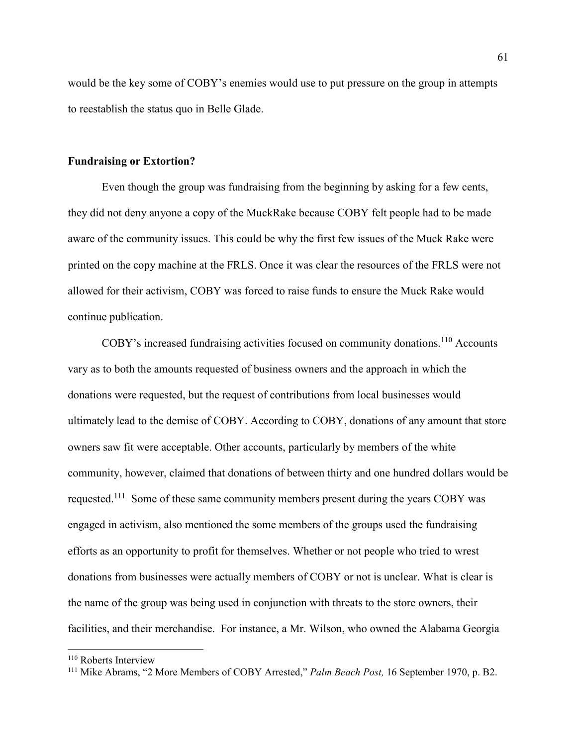would be the key some of COBY's enemies would use to put pressure on the group in attempts to reestablish the status quo in Belle Glade.

### Fundraising or Extortion?

Even though the group was fundraising from the beginning by asking for a few cents, they did not deny anyone a copy of the MuckRake because COBY felt people had to be made aware of the community issues. This could be why the first few issues of the Muck Rake were printed on the copy machine at the FRLS. Once it was clear the resources of the FRLS were not allowed for their activism, COBY was forced to raise funds to ensure the Muck Rake would continue publication.

COBY's increased fundraising activities focused on community donations.[110] Accounts vary as to both the amounts requested of business owners and the approach in which the donations were requested, but the request of contributions from local businesses would ultimately lead to the demise of COBY. According to COBY, donations of any amount that store owners saw fit were acceptable. Other accounts, particularly by members of the white community, however, claimed that donations of between thirty and one hundred dollars would be requested.[111] Some of these same community members present during the years COBY was engaged in activism, also mentioned the some members of the groups used the fundraising efforts as an opportunity to profit for themselves. Whether or not people who tried to wrest donations from businesses were actually members of COBY or not is unclear. What is clear is the name of the group was being used in conjunction with threats to the store owners, their facilities, and their merchandise. For instance, a Mr. Wilson, who owned the Alabama Georgia

---

[110] Roberts Interview

[111] Mike Abrams, "2 More Members of COBY Arrested," *Palm Beach Post,* 16 September 1970, p. B2.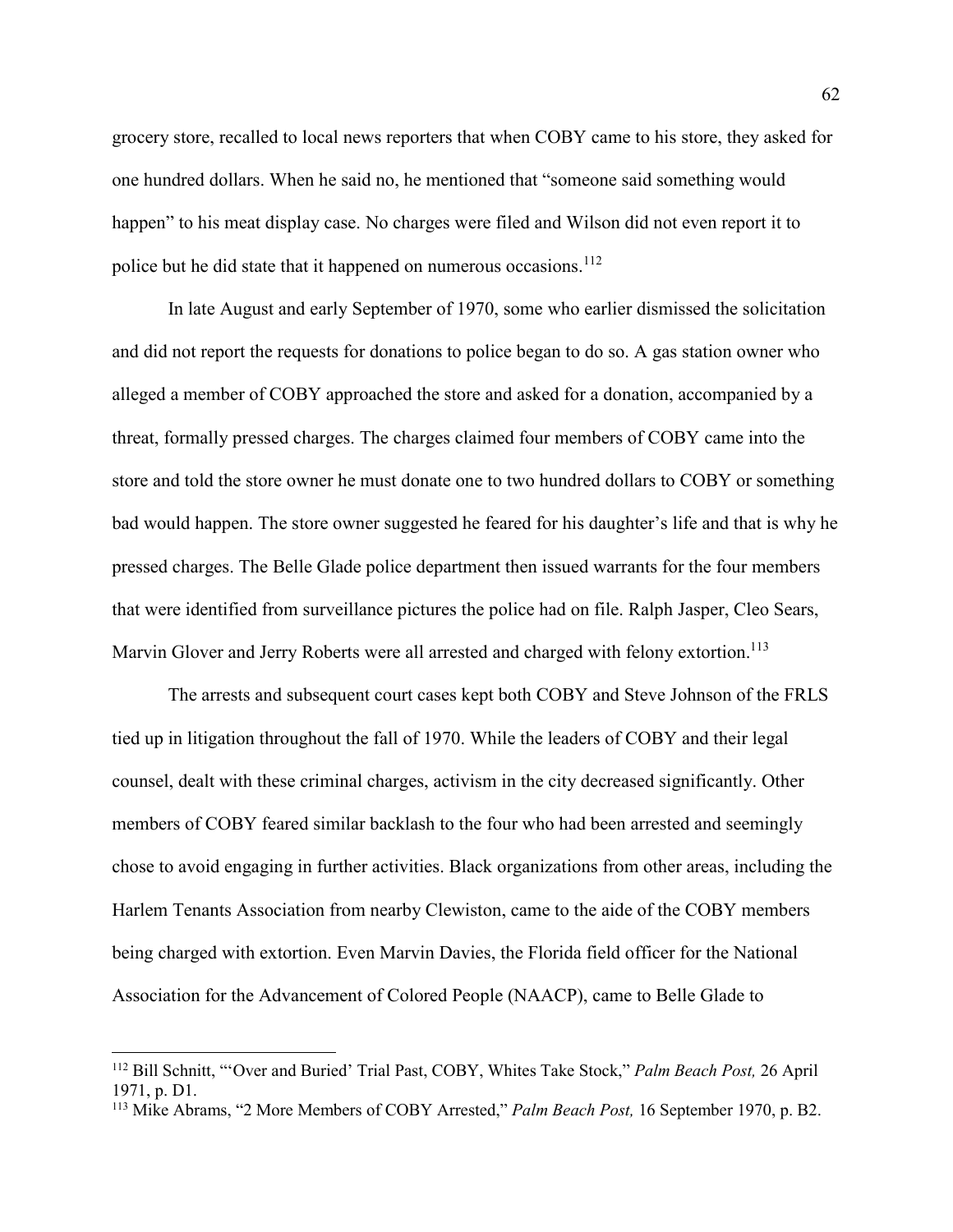grocery store, recalled to local news reporters that when COBY came to his store, they asked for one hundred dollars. When he said no, he mentioned that "someone said something would happen" to his meat display case. No charges were filed and Wilson did not even report it to police but he did state that it happened on numerous occasions.[112]

In late August and early September of 1970, some who earlier dismissed the solicitation and did not report the requests for donations to police began to do so. A gas station owner who alleged a member of COBY approached the store and asked for a donation, accompanied by a threat, formally pressed charges. The charges claimed four members of COBY came into the store and told the store owner he must donate one to two hundred dollars to COBY or something bad would happen. The store owner suggested he feared for his daughter's life and that is why he pressed charges. The Belle Glade police department then issued warrants for the four members that were identified from surveillance pictures the police had on file. Ralph Jasper, Cleo Sears, Marvin Glover and Jerry Roberts were all arrested and charged with felony extortion.[113]

The arrests and subsequent court cases kept both COBY and Steve Johnson of the FRLS tied up in litigation throughout the fall of 1970. While the leaders of COBY and their legal counsel, dealt with these criminal charges, activism in the city decreased significantly. Other members of COBY feared similar backlash to the four who had been arrested and seemingly chose to avoid engaging in further activities. Black organizations from other areas, including the Harlem Tenants Association from nearby Clewiston, came to the aide of the COBY members being charged with extortion. Even Marvin Davies, the Florida field officer for the National Association for the Advancement of Colored People (NAACP), came to Belle Glade to

---

[112] Bill Schnitt, "'Over and Buried' Trial Past, COBY, Whites Take Stock," *Palm Beach Post,* 26 April 1971, p. D1.

[113] Mike Abrams, "2 More Members of COBY Arrested," *Palm Beach Post,* 16 September 1970, p. B2.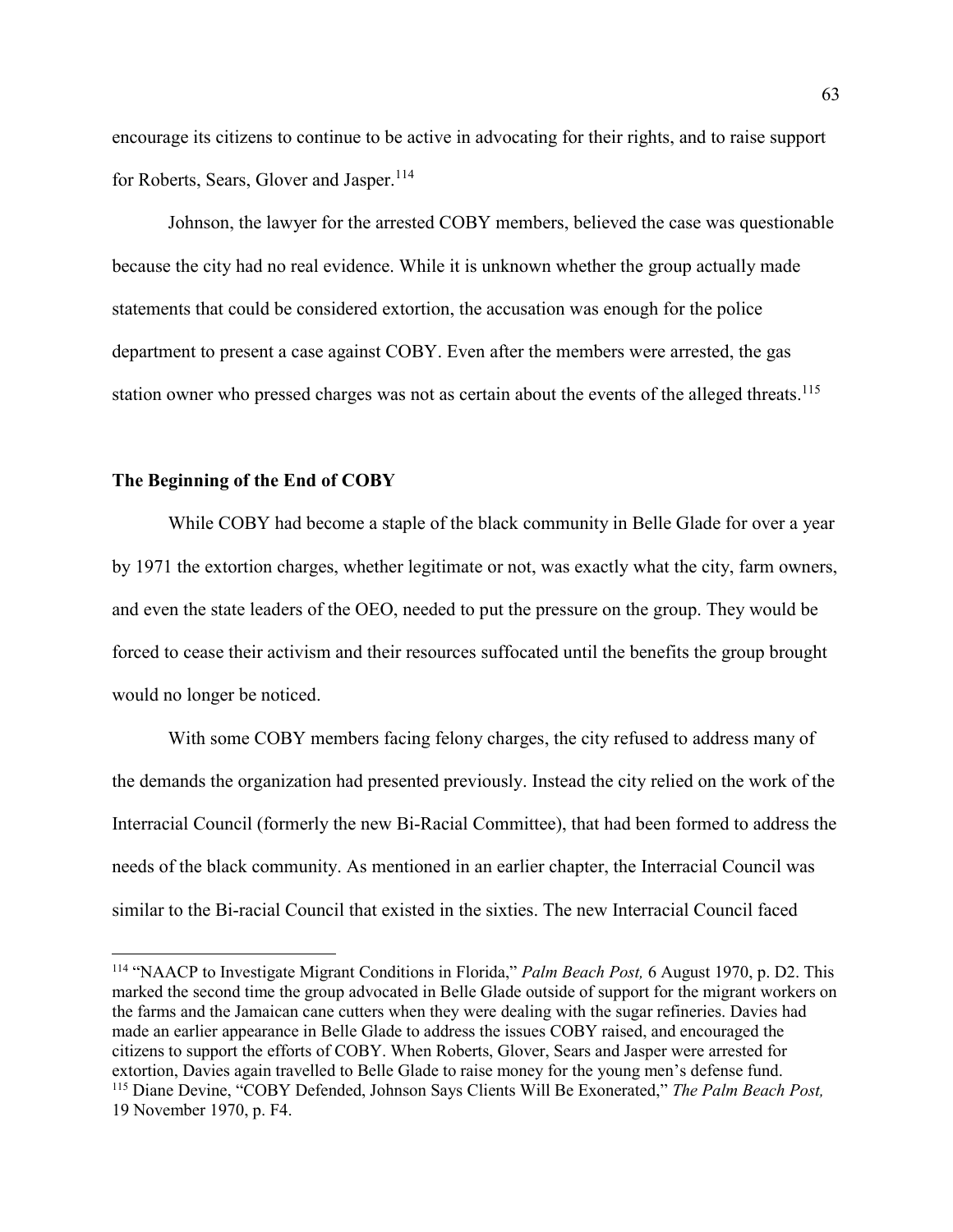encourage its citizens to continue to be active in advocating for their rights, and to raise support for Roberts, Sears, Glover and Jasper.[114]

Johnson, the lawyer for the arrested COBY members, believed the case was questionable because the city had no real evidence. While it is unknown whether the group actually made statements that could be considered extortion, the accusation was enough for the police department to present a case against COBY. Even after the members were arrested, the gas station owner who pressed charges was not as certain about the events of the alleged threats.[115]

### The Beginning of the End of COBY

While COBY had become a staple of the black community in Belle Glade for over a year by 1971 the extortion charges, whether legitimate or not, was exactly what the city, farm owners, and even the state leaders of the OEO, needed to put the pressure on the group. They would be forced to cease their activism and their resources suffocated until the benefits the group brought would no longer be noticed.

With some COBY members facing felony charges, the city refused to address many of the demands the organization had presented previously. Instead the city relied on the work of the Interracial Council (formerly the new Bi-Racial Committee), that had been formed to address the needs of the black community. As mentioned in an earlier chapter, the Interracial Council was similar to the Bi-racial Council that existed in the sixties. The new Interracial Council faced

---

[114] "NAACP to Investigate Migrant Conditions in Florida," *Palm Beach Post,* 6 August 1970, p. D2. This marked the second time the group advocated in Belle Glade outside of support for the migrant workers on the farms and the Jamaican cane cutters when they were dealing with the sugar refineries. Davies had made an earlier appearance in Belle Glade to address the issues COBY raised, and encouraged the citizens to support the efforts of COBY. When Roberts, Glover, Sears and Jasper were arrested for extortion, Davies again travelled to Belle Glade to raise money for the young men's defense fund.

[115] Diane Devine, "COBY Defended, Johnson Says Clients Will Be Exonerated," *The Palm Beach Post,* 19 November 1970, p. F4.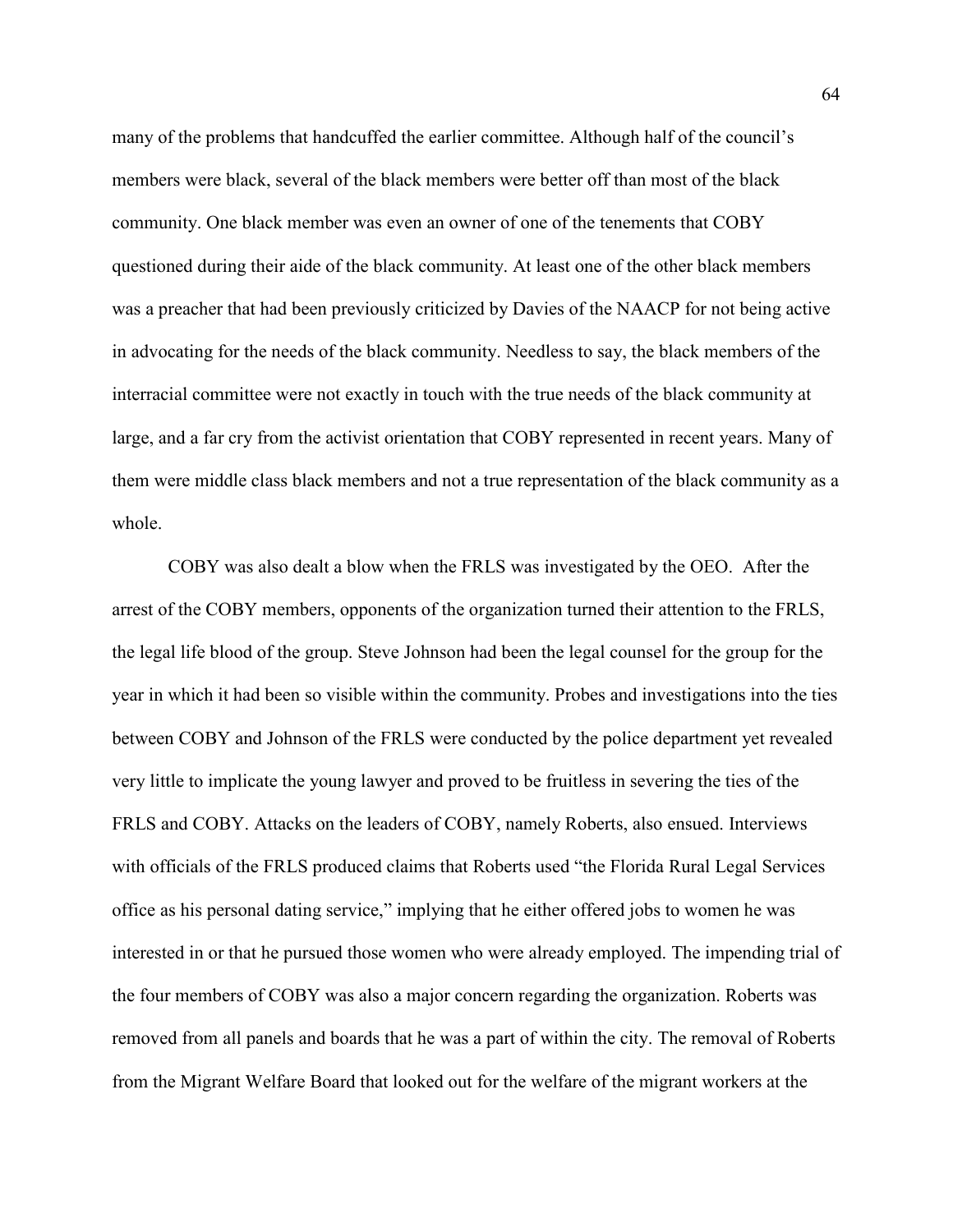many of the problems that handcuffed the earlier committee. Although half of the council's members were black, several of the black members were better off than most of the black community. One black member was even an owner of one of the tenements that COBY questioned during their aide of the black community. At least one of the other black members was a preacher that had been previously criticized by Davies of the NAACP for not being active in advocating for the needs of the black community. Needless to say, the black members of the interracial committee were not exactly in touch with the true needs of the black community at large, and a far cry from the activist orientation that COBY represented in recent years. Many of them were middle class black members and not a true representation of the black community as a whole.

COBY was also dealt a blow when the FRLS was investigated by the OEO. After the arrest of the COBY members, opponents of the organization turned their attention to the FRLS, the legal life blood of the group. Steve Johnson had been the legal counsel for the group for the year in which it had been so visible within the community. Probes and investigations into the ties between COBY and Johnson of the FRLS were conducted by the police department yet revealed very little to implicate the young lawyer and proved to be fruitless in severing the ties of the FRLS and COBY. Attacks on the leaders of COBY, namely Roberts, also ensued. Interviews with officials of the FRLS produced claims that Roberts used "the Florida Rural Legal Services office as his personal dating service," implying that he either offered jobs to women he was interested in or that he pursued those women who were already employed. The impending trial of the four members of COBY was also a major concern regarding the organization. Roberts was removed from all panels and boards that he was a part of within the city. The removal of Roberts from the Migrant Welfare Board that looked out for the welfare of the migrant workers at the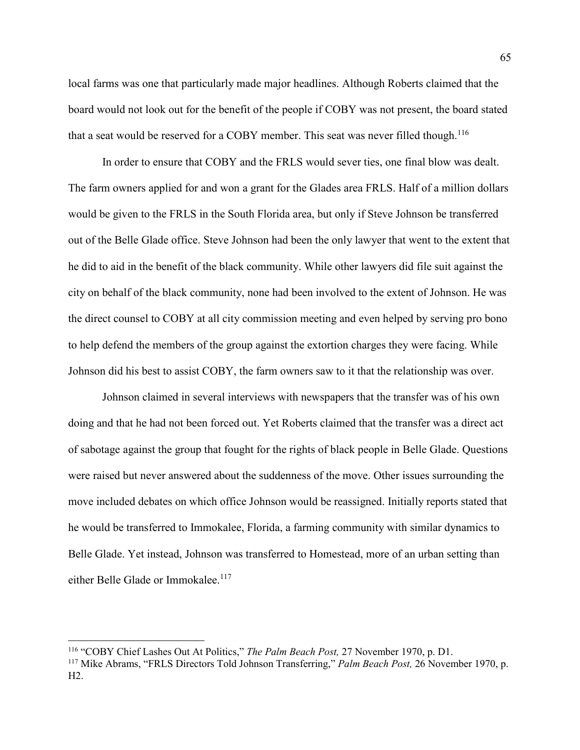local farms was one that particularly made major headlines. Although Roberts claimed that the board would not look out for the benefit of the people if COBY was not present, the board stated that a seat would be reserved for a COBY member. This seat was never filled though.[116]

In order to ensure that COBY and the FRLS would sever ties, one final blow was dealt. The farm owners applied for and won a grant for the Glades area FRLS. Half of a million dollars would be given to the FRLS in the South Florida area, but only if Steve Johnson be transferred out of the Belle Glade office. Steve Johnson had been the only lawyer that went to the extent that he did to aid in the benefit of the black community. While other lawyers did file suit against the city on behalf of the black community, none had been involved to the extent of Johnson. He was the direct counsel to COBY at all city commission meeting and even helped by serving pro bono to help defend the members of the group against the extortion charges they were facing. While Johnson did his best to assist COBY, the farm owners saw to it that the relationship was over.

Johnson claimed in several interviews with newspapers that the transfer was of his own doing and that he had not been forced out. Yet Roberts claimed that the transfer was a direct act of sabotage against the group that fought for the rights of black people in Belle Glade. Questions were raised but never answered about the suddenness of the move. Other issues surrounding the move included debates on which office Johnson would be reassigned. Initially reports stated that he would be transferred to Immokalee, Florida, a farming community with similar dynamics to Belle Glade. Yet instead, Johnson was transferred to Homestead, more of an urban setting than either Belle Glade or Immokalee.[117]

---

[116] "COBY Chief Lashes Out At Politics," *The Palm Beach Post,* 27 November 1970, p. D1.

[117] Mike Abrams, "FRLS Directors Told Johnson Transferring," *Palm Beach Post,* 26 November 1970, p. H2.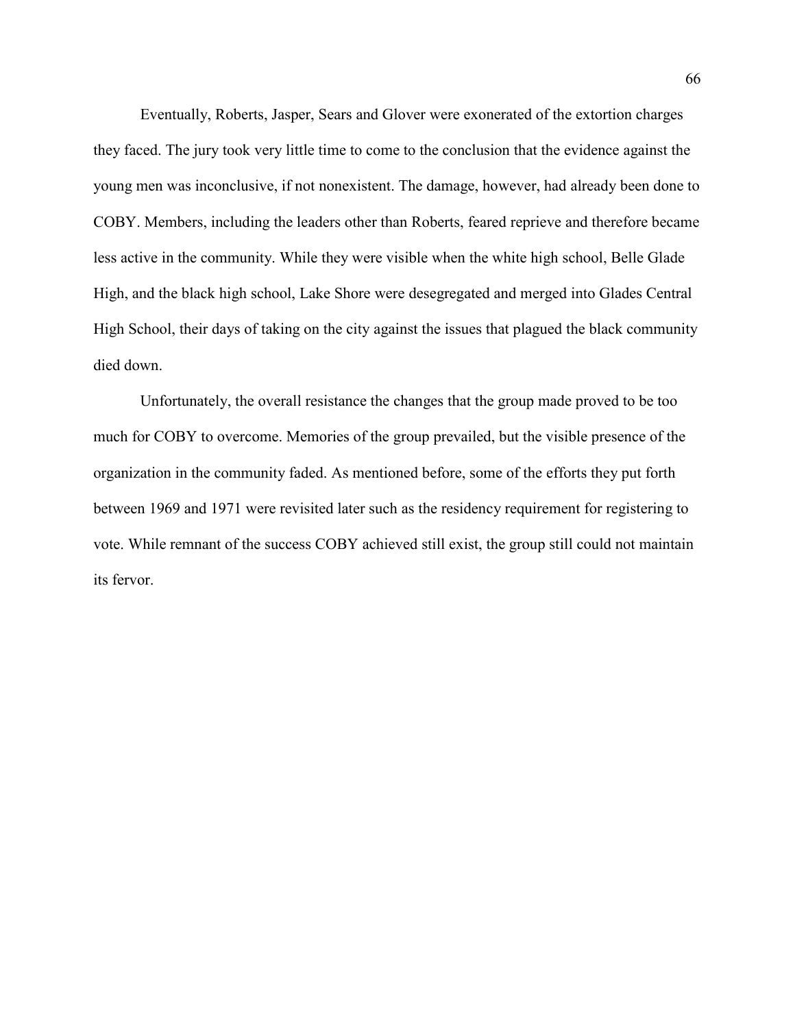Eventually, Roberts, Jasper, Sears and Glover were exonerated of the extortion charges they faced. The jury took very little time to come to the conclusion that the evidence against the young men was inconclusive, if not nonexistent. The damage, however, had already been done to COBY. Members, including the leaders other than Roberts, feared reprieve and therefore became less active in the community. While they were visible when the white high school, Belle Glade High, and the black high school, Lake Shore were desegregated and merged into Glades Central High School, their days of taking on the city against the issues that plagued the black community died down.

Unfortunately, the overall resistance the changes that the group made proved to be too much for COBY to overcome. Memories of the group prevailed, but the visible presence of the organization in the community faded. As mentioned before, some of the efforts they put forth between 1969 and 1971 were revisited later such as the residency requirement for registering to vote. While remnant of the success COBY achieved still exist, the group still could not maintain its fervor.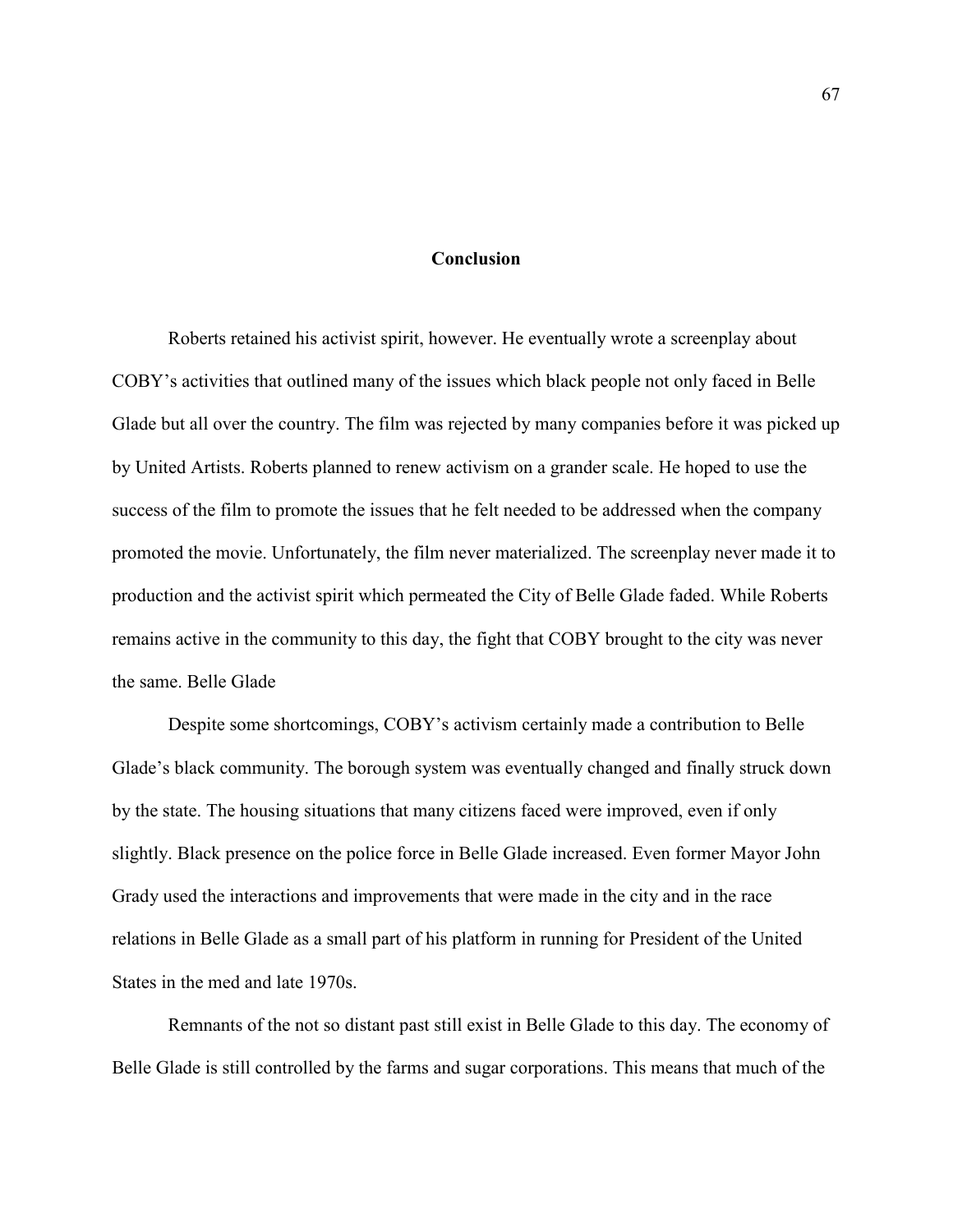# Conclusion

Roberts retained his activist spirit, however. He eventually wrote a screenplay about COBY's activities that outlined many of the issues which black people not only faced in Belle Glade but all over the country. The film was rejected by many companies before it was picked up by United Artists. Roberts planned to renew activism on a grander scale. He hoped to use the success of the film to promote the issues that he felt needed to be addressed when the company promoted the movie. Unfortunately, the film never materialized. The screenplay never made it to production and the activist spirit which permeated the City of Belle Glade faded. While Roberts remains active in the community to this day, the fight that COBY brought to the city was never the same. Belle Glade

Despite some shortcomings, COBY's activism certainly made a contribution to Belle Glade's black community. The borough system was eventually changed and finally struck down by the state. The housing situations that many citizens faced were improved, even if only slightly. Black presence on the police force in Belle Glade increased. Even former Mayor John Grady used the interactions and improvements that were made in the city and in the race relations in Belle Glade as a small part of his platform in running for President of the United States in the med and late 1970s.

Remnants of the not so distant past still exist in Belle Glade to this day. The economy of Belle Glade is still controlled by the farms and sugar corporations. This means that much of the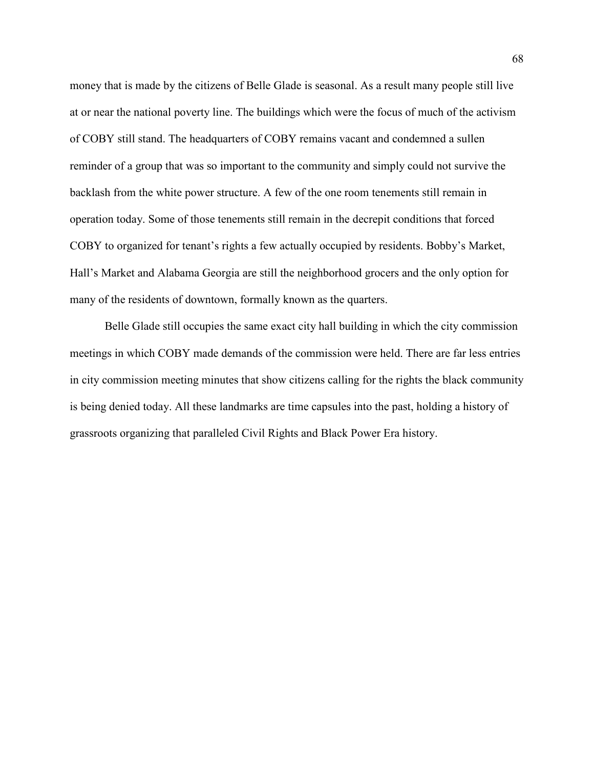money that is made by the citizens of Belle Glade is seasonal. As a result many people still live at or near the national poverty line. The buildings which were the focus of much of the activism of COBY still stand. The headquarters of COBY remains vacant and condemned a sullen reminder of a group that was so important to the community and simply could not survive the backlash from the white power structure. A few of the one room tenements still remain in operation today. Some of those tenements still remain in the decrepit conditions that forced COBY to organized for tenant's rights a few actually occupied by residents. Bobby's Market, Hall's Market and Alabama Georgia are still the neighborhood grocers and the only option for many of the residents of downtown, formally known as the quarters.

Belle Glade still occupies the same exact city hall building in which the city commission meetings in which COBY made demands of the commission were held. There are far less entries in city commission meeting minutes that show citizens calling for the rights the black community is being denied today. All these landmarks are time capsules into the past, holding a history of grassroots organizing that paralleled Civil Rights and Black Power Era history.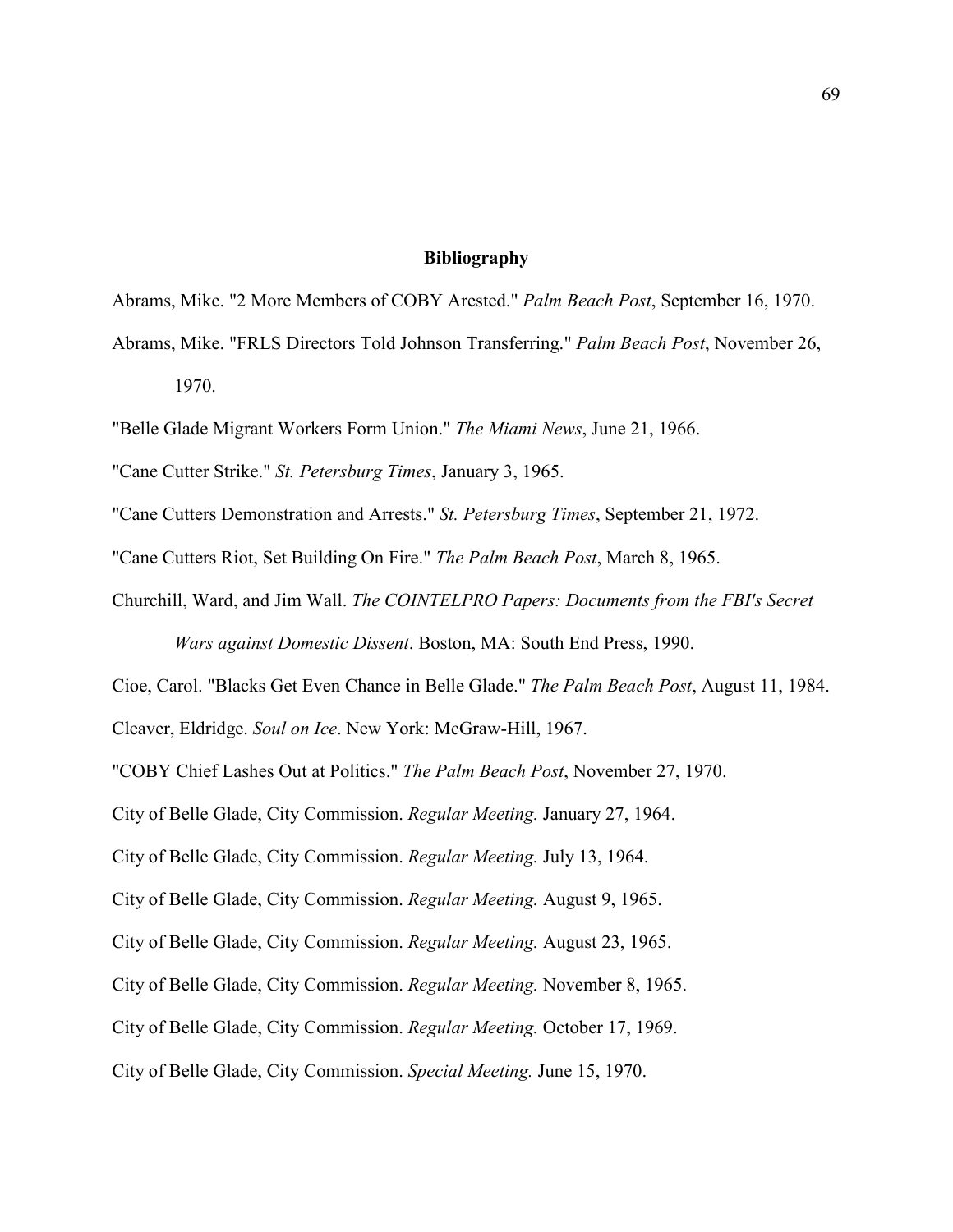## Bibliography

Abrams, Mike. "2 More Members of COBY Arested." *Palm Beach Post*, September 16, 1970.

Abrams, Mike. "FRLS Directors Told Johnson Transferring." *Palm Beach Post*, November 26, 1970.

"Belle Glade Migrant Workers Form Union." *The Miami News*, June 21, 1966.

"Cane Cutter Strike." *St. Petersburg Times*, January 3, 1965.

"Cane Cutters Demonstration and Arrests." *St. Petersburg Times*, September 21, 1972.

"Cane Cutters Riot, Set Building On Fire." *The Palm Beach Post*, March 8, 1965.

Churchill, Ward, and Jim Wall. *The COINTELPRO Papers: Documents from the FBI's Secret Wars against Domestic Dissent*. Boston, MA: South End Press, 1990.

Cioe, Carol. "Blacks Get Even Chance in Belle Glade." *The Palm Beach Post*, August 11, 1984.

Cleaver, Eldridge. *Soul on Ice*. New York: McGraw-Hill, 1967.

"COBY Chief Lashes Out at Politics." *The Palm Beach Post*, November 27, 1970.

City of Belle Glade, City Commission. *Regular Meeting.* January 27, 1964.

City of Belle Glade, City Commission. *Regular Meeting.* July 13, 1964.

City of Belle Glade, City Commission. *Regular Meeting.* August 9, 1965.

City of Belle Glade, City Commission. *Regular Meeting.* August 23, 1965.

City of Belle Glade, City Commission. *Regular Meeting.* November 8, 1965.

City of Belle Glade, City Commission. *Regular Meeting.* October 17, 1969.

City of Belle Glade, City Commission. *Special Meeting.* June 15, 1970.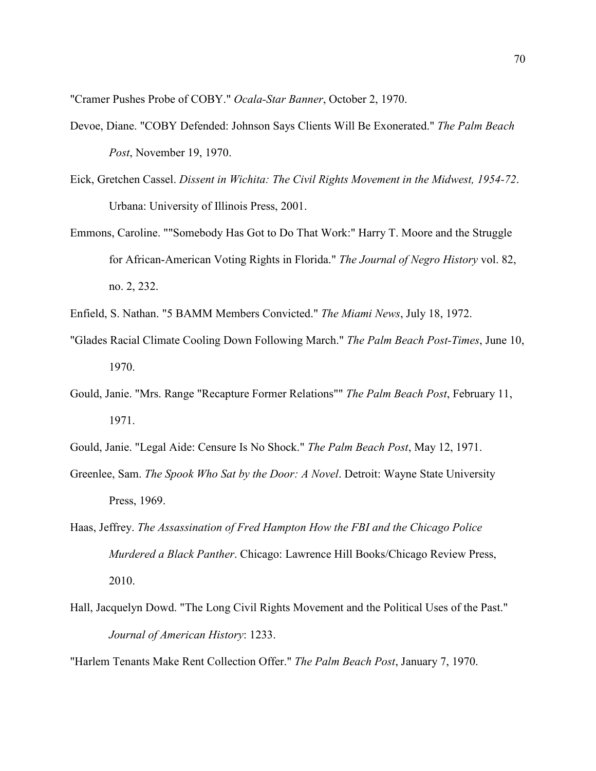"Cramer Pushes Probe of COBY." *Ocala-Star Banner*, October 2, 1970.

Devoe, Diane. "COBY Defended: Johnson Says Clients Will Be Exonerated." *The Palm Beach Post*, November 19, 1970.

Eick, Gretchen Cassel. *Dissent in Wichita: The Civil Rights Movement in the Midwest, 1954-72*. Urbana: University of Illinois Press, 2001.

Emmons, Caroline. ""Somebody Has Got to Do That Work:" Harry T. Moore and the Struggle for African-American Voting Rights in Florida." *The Journal of Negro History* vol. 82, no. 2, 232.

Enfield, S. Nathan. "5 BAMM Members Convicted." *The Miami News*, July 18, 1972.

"Glades Racial Climate Cooling Down Following March." *The Palm Beach Post-Times*, June 10, 1970.

Gould, Janie. "Mrs. Range "Recapture Former Relations"" *The Palm Beach Post*, February 11, 1971.

Gould, Janie. "Legal Aide: Censure Is No Shock." *The Palm Beach Post*, May 12, 1971.

Greenlee, Sam. *The Spook Who Sat by the Door: A Novel*. Detroit: Wayne State University Press, 1969.

Haas, Jeffrey. *The Assassination of Fred Hampton How the FBI and the Chicago Police Murdered a Black Panther*. Chicago: Lawrence Hill Books/Chicago Review Press, 2010.

Hall, Jacquelyn Dowd. "The Long Civil Rights Movement and the Political Uses of the Past." *Journal of American History*: 1233.

"Harlem Tenants Make Rent Collection Offer." *The Palm Beach Post*, January 7, 1970.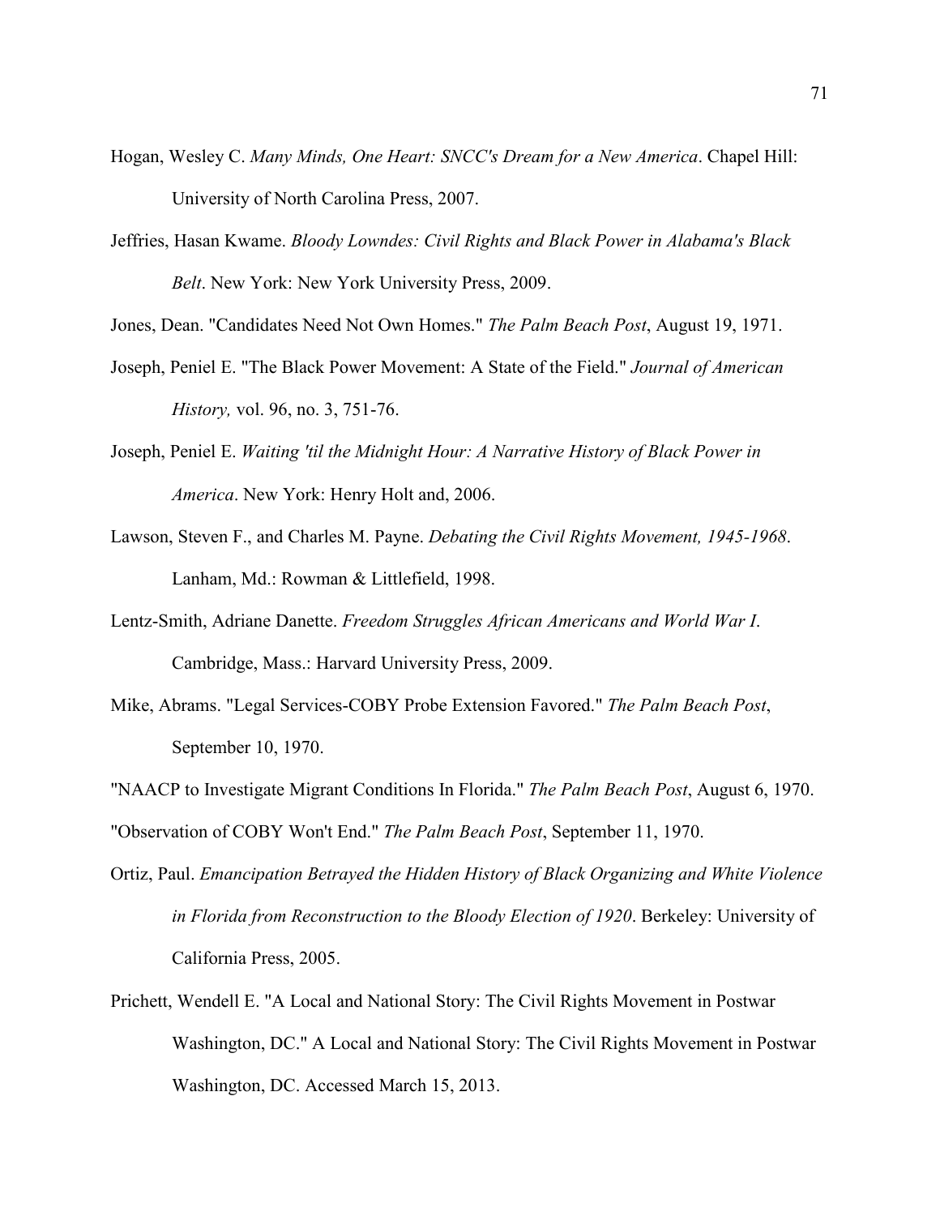Hogan, Wesley C. *Many Minds, One Heart: SNCC's Dream for a New America*. Chapel Hill: University of North Carolina Press, 2007.

Jeffries, Hasan Kwame. *Bloody Lowndes: Civil Rights and Black Power in Alabama's Black Belt*. New York: New York University Press, 2009.

Jones, Dean. "Candidates Need Not Own Homes." *The Palm Beach Post*, August 19, 1971.

Joseph, Peniel E. "The Black Power Movement: A State of the Field." *Journal of American History,* vol. 96, no. 3, 751-76.

Joseph, Peniel E. *Waiting 'til the Midnight Hour: A Narrative History of Black Power in America*. New York: Henry Holt and, 2006.

Lawson, Steven F., and Charles M. Payne. *Debating the Civil Rights Movement, 1945-1968*. Lanham, Md.: Rowman & Littlefield, 1998.

Lentz-Smith, Adriane Danette. *Freedom Struggles African Americans and World War I*. Cambridge, Mass.: Harvard University Press, 2009.

Mike, Abrams. "Legal Services-COBY Probe Extension Favored." *The Palm Beach Post*, September 10, 1970.

"NAACP to Investigate Migrant Conditions In Florida." *The Palm Beach Post*, August 6, 1970.

"Observation of COBY Won't End." *The Palm Beach Post*, September 11, 1970.

Ortiz, Paul. *Emancipation Betrayed the Hidden History of Black Organizing and White Violence in Florida from Reconstruction to the Bloody Election of 1920*. Berkeley: University of California Press, 2005.

Prichett, Wendell E. "A Local and National Story: The Civil Rights Movement in Postwar Washington, DC." A Local and National Story: The Civil Rights Movement in Postwar Washington, DC. Accessed March 15, 2013.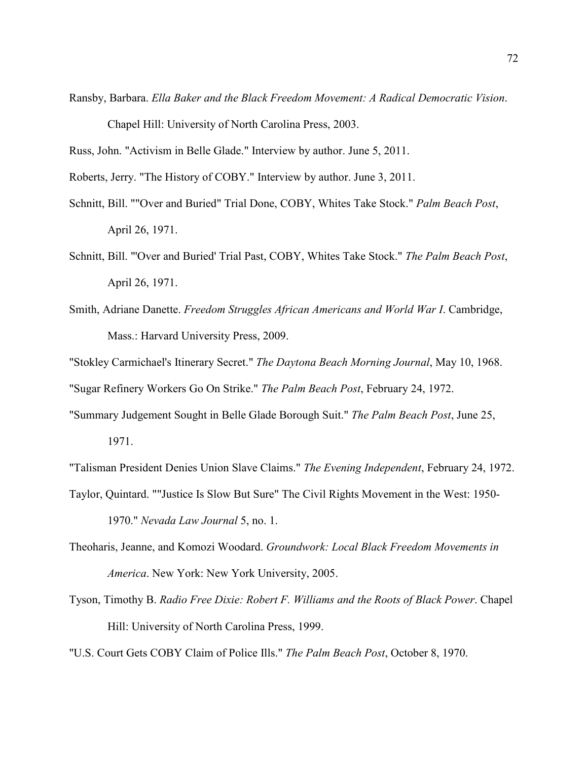Ransby, Barbara. *Ella Baker and the Black Freedom Movement: A Radical Democratic Vision*. Chapel Hill: University of North Carolina Press, 2003.

Russ, John. "Activism in Belle Glade." Interview by author. June 5, 2011.

Roberts, Jerry. "The History of COBY." Interview by author. June 3, 2011.

Schnitt, Bill. ""Over and Buried" Trial Done, COBY, Whites Take Stock." *Palm Beach Post*, April 26, 1971.

Schnitt, Bill. "'Over and Buried' Trial Past, COBY, Whites Take Stock." *The Palm Beach Post*, April 26, 1971.

Smith, Adriane Danette. *Freedom Struggles African Americans and World War I*. Cambridge, Mass.: Harvard University Press, 2009.

"Stokley Carmichael's Itinerary Secret." *The Daytona Beach Morning Journal*, May 10, 1968.

"Sugar Refinery Workers Go On Strike." *The Palm Beach Post*, February 24, 1972.

"Summary Judgement Sought in Belle Glade Borough Suit." *The Palm Beach Post*, June 25, 1971.

"Talisman President Denies Union Slave Claims." *The Evening Independent*, February 24, 1972.

Taylor, Quintard. ""Justice Is Slow But Sure" The Civil Rights Movement in the West: 1950-1970." *Nevada Law Journal* 5, no. 1.

Theoharis, Jeanne, and Komozi Woodard. *Groundwork: Local Black Freedom Movements in America*. New York: New York University, 2005.

Tyson, Timothy B. *Radio Free Dixie: Robert F. Williams and the Roots of Black Power*. Chapel Hill: University of North Carolina Press, 1999.

"U.S. Court Gets COBY Claim of Police Ills." *The Palm Beach Post*, October 8, 1970.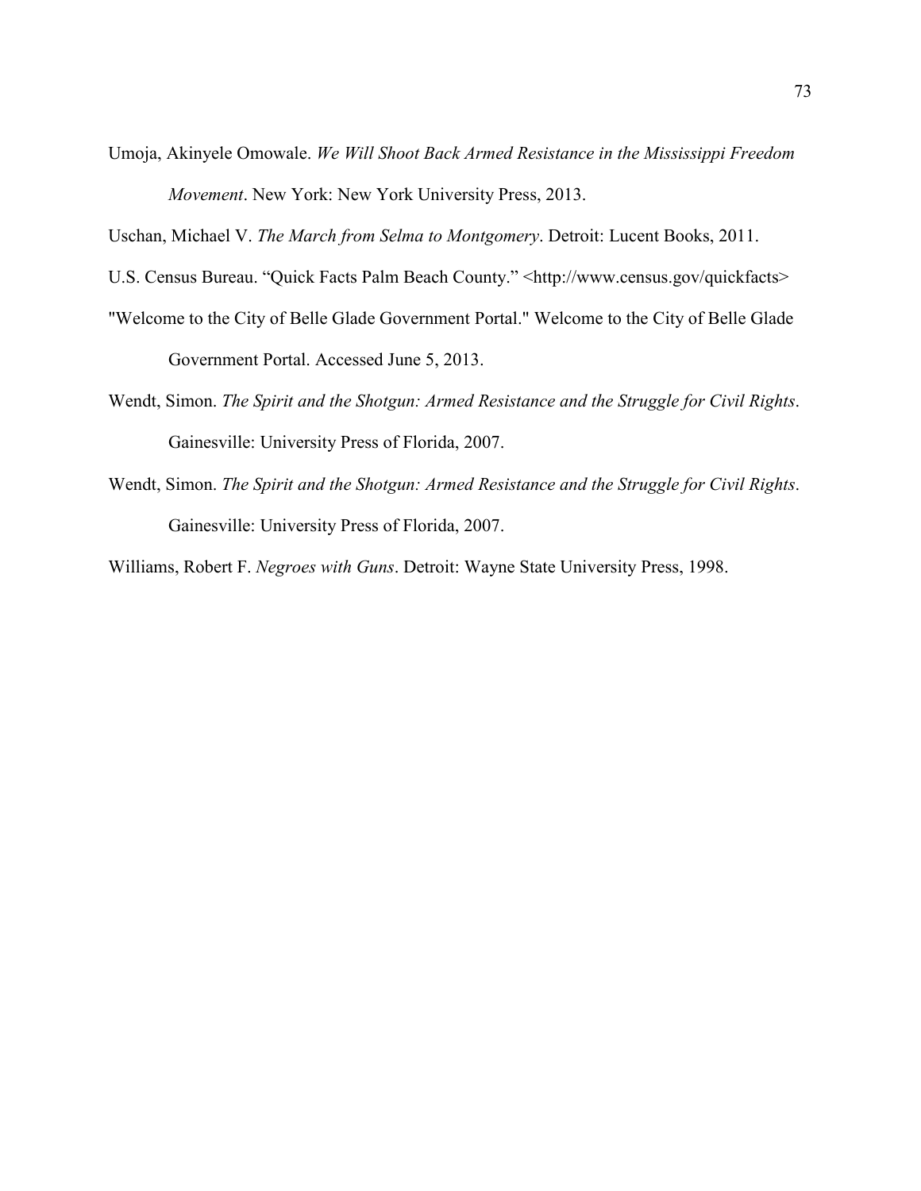Umoja, Akinyele Omowale. *We Will Shoot Back Armed Resistance in the Mississippi Freedom Movement*. New York: New York University Press, 2013.

Uschan, Michael V. *The March from Selma to Montgomery*. Detroit: Lucent Books, 2011.

U.S. Census Bureau. "Quick Facts Palm Beach County." <http://www.census.gov/quickfacts>

"Welcome to the City of Belle Glade Government Portal." Welcome to the City of Belle Glade Government Portal. Accessed June 5, 2013.

Wendt, Simon. *The Spirit and the Shotgun: Armed Resistance and the Struggle for Civil Rights*. Gainesville: University Press of Florida, 2007.

Wendt, Simon. *The Spirit and the Shotgun: Armed Resistance and the Struggle for Civil Rights*. Gainesville: University Press of Florida, 2007.

Williams, Robert F. *Negroes with Guns*. Detroit: Wayne State University Press, 1998.